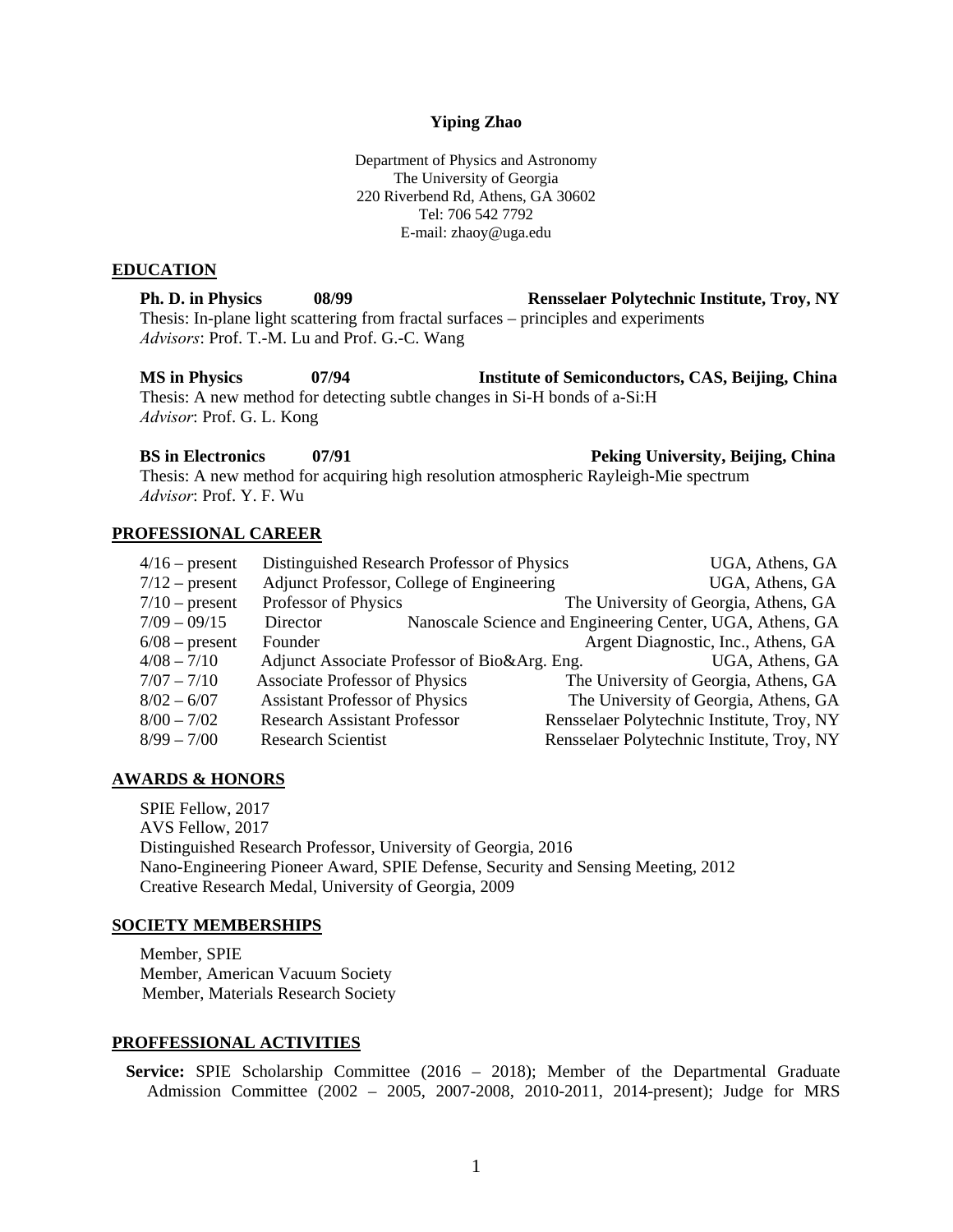**Yiping Zhao**

Department of Physics and Astronomy
The University of Georgia
220 Riverbend Rd, Athens, GA 30602
Tel: 706 542 7792
E-mail: zhaoy@uga.edu

## EDUCATION

**Ph. D. in Physics 08/99 Rensselaer Polytechnic Institute, Troy, NY**
Thesis: In-plane light scattering from fractal surfaces – principles and experiments
*Advisors*: Prof. T.-M. Lu and Prof. G.-C. Wang

**MS in Physics 07/94 Institute of Semiconductors, CAS, Beijing, China**
Thesis: A new method for detecting subtle changes in Si-H bonds of a-Si:H
*Advisor*: Prof. G. L. Kong

**BS in Electronics 07/91 Peking University, Beijing, China**
Thesis: A new method for acquiring high resolution atmospheric Rayleigh-Mie spectrum
*Advisor*: Prof. Y. F. Wu

## PROFESSIONAL CAREER

| | | |
|---|---|---|
| 4/16 – present | Distinguished Research Professor of Physics | UGA, Athens, GA |
| 7/12 – present | Adjunct Professor, College of Engineering | UGA, Athens, GA |
| 7/10 – present | Professor of Physics | The University of Georgia, Athens, GA |
| 7/09 – 09/15 | Director | Nanoscale Science and Engineering Center, UGA, Athens, GA |
| 6/08 – present | Founder | Argent Diagnostic, Inc., Athens, GA |
| 4/08 – 7/10 | Adjunct Associate Professor of Bio&Arg. Eng. | UGA, Athens, GA |
| 7/07 – 7/10 | Associate Professor of Physics | The University of Georgia, Athens, GA |
| 8/02 – 6/07 | Assistant Professor of Physics | The University of Georgia, Athens, GA |
| 8/00 – 7/02 | Research Assistant Professor | Rensselaer Polytechnic Institute, Troy, NY |
| 8/99 – 7/00 | Research Scientist | Rensselaer Polytechnic Institute, Troy, NY |

## AWARDS & HONORS

SPIE Fellow, 2017
AVS Fellow, 2017
Distinguished Research Professor, University of Georgia, 2016
Nano-Engineering Pioneer Award, SPIE Defense, Security and Sensing Meeting, 2012
Creative Research Medal, University of Georgia, 2009

## SOCIETY MEMBERSHIPS

Member, SPIE
Member, American Vacuum Society
Member, Materials Research Society

## PROFFESSIONAL ACTIVITIES

**Service:** SPIE Scholarship Committee (2016 – 2018); Member of the Departmental Graduate Admission Committee (2002 – 2005, 2007-2008, 2010-2011, 2014-present); Judge for MRS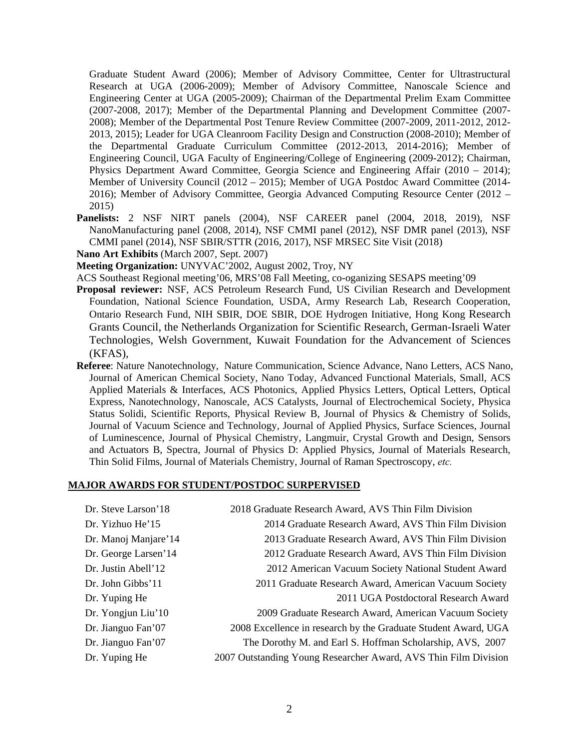Graduate Student Award (2006); Member of Advisory Committee, Center for Ultrastructural Research at UGA (2006-2009); Member of Advisory Committee, Nanoscale Science and Engineering Center at UGA (2005-2009); Chairman of the Departmental Prelim Exam Committee (2007-2008, 2017); Member of the Departmental Planning and Development Committee (2007-2008); Member of the Departmental Post Tenure Review Committee (2007-2009, 2011-2012, 2012-2013, 2015); Leader for UGA Cleanroom Facility Design and Construction (2008-2010); Member of the Departmental Graduate Curriculum Committee (2012-2013, 2014-2016); Member of Engineering Council, UGA Faculty of Engineering/College of Engineering (2009-2012); Chairman, Physics Department Award Committee, Georgia Science and Engineering Affair (2010 – 2014); Member of University Council (2012 – 2015); Member of UGA Postdoc Award Committee (2014-2016); Member of Advisory Committee, Georgia Advanced Computing Resource Center (2012 – 2015)

**Panelists:** 2 NSF NIRT panels (2004), NSF CAREER panel (2004, 2018, 2019), NSF NanoManufacturing panel (2008, 2014), NSF CMMI panel (2012), NSF DMR panel (2013), NSF CMMI panel (2014), NSF SBIR/STTR (2016, 2017), NSF MRSEC Site Visit (2018)

**Nano Art Exhibits** (March 2007, Sept. 2007)

**Meeting Organization:** UNYVAC'2002, August 2002, Troy, NY

ACS Southeast Regional meeting'06, MRS'08 Fall Meeting, co-oganizing SESAPS meeting'09

**Proposal reviewer:** NSF, ACS Petroleum Research Fund, US Civilian Research and Development Foundation, National Science Foundation, USDA, Army Research Lab, Research Cooperation, Ontario Research Fund, NIH SBIR, DOE SBIR, DOE Hydrogen Initiative, Hong Kong Research Grants Council, the Netherlands Organization for Scientific Research, German-Israeli Water Technologies, Welsh Government, Kuwait Foundation for the Advancement of Sciences (KFAS),

**Referee**: Nature Nanotechnology, Nature Communication, Science Advance, Nano Letters, ACS Nano, Journal of American Chemical Society, Nano Today, Advanced Functional Materials, Small, ACS Applied Materials & Interfaces, ACS Photonics, Applied Physics Letters, Optical Letters, Optical Express, Nanotechnology, Nanoscale, ACS Catalysts, Journal of Electrochemical Society, Physica Status Solidi, Scientific Reports, Physical Review B, Journal of Physics & Chemistry of Solids, Journal of Vacuum Science and Technology, Journal of Applied Physics, Surface Sciences, Journal of Luminescence, Journal of Physical Chemistry, Langmuir, Crystal Growth and Design, Sensors and Actuators B, Spectra, Journal of Physics D: Applied Physics, Journal of Materials Research, Thin Solid Films, Journal of Materials Chemistry, Journal of Raman Spectroscopy, *etc.*

## MAJOR AWARDS FOR STUDENT/POSTDOC SURPERVISED

| | |
|---|---|
| Dr. Steve Larson'18 | 2018 Graduate Research Award, AVS Thin Film Division |
| Dr. Yizhuo He'15 | 2014 Graduate Research Award, AVS Thin Film Division |
| Dr. Manoj Manjare'14 | 2013 Graduate Research Award, AVS Thin Film Division |
| Dr. George Larsen'14 | 2012 Graduate Research Award, AVS Thin Film Division |
| Dr. Justin Abell'12 | 2012 American Vacuum Society National Student Award |
| Dr. John Gibbs'11 | 2011 Graduate Research Award, American Vacuum Society |
| Dr. Yuping He | 2011 UGA Postdoctoral Research Award |
| Dr. Yongjun Liu'10 | 2009 Graduate Research Award, American Vacuum Society |
| Dr. Jianguo Fan'07 | 2008 Excellence in research by the Graduate Student Award, UGA |
| Dr. Jianguo Fan'07 | The Dorothy M. and Earl S. Hoffman Scholarship, AVS, 2007 |
| Dr. Yuping He | 2007 Outstanding Young Researcher Award, AVS Thin Film Division |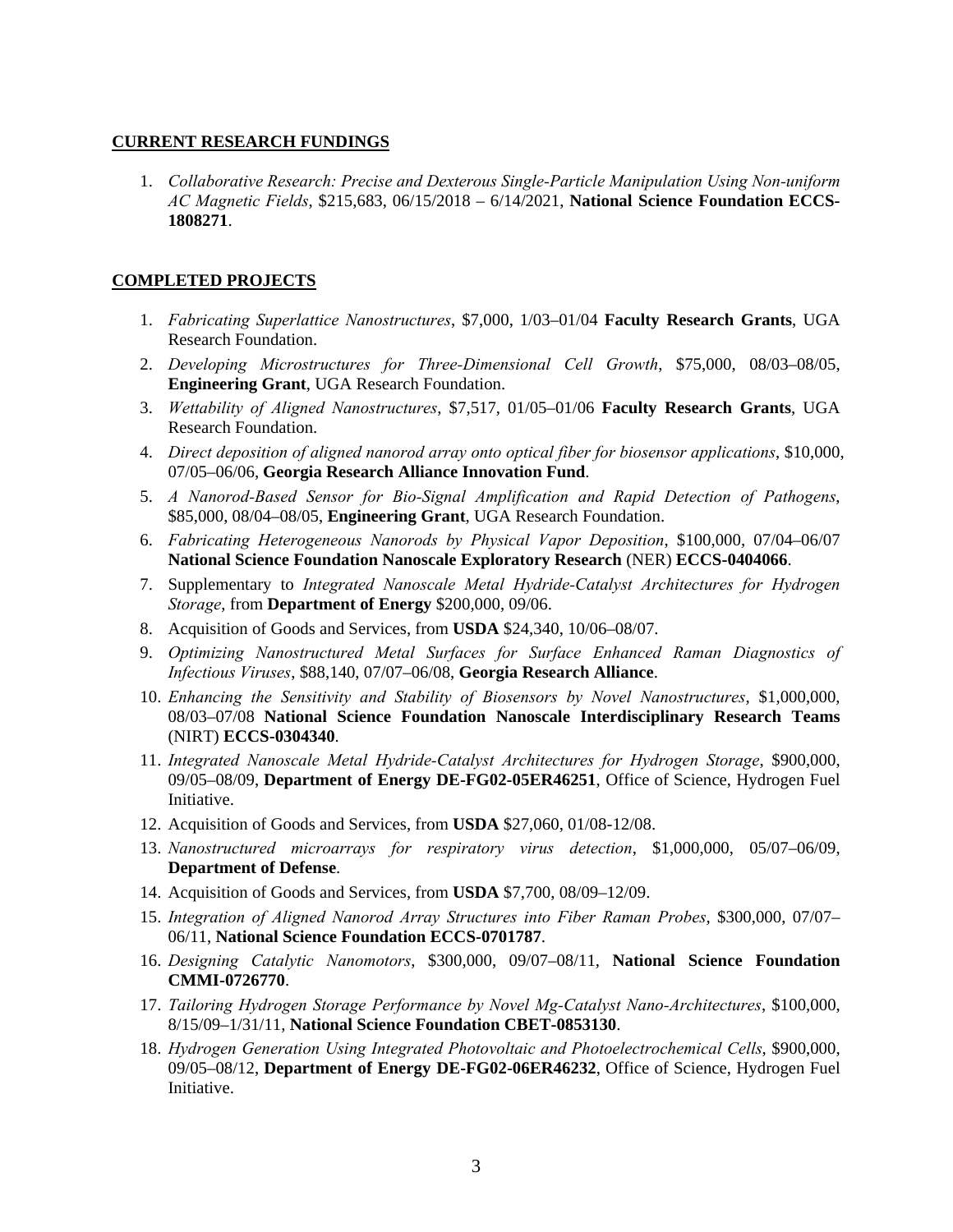**CURRENT RESEARCH FUNDINGS**

1. *Collaborative Research: Precise and Dexterous Single-Particle Manipulation Using Non-uniform AC Magnetic Fields*, $215,683, 06/15/2018 – 6/14/2021, **National Science Foundation ECCS-1808271**.

**COMPLETED PROJECTS**

1. *Fabricating Superlattice Nanostructures*, $7,000, 1/03–01/04 **Faculty Research Grants**, UGA Research Foundation.
2. *Developing Microstructures for Three-Dimensional Cell Growth*, $75,000, 08/03–08/05, **Engineering Grant**, UGA Research Foundation.
3. *Wettability of Aligned Nanostructures*, $7,517, 01/05–01/06 **Faculty Research Grants**, UGA Research Foundation.
4. *Direct deposition of aligned nanorod array onto optical fiber for biosensor applications*, $10,000, 07/05–06/06, **Georgia Research Alliance Innovation Fund**.
5. *A Nanorod-Based Sensor for Bio-Signal Amplification and Rapid Detection of Pathogens*, $85,000, 08/04–08/05, **Engineering Grant**, UGA Research Foundation.
6. *Fabricating Heterogeneous Nanorods by Physical Vapor Deposition*, $100,000, 07/04–06/07 **National Science Foundation Nanoscale Exploratory Research** (NER) **ECCS-0404066**.
7. Supplementary to *Integrated Nanoscale Metal Hydride-Catalyst Architectures for Hydrogen Storage*, from **Department of Energy** $200,000, 09/06.
8. Acquisition of Goods and Services, from **USDA** $24,340, 10/06–08/07.
9. *Optimizing Nanostructured Metal Surfaces for Surface Enhanced Raman Diagnostics of Infectious Viruses*, $88,140, 07/07–06/08, **Georgia Research Alliance**.
10. *Enhancing the Sensitivity and Stability of Biosensors by Novel Nanostructures*, $1,000,000, 08/03–07/08 **National Science Foundation Nanoscale Interdisciplinary Research Teams** (NIRT) **ECCS-0304340**.
11. *Integrated Nanoscale Metal Hydride-Catalyst Architectures for Hydrogen Storage*, $900,000, 09/05–08/09, **Department of Energy DE-FG02-05ER46251**, Office of Science, Hydrogen Fuel Initiative.
12. Acquisition of Goods and Services, from **USDA** $27,060, 01/08-12/08.
13. *Nanostructured microarrays for respiratory virus detection*, $1,000,000, 05/07–06/09, **Department of Defense**.
14. Acquisition of Goods and Services, from **USDA** $7,700, 08/09–12/09.
15. *Integration of Aligned Nanorod Array Structures into Fiber Raman Probes*, $300,000, 07/07–06/11, **National Science Foundation ECCS-0701787**.
16. *Designing Catalytic Nanomotors*, $300,000, 09/07–08/11, **National Science Foundation CMMI-0726770**.
17. *Tailoring Hydrogen Storage Performance by Novel Mg-Catalyst Nano-Architectures*, $100,000, 8/15/09–1/31/11, **National Science Foundation CBET-0853130**.
18. *Hydrogen Generation Using Integrated Photovoltaic and Photoelectrochemical Cells*, $900,000, 09/05–08/12, **Department of Energy DE-FG02-06ER46232**, Office of Science, Hydrogen Fuel Initiative.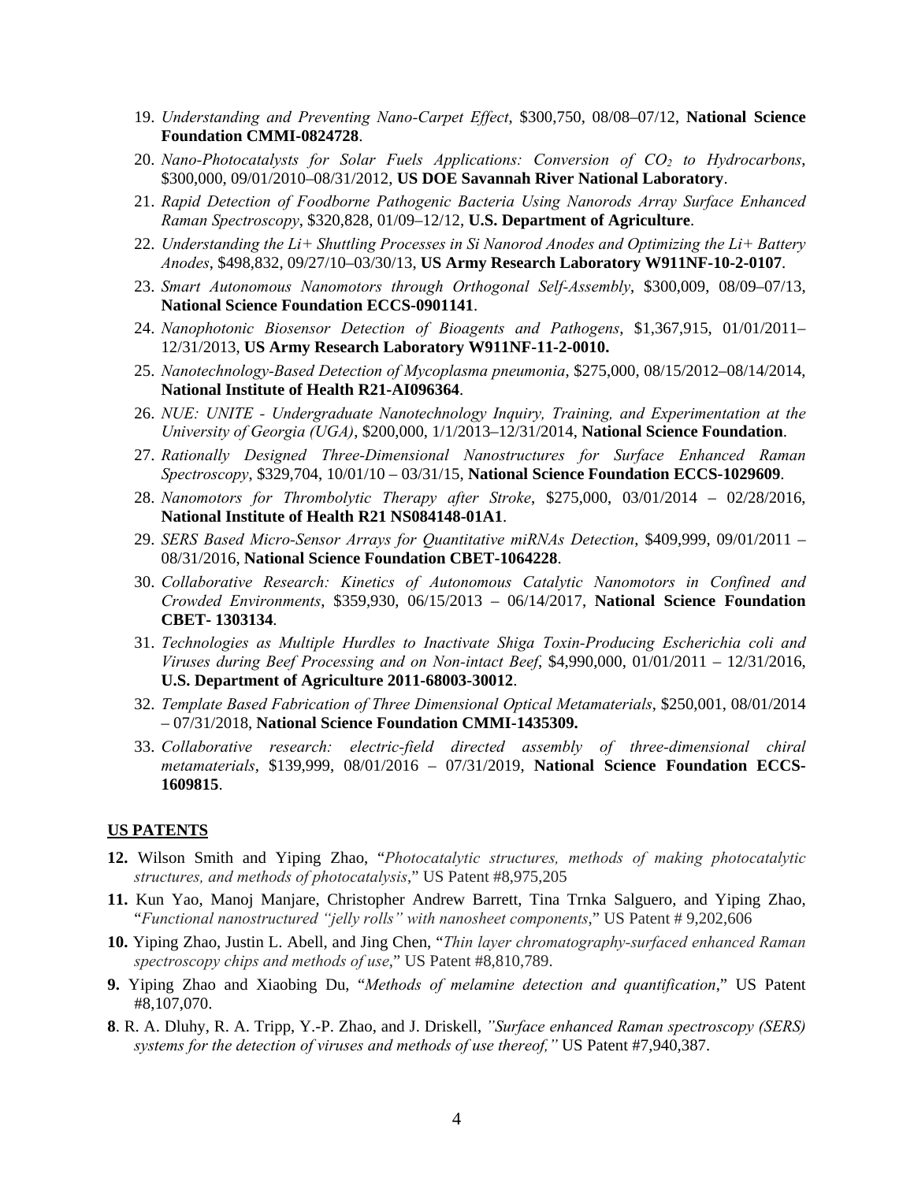19. *Understanding and Preventing Nano-Carpet Effect*, $300,750, 08/08–07/12, **National Science Foundation CMMI-0824728**.
20. *Nano-Photocatalysts for Solar Fuels Applications: Conversion of $CO_2$ to Hydrocarbons*, $300,000, 09/01/2010–08/31/2012, **US DOE Savannah River National Laboratory**.
21. *Rapid Detection of Foodborne Pathogenic Bacteria Using Nanorods Array Surface Enhanced Raman Spectroscopy*, $320,828, 01/09–12/12, **U.S. Department of Agriculture**.
22. *Understanding the Li+ Shuttling Processes in Si Nanorod Anodes and Optimizing the Li+ Battery Anodes*, $498,832, 09/27/10–03/30/13, **US Army Research Laboratory W911NF-10-2-0107**.
23. *Smart Autonomous Nanomotors through Orthogonal Self-Assembly*, $300,009, 08/09–07/13, **National Science Foundation ECCS-0901141**.
24. *Nanophotonic Biosensor Detection of Bioagents and Pathogens*, $1,367,915, 01/01/2011–12/31/2013, **US Army Research Laboratory W911NF-11-2-0010.**
25. *Nanotechnology-Based Detection of Mycoplasma pneumonia*, $275,000, 08/15/2012–08/14/2014, **National Institute of Health R21-AI096364**.
26. *NUE: UNITE - Undergraduate Nanotechnology Inquiry, Training, and Experimentation at the University of Georgia (UGA)*, $200,000, 1/1/2013–12/31/2014, **National Science Foundation**.
27. *Rationally Designed Three-Dimensional Nanostructures for Surface Enhanced Raman Spectroscopy*, $329,704, 10/01/10 – 03/31/15, **National Science Foundation ECCS-1029609**.
28. *Nanomotors for Thrombolytic Therapy after Stroke*, $275,000, 03/01/2014 – 02/28/2016, **National Institute of Health R21 NS084148-01A1**.
29. *SERS Based Micro-Sensor Arrays for Quantitative miRNAs Detection*, $409,999, 09/01/2011 – 08/31/2016, **National Science Foundation CBET-1064228**.
30. *Collaborative Research: Kinetics of Autonomous Catalytic Nanomotors in Confined and Crowded Environments*, $359,930, 06/15/2013 – 06/14/2017, **National Science Foundation CBET- 1303134**.
31. *Technologies as Multiple Hurdles to Inactivate Shiga Toxin-Producing Escherichia coli and Viruses during Beef Processing and on Non-intact Beef*, $4,990,000, 01/01/2011 – 12/31/2016, **U.S. Department of Agriculture 2011-68003-30012**.
32. *Template Based Fabrication of Three Dimensional Optical Metamaterials*, $250,001, 08/01/2014 – 07/31/2018, **National Science Foundation CMMI-1435309.**
33. *Collaborative research: electric-field directed assembly of three-dimensional chiral metamaterials*, $139,999, 08/01/2016 – 07/31/2019, **National Science Foundation ECCS-1609815**.

## US PATENTS

**12.** Wilson Smith and Yiping Zhao, "*Photocatalytic structures, methods of making photocatalytic structures, and methods of photocatalysis*," US Patent #8,975,205

**11.** Kun Yao, Manoj Manjare, Christopher Andrew Barrett, Tina Trnka Salguero, and Yiping Zhao, "*Functional nanostructured "jelly rolls" with nanosheet components*," US Patent # 9,202,606

**10.** Yiping Zhao, Justin L. Abell, and Jing Chen, "*Thin layer chromatography-surfaced enhanced Raman spectroscopy chips and methods of use*," US Patent #8,810,789.

**9.** Yiping Zhao and Xiaobing Du, "*Methods of melamine detection and quantification*," US Patent #8,107,070.

**8**. R. A. Dluhy, R. A. Tripp, Y.-P. Zhao, and J. Driskell, *"Surface enhanced Raman spectroscopy (SERS) systems for the detection of viruses and methods of use thereof,"* US Patent #7,940,387.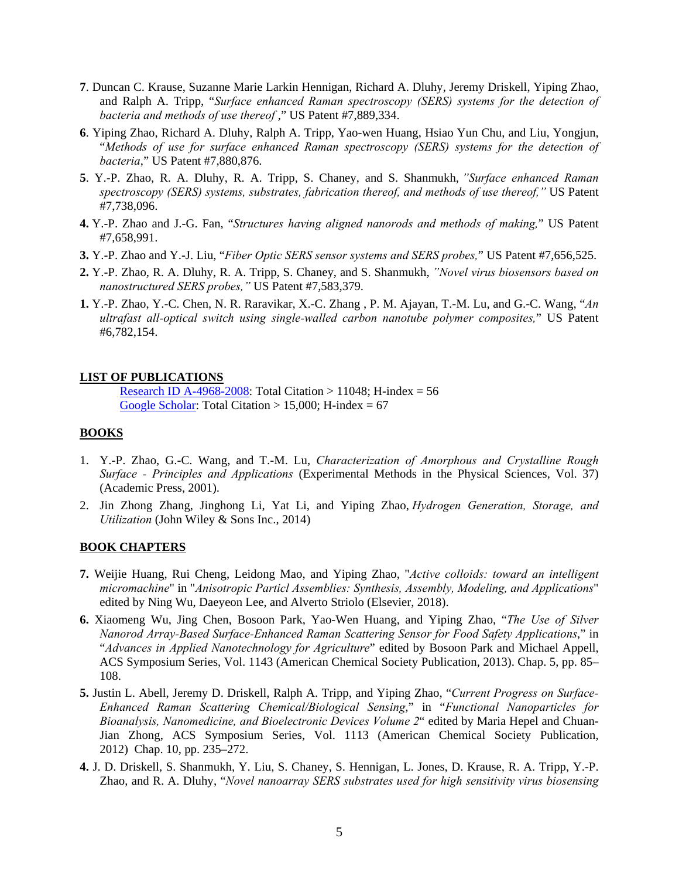**7**. Duncan C. Krause, Suzanne Marie Larkin Hennigan, Richard A. Dluhy, Jeremy Driskell, Yiping Zhao, and Ralph A. Tripp, "*Surface enhanced Raman spectroscopy (SERS) systems for the detection of bacteria and methods of use thereof* ," US Patent #7,889,334.

**6**. Yiping Zhao, Richard A. Dluhy, Ralph A. Tripp, Yao-wen Huang, Hsiao Yun Chu, and Liu, Yongjun, "*Methods of use for surface enhanced Raman spectroscopy (SERS) systems for the detection of bacteria*," US Patent #7,880,876.

**5**. Y.-P. Zhao, R. A. Dluhy, R. A. Tripp, S. Chaney, and S. Shanmukh, *"Surface enhanced Raman spectroscopy (SERS) systems, substrates, fabrication thereof, and methods of use thereof,"* US Patent #7,738,096.

**4.** Y.-P. Zhao and J.-G. Fan, "*Structures having aligned nanorods and methods of making,*" US Patent #7,658,991.

**3.** Y.-P. Zhao and Y.-J. Liu, "*Fiber Optic SERS sensor systems and SERS probes,*" US Patent #7,656,525.

**2.** Y.-P. Zhao, R. A. Dluhy, R. A. Tripp, S. Chaney, and S. Shanmukh, *"Novel virus biosensors based on nanostructured SERS probes,"* US Patent #7,583,379.

**1.** Y.-P. Zhao, Y.-C. Chen, N. R. Raravikar, X.-C. Zhang , P. M. Ajayan, T.-M. Lu, and G.-C. Wang, "*An ultrafast all-optical switch using single-walled carbon nanotube polymer composites,*" US Patent #6,782,154.

## LIST OF PUBLICATIONS

Research ID A-4968-2008: Total Citation > 11048; H-index = 56
Google Scholar: Total Citation > 15,000; H-index = 67

## BOOKS

1. Y.-P. Zhao, G.-C. Wang, and T.-M. Lu, *Characterization of Amorphous and Crystalline Rough Surface - Principles and Applications* (Experimental Methods in the Physical Sciences, Vol. 37) (Academic Press, 2001).
2. Jin Zhong Zhang, Jinghong Li, Yat Li, and Yiping Zhao, *Hydrogen Generation, Storage, and Utilization* (John Wiley & Sons Inc., 2014)

## BOOK CHAPTERS

**7.** Weijie Huang, Rui Cheng, Leidong Mao, and Yiping Zhao, "*Active colloids: toward an intelligent micromachine*" in "*Anisotropic Particl Assemblies: Synthesis, Assembly, Modeling, and Applications*" edited by Ning Wu, Daeyeon Lee, and Alverto Striolo (Elsevier, 2018).

**6.** Xiaomeng Wu, Jing Chen, Bosoon Park, Yao-Wen Huang, and Yiping Zhao, "*The Use of Silver Nanorod Array-Based Surface-Enhanced Raman Scattering Sensor for Food Safety Applications*," in "*Advances in Applied Nanotechnology for Agriculture*" edited by Bosoon Park and Michael Appell, ACS Symposium Series, Vol. 1143 (American Chemical Society Publication, 2013). Chap. 5, pp. 85–108.

**5.** Justin L. Abell, Jeremy D. Driskell, Ralph A. Tripp, and Yiping Zhao, "*Current Progress on Surface-Enhanced Raman Scattering Chemical/Biological Sensing*," in "*Functional Nanoparticles for Bioanalysis, Nanomedicine, and Bioelectronic Devices Volume 2*" edited by Maria Hepel and Chuan-Jian Zhong, ACS Symposium Series, Vol. 1113 (American Chemical Society Publication, 2012) Chap. 10, pp. 235–272.

**4.** J. D. Driskell, S. Shanmukh, Y. Liu, S. Chaney, S. Hennigan, L. Jones, D. Krause, R. A. Tripp, Y.-P. Zhao, and R. A. Dluhy, "*Novel nanoarray SERS substrates used for high sensitivity virus biosensing*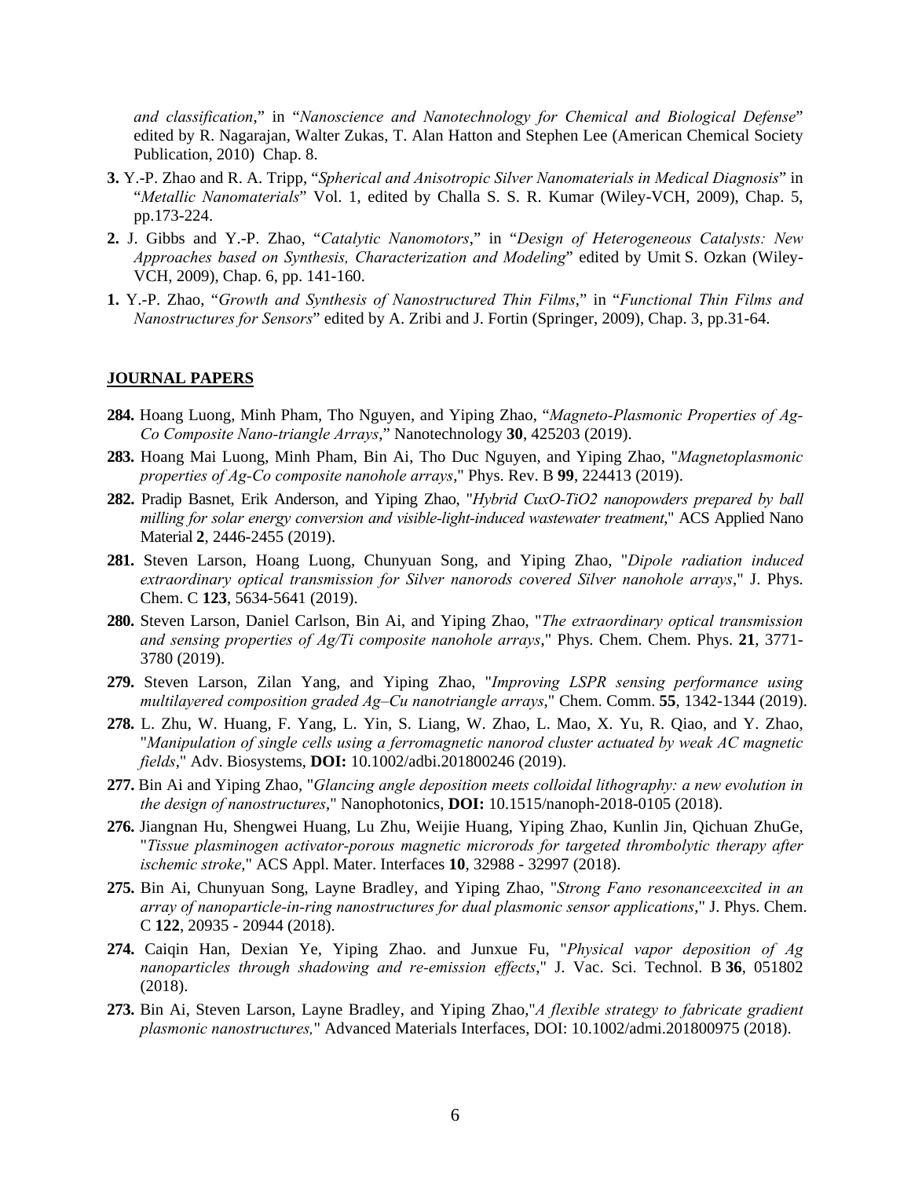*and classification*," in "*Nanoscience and Nanotechnology for Chemical and Biological Defense*" edited by R. Nagarajan, Walter Zukas, T. Alan Hatton and Stephen Lee (American Chemical Society Publication, 2010) Chap. 8.

**3.** Y.-P. Zhao and R. A. Tripp, "*Spherical and Anisotropic Silver Nanomaterials in Medical Diagnosis*" in "*Metallic Nanomaterials*" Vol. 1, edited by Challa S. S. R. Kumar (Wiley-VCH, 2009), Chap. 5, pp.173-224.

**2.** J. Gibbs and Y.-P. Zhao, "*Catalytic Nanomotors*," in "*Design of Heterogeneous Catalysts: New Approaches based on Synthesis, Characterization and Modeling*" edited by Umit S. Ozkan (Wiley-VCH, 2009), Chap. 6, pp. 141-160.

**1.** Y.-P. Zhao, "*Growth and Synthesis of Nanostructured Thin Films*," in "*Functional Thin Films and Nanostructures for Sensors*" edited by A. Zribi and J. Fortin (Springer, 2009), Chap. 3, pp.31-64.

## JOURNAL PAPERS

**284.** Hoang Luong, Minh Pham, Tho Nguyen, and Yiping Zhao, "*Magneto-Plasmonic Properties of Ag-Co Composite Nano-triangle Arrays*," Nanotechnology **30**, 425203 (2019).

**283.** Hoang Mai Luong, Minh Pham, Bin Ai, Tho Duc Nguyen, and Yiping Zhao, "*Magnetoplasmonic properties of Ag-Co composite nanohole arrays*," Phys. Rev. B **99**, 224413 (2019).

**282.** Pradip Basnet, Erik Anderson, and Yiping Zhao, "*Hybrid CuxO-TiO2 nanopowders prepared by ball milling for solar energy conversion and visible-light-induced wastewater treatment*," ACS Applied Nano Material **2**, 2446-2455 (2019).

**281.** Steven Larson, Hoang Luong, Chunyuan Song, and Yiping Zhao, "*Dipole radiation induced extraordinary optical transmission for Silver nanorods covered Silver nanohole arrays*," J. Phys. Chem. C **123**, 5634-5641 (2019).

**280.** Steven Larson, Daniel Carlson, Bin Ai, and Yiping Zhao, "*The extraordinary optical transmission and sensing properties of Ag/Ti composite nanohole arrays*," Phys. Chem. Chem. Phys. **21**, 3771-3780 (2019).

**279.** Steven Larson, Zilan Yang, and Yiping Zhao, "*Improving LSPR sensing performance using multilayered composition graded Ag–Cu nanotriangle arrays*," Chem. Comm. **55**, 1342-1344 (2019).

**278.** L. Zhu, W. Huang, F. Yang, L. Yin, S. Liang, W. Zhao, L. Mao, X. Yu, R. Qiao, and Y. Zhao, "*Manipulation of single cells using a ferromagnetic nanorod cluster actuated by weak AC magnetic fields*," Adv. Biosystems, **DOI:** 10.1002/adbi.201800246 (2019).

**277.** Bin Ai and Yiping Zhao, "*Glancing angle deposition meets colloidal lithography: a new evolution in the design of nanostructures*," Nanophotonics, **DOI:** 10.1515/nanoph-2018-0105 (2018).

**276.** Jiangnan Hu, Shengwei Huang, Lu Zhu, Weijie Huang, Yiping Zhao, Kunlin Jin, Qichuan ZhuGe, "*Tissue plasminogen activator-porous magnetic microrods for targeted thrombolytic therapy after ischemic stroke*," ACS Appl. Mater. Interfaces **10**, 32988 - 32997 (2018).

**275.** Bin Ai, Chunyuan Song, Layne Bradley, and Yiping Zhao, "*Strong Fano resonanceexcited in an array of nanoparticle-in-ring nanostructures for dual plasmonic sensor applications*," J. Phys. Chem. C **122**, 20935 - 20944 (2018).

**274.** Caiqin Han, Dexian Ye, Yiping Zhao. and Junxue Fu, "*Physical vapor deposition of Ag nanoparticles through shadowing and re-emission effects*," J. Vac. Sci. Technol. B **36**, 051802 (2018).

**273.** Bin Ai, Steven Larson, Layne Bradley, and Yiping Zhao,"*A flexible strategy to fabricate gradient plasmonic nanostructures,*" Advanced Materials Interfaces, DOI: 10.1002/admi.201800975 (2018).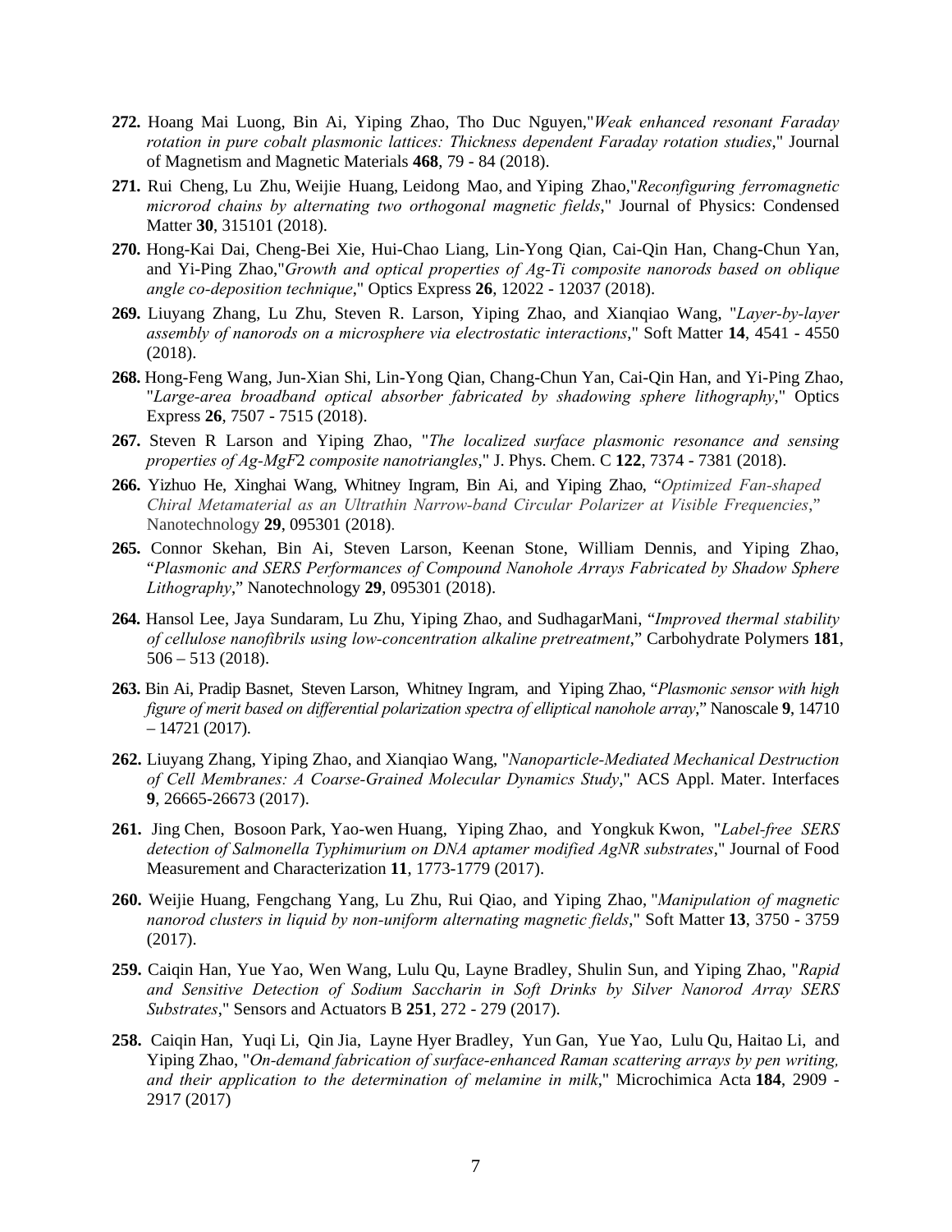**272.** Hoang Mai Luong, Bin Ai, Yiping Zhao, Tho Duc Nguyen,"*Weak enhanced resonant Faraday rotation in pure cobalt plasmonic lattices: Thickness dependent Faraday rotation studies*," Journal of Magnetism and Magnetic Materials **468**, 79 - 84 (2018).

**271.** Rui Cheng, Lu Zhu, Weijie Huang, Leidong Mao, and Yiping Zhao,"*Reconfiguring ferromagnetic microrod chains by alternating two orthogonal magnetic fields*," Journal of Physics: Condensed Matter **30**, 315101 (2018).

**270.** Hong-Kai Dai, Cheng-Bei Xie, Hui-Chao Liang, Lin-Yong Qian, Cai-Qin Han, Chang-Chun Yan, and Yi-Ping Zhao,"*Growth and optical properties of Ag-Ti composite nanorods based on oblique angle co-deposition technique*," Optics Express **26**, 12022 - 12037 (2018).

**269.** Liuyang Zhang, Lu Zhu, Steven R. Larson, Yiping Zhao, and Xianqiao Wang, "*Layer-by-layer assembly of nanorods on a microsphere via electrostatic interactions*," Soft Matter **14**, 4541 - 4550 (2018).

**268.** Hong-Feng Wang, Jun-Xian Shi, Lin-Yong Qian, Chang-Chun Yan, Cai-Qin Han, and Yi-Ping Zhao, "*Large-area broadband optical absorber fabricated by shadowing sphere lithography*," Optics Express **26**, 7507 - 7515 (2018).

**267.** Steven R Larson and Yiping Zhao, "*The localized surface plasmonic resonance and sensing properties of Ag-MgF*2 *composite nanotriangles*," J. Phys. Chem. C **122**, 7374 - 7381 (2018).

**266.** Yizhuo He, Xinghai Wang, Whitney Ingram, Bin Ai, and Yiping Zhao, "*Optimized Fan-shaped Chiral Metamaterial as an Ultrathin Narrow-band Circular Polarizer at Visible Frequencies*," Nanotechnology **29**, 095301 (2018).

**265.** Connor Skehan, Bin Ai, Steven Larson, Keenan Stone, William Dennis, and Yiping Zhao, "*Plasmonic and SERS Performances of Compound Nanohole Arrays Fabricated by Shadow Sphere Lithography*," Nanotechnology **29**, 095301 (2018).

**264.** Hansol Lee, Jaya Sundaram, Lu Zhu, Yiping Zhao, and SudhagarMani, "*Improved thermal stability of cellulose nanofibrils using low-concentration alkaline pretreatment*," Carbohydrate Polymers **181**, 506 – 513 (2018).

**263.** Bin Ai, Pradip Basnet, Steven Larson, Whitney Ingram, and Yiping Zhao, "*Plasmonic sensor with high figure of merit based on differential polarization spectra of elliptical nanohole array*," Nanoscale **9**, 14710 – 14721 (2017).

**262.** Liuyang Zhang, Yiping Zhao, and Xianqiao Wang, "*Nanoparticle-Mediated Mechanical Destruction of Cell Membranes: A Coarse-Grained Molecular Dynamics Study*," ACS Appl. Mater. Interfaces **9**, 26665-26673 (2017).

**261.** Jing Chen, Bosoon Park, Yao-wen Huang, Yiping Zhao, and Yongkuk Kwon, "*Label-free SERS detection of Salmonella Typhimurium on DNA aptamer modified AgNR substrates*," Journal of Food Measurement and Characterization **11**, 1773-1779 (2017).

**260.** Weijie Huang, Fengchang Yang, Lu Zhu, Rui Qiao, and Yiping Zhao, "*Manipulation of magnetic nanorod clusters in liquid by non-uniform alternating magnetic fields*," Soft Matter **13**, 3750 - 3759 (2017).

**259.** Caiqin Han, Yue Yao, Wen Wang, Lulu Qu, Layne Bradley, Shulin Sun, and Yiping Zhao, "*Rapid and Sensitive Detection of Sodium Saccharin in Soft Drinks by Silver Nanorod Array SERS Substrates*," Sensors and Actuators B **251**, 272 - 279 (2017).

**258.** Caiqin Han, Yuqi Li, Qin Jia, Layne Hyer Bradley, Yun Gan, Yue Yao, Lulu Qu, Haitao Li, and Yiping Zhao, "*On-demand fabrication of surface-enhanced Raman scattering arrays by pen writing, and their application to the determination of melamine in milk*," Microchimica Acta **184**, 2909 - 2917 (2017)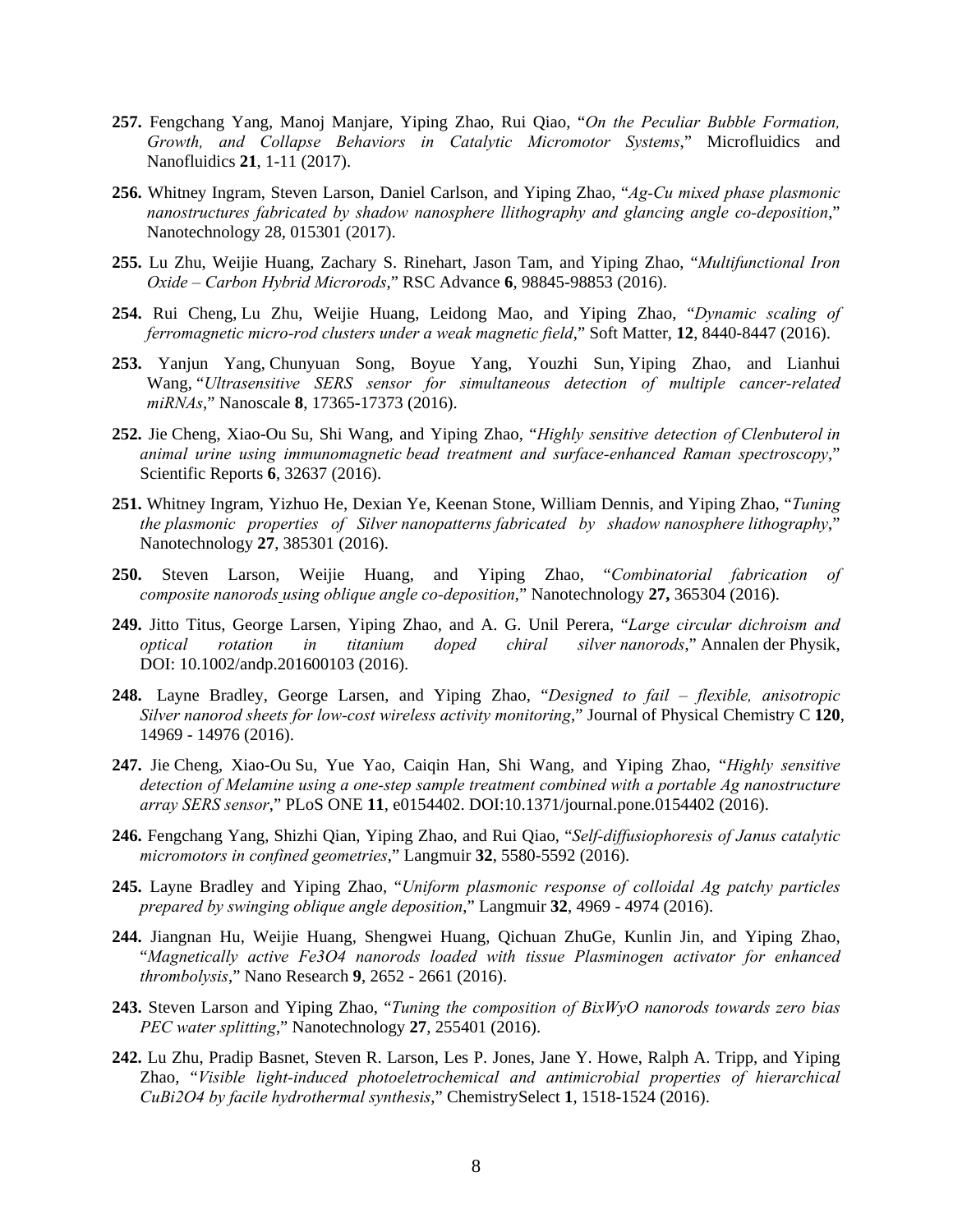**257.** Fengchang Yang, Manoj Manjare, Yiping Zhao, Rui Qiao, "*On the Peculiar Bubble Formation, Growth, and Collapse Behaviors in Catalytic Micromotor Systems*," Microfluidics and Nanofluidics **21**, 1-11 (2017).

**256.** Whitney Ingram, Steven Larson, Daniel Carlson, and Yiping Zhao, "*Ag-Cu mixed phase plasmonic nanostructures fabricated by shadow nanosphere llithography and glancing angle co-deposition*," Nanotechnology 28, 015301 (2017).

**255.** Lu Zhu, Weijie Huang, Zachary S. Rinehart, Jason Tam, and Yiping Zhao, "*Multifunctional Iron Oxide – Carbon Hybrid Microrods*," RSC Advance **6**, 98845-98853 (2016).

**254.** Rui Cheng, Lu Zhu, Weijie Huang, Leidong Mao, and Yiping Zhao, "*Dynamic scaling of ferromagnetic micro-rod clusters under a weak magnetic field*," Soft Matter, **12**, 8440-8447 (2016).

**253.** Yanjun Yang, Chunyuan Song, Boyue Yang, Youzhi Sun, Yiping Zhao, and Lianhui Wang, "*Ultrasensitive SERS sensor for simultaneous detection of multiple cancer-related miRNAs*," Nanoscale **8**, 17365-17373 (2016).

**252.** Jie Cheng, Xiao-Ou Su, Shi Wang, and Yiping Zhao, "*Highly sensitive detection of Clenbuterol in animal urine using immunomagnetic bead treatment and surface-enhanced Raman spectroscopy*," Scientific Reports **6**, 32637 (2016).

**251.** Whitney Ingram, Yizhuo He, Dexian Ye, Keenan Stone, William Dennis, and Yiping Zhao, "*Tuning the plasmonic properties of Silver nanopatterns fabricated by shadow nanosphere lithography*," Nanotechnology **27**, 385301 (2016).

**250.** Steven Larson, Weijie Huang, and Yiping Zhao, "*Combinatorial fabrication of composite nanorods using oblique angle co-deposition*," Nanotechnology **27,** 365304 (2016).

**249.** Jitto Titus, George Larsen, Yiping Zhao, and A. G. Unil Perera, "*Large circular dichroism and optical rotation in titanium doped chiral silver nanorods*," Annalen der Physik, DOI: 10.1002/andp.201600103 (2016).

**248.** Layne Bradley, George Larsen, and Yiping Zhao, "*Designed to fail – flexible, anisotropic Silver nanorod sheets for low-cost wireless activity monitoring*," Journal of Physical Chemistry C **120**, 14969 - 14976 (2016).

**247.** Jie Cheng, Xiao-Ou Su, Yue Yao, Caiqin Han, Shi Wang, and Yiping Zhao, "*Highly sensitive detection of Melamine using a one-step sample treatment combined with a portable Ag nanostructure array SERS sensor*," PLoS ONE **11**, e0154402. DOI:10.1371/journal.pone.0154402 (2016).

**246.** Fengchang Yang, Shizhi Qian, Yiping Zhao, and Rui Qiao, "*Self-diffusiophoresis of Janus catalytic micromotors in confined geometries*," Langmuir **32**, 5580-5592 (2016).

**245.** Layne Bradley and Yiping Zhao, "*Uniform plasmonic response of colloidal Ag patchy particles prepared by swinging oblique angle deposition*," Langmuir **32**, 4969 - 4974 (2016).

**244.** Jiangnan Hu, Weijie Huang, Shengwei Huang, Qichuan ZhuGe, Kunlin Jin, and Yiping Zhao, "*Magnetically active Fe3O4 nanorods loaded with tissue Plasminogen activator for enhanced thrombolysis*," Nano Research **9**, 2652 - 2661 (2016).

**243.** Steven Larson and Yiping Zhao, "*Tuning the composition of BixWyO nanorods towards zero bias PEC water splitting*," Nanotechnology **27**, 255401 (2016).

**242.** Lu Zhu, Pradip Basnet, Steven R. Larson, Les P. Jones, Jane Y. Howe, Ralph A. Tripp, and Yiping Zhao, "*Visible light-induced photoeletrochemical and antimicrobial properties of hierarchical CuBi2O4 by facile hydrothermal synthesis*," ChemistrySelect **1**, 1518-1524 (2016).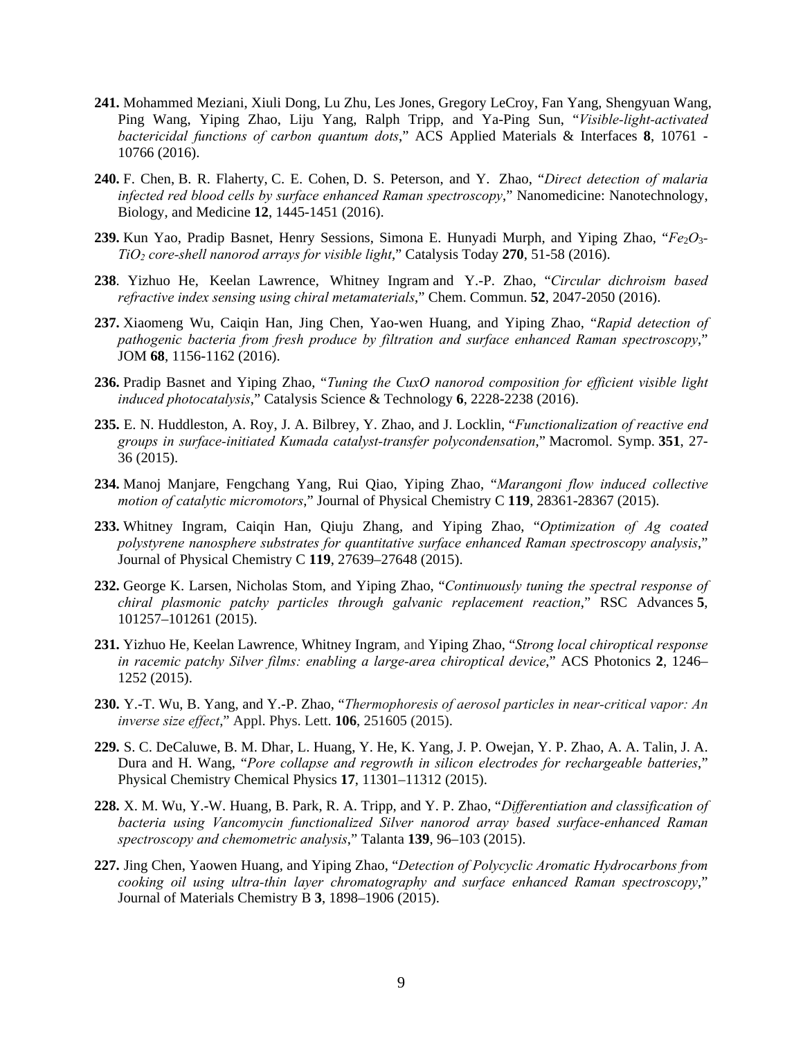**241.** Mohammed Meziani, Xiuli Dong, Lu Zhu, Les Jones, Gregory LeCroy, Fan Yang, Shengyuan Wang, Ping Wang, Yiping Zhao, Liju Yang, Ralph Tripp, and Ya-Ping Sun, "*Visible-light-activated bactericidal functions of carbon quantum dots*," ACS Applied Materials & Interfaces **8**, 10761 - 10766 (2016).

**240.** F. Chen, B. R. Flaherty, C. E. Cohen, D. S. Peterson, and Y. Zhao, "*Direct detection of malaria infected red blood cells by surface enhanced Raman spectroscopy*," Nanomedicine: Nanotechnology, Biology, and Medicine **12**, 1445-1451 (2016).

**239.** Kun Yao, Pradip Basnet, Henry Sessions, Simona E. Hunyadi Murph, and Yiping Zhao, "*$Fe_2O_3$-$TiO_2$ core-shell nanorod arrays for visible light*," Catalysis Today **270**, 51-58 (2016).

**238**. Yizhuo He, Keelan Lawrence, Whitney Ingram and Y.-P. Zhao, "*Circular dichroism based refractive index sensing using chiral metamaterials*," Chem. Commun. **52**, 2047-2050 (2016).

**237.** Xiaomeng Wu, Caiqin Han, Jing Chen, Yao-wen Huang, and Yiping Zhao, "*Rapid detection of pathogenic bacteria from fresh produce by filtration and surface enhanced Raman spectroscopy*," JOM **68**, 1156-1162 (2016).

**236.** Pradip Basnet and Yiping Zhao, "*Tuning the CuxO nanorod composition for efficient visible light induced photocatalysis*," Catalysis Science & Technology **6**, 2228-2238 (2016).

**235.** E. N. Huddleston, A. Roy, J. A. Bilbrey, Y. Zhao, and J. Locklin, "*Functionalization of reactive end groups in surface-initiated Kumada catalyst-transfer polycondensation*," Macromol. Symp. **351**, 27-36 (2015).

**234.** Manoj Manjare, Fengchang Yang, Rui Qiao, Yiping Zhao, "*Marangoni flow induced collective motion of catalytic micromotors*," Journal of Physical Chemistry C **119**, 28361-28367 (2015).

**233.** Whitney Ingram, Caiqin Han, Qiuju Zhang, and Yiping Zhao, "*Optimization of Ag coated polystyrene nanosphere substrates for quantitative surface enhanced Raman spectroscopy analysis*," Journal of Physical Chemistry C **119**, 27639–27648 (2015).

**232.** George K. Larsen, Nicholas Stom, and Yiping Zhao, "*Continuously tuning the spectral response of chiral plasmonic patchy particles through galvanic replacement reaction*," RSC Advances **5**, 101257–101261 (2015).

**231.** Yizhuo He, Keelan Lawrence, Whitney Ingram, and Yiping Zhao, "*Strong local chiroptical response in racemic patchy Silver films: enabling a large-area chiroptical device*," ACS Photonics **2**, 1246–1252 (2015).

**230.** Y.-T. Wu, B. Yang, and Y.-P. Zhao, "*Thermophoresis of aerosol particles in near-critical vapor: An inverse size effect*," Appl. Phys. Lett. **106**, 251605 (2015).

**229.** S. C. DeCaluwe, B. M. Dhar, L. Huang, Y. He, K. Yang, J. P. Owejan, Y. P. Zhao, A. A. Talin, J. A. Dura and H. Wang, "*Pore collapse and regrowth in silicon electrodes for rechargeable batteries*," Physical Chemistry Chemical Physics **17**, 11301–11312 (2015).

**228.** X. M. Wu, Y.-W. Huang, B. Park, R. A. Tripp, and Y. P. Zhao, "*Differentiation and classification of bacteria using Vancomycin functionalized Silver nanorod array based surface-enhanced Raman spectroscopy and chemometric analysis*," Talanta **139**, 96–103 (2015).

**227.** Jing Chen, Yaowen Huang, and Yiping Zhao, "*Detection of Polycyclic Aromatic Hydrocarbons from cooking oil using ultra-thin layer chromatography and surface enhanced Raman spectroscopy*," Journal of Materials Chemistry B **3**, 1898–1906 (2015).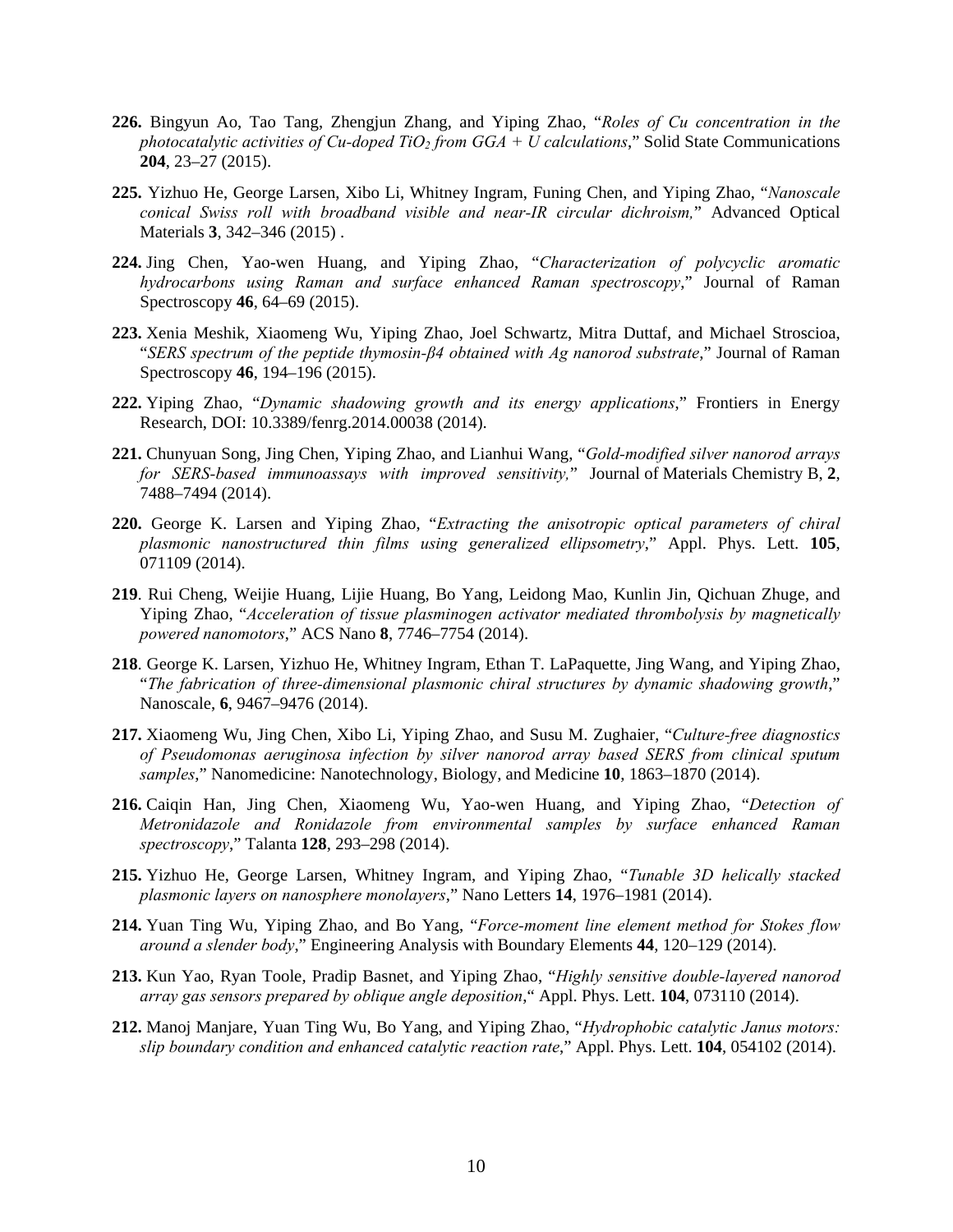**226.** Bingyun Ao, Tao Tang, Zhengjun Zhang, and Yiping Zhao, "*Roles of Cu concentration in the photocatalytic activities of Cu-doped $TiO_2$ from GGA + U calculations*," Solid State Communications **204**, 23–27 (2015).

**225.** Yizhuo He, George Larsen, Xibo Li, Whitney Ingram, Funing Chen, and Yiping Zhao, "*Nanoscale conical Swiss roll with broadband visible and near-IR circular dichroism,*" Advanced Optical Materials **3**, 342–346 (2015) .

**224.** Jing Chen, Yao-wen Huang, and Yiping Zhao, "*Characterization of polycyclic aromatic hydrocarbons using Raman and surface enhanced Raman spectroscopy*," Journal of Raman Spectroscopy **46**, 64–69 (2015).

**223.** Xenia Meshik, Xiaomeng Wu, Yiping Zhao, Joel Schwartz, Mitra Duttaf, and Michael Stroscioa, "*SERS spectrum of the peptide thymosin-β4 obtained with Ag nanorod substrate*," Journal of Raman Spectroscopy **46**, 194–196 (2015).

**222.** Yiping Zhao, "*Dynamic shadowing growth and its energy applications*," Frontiers in Energy Research, DOI: 10.3389/fenrg.2014.00038 (2014).

**221.** Chunyuan Song, Jing Chen, Yiping Zhao, and Lianhui Wang, "*Gold-modified silver nanorod arrays for SERS-based immunoassays with improved sensitivity,*" Journal of Materials Chemistry B, **2**, 7488–7494 (2014).

**220.** George K. Larsen and Yiping Zhao, "*Extracting the anisotropic optical parameters of chiral plasmonic nanostructured thin films using generalized ellipsometry*," Appl. Phys. Lett. **105**, 071109 (2014).

**219**. Rui Cheng, Weijie Huang, Lijie Huang, Bo Yang, Leidong Mao, Kunlin Jin, Qichuan Zhuge, and Yiping Zhao, "*Acceleration of tissue plasminogen activator mediated thrombolysis by magnetically powered nanomotors*," ACS Nano **8**, 7746–7754 (2014).

**218**. George K. Larsen, Yizhuo He, Whitney Ingram, Ethan T. LaPaquette, Jing Wang, and Yiping Zhao, "*The fabrication of three-dimensional plasmonic chiral structures by dynamic shadowing growth*," Nanoscale, **6**, 9467–9476 (2014).

**217.** Xiaomeng Wu, Jing Chen, Xibo Li, Yiping Zhao, and Susu M. Zughaier, "*Culture-free diagnostics of Pseudomonas aeruginosa infection by silver nanorod array based SERS from clinical sputum samples*," Nanomedicine: Nanotechnology, Biology, and Medicine **10**, 1863–1870 (2014).

**216.** Caiqin Han, Jing Chen, Xiaomeng Wu, Yao-wen Huang, and Yiping Zhao, "*Detection of Metronidazole and Ronidazole from environmental samples by surface enhanced Raman spectroscopy*," Talanta **128**, 293–298 (2014).

**215.** Yizhuo He, George Larsen, Whitney Ingram, and Yiping Zhao, "*Tunable 3D helically stacked plasmonic layers on nanosphere monolayers*," Nano Letters **14**, 1976–1981 (2014).

**214.** Yuan Ting Wu, Yiping Zhao, and Bo Yang, "*Force-moment line element method for Stokes flow around a slender body*," Engineering Analysis with Boundary Elements **44**, 120–129 (2014).

**213.** Kun Yao, Ryan Toole, Pradip Basnet, and Yiping Zhao, "*Highly sensitive double-layered nanorod array gas sensors prepared by oblique angle deposition*," Appl. Phys. Lett. **104**, 073110 (2014).

**212.** Manoj Manjare, Yuan Ting Wu, Bo Yang, and Yiping Zhao, "*Hydrophobic catalytic Janus motors: slip boundary condition and enhanced catalytic reaction rate*," Appl. Phys. Lett. **104**, 054102 (2014).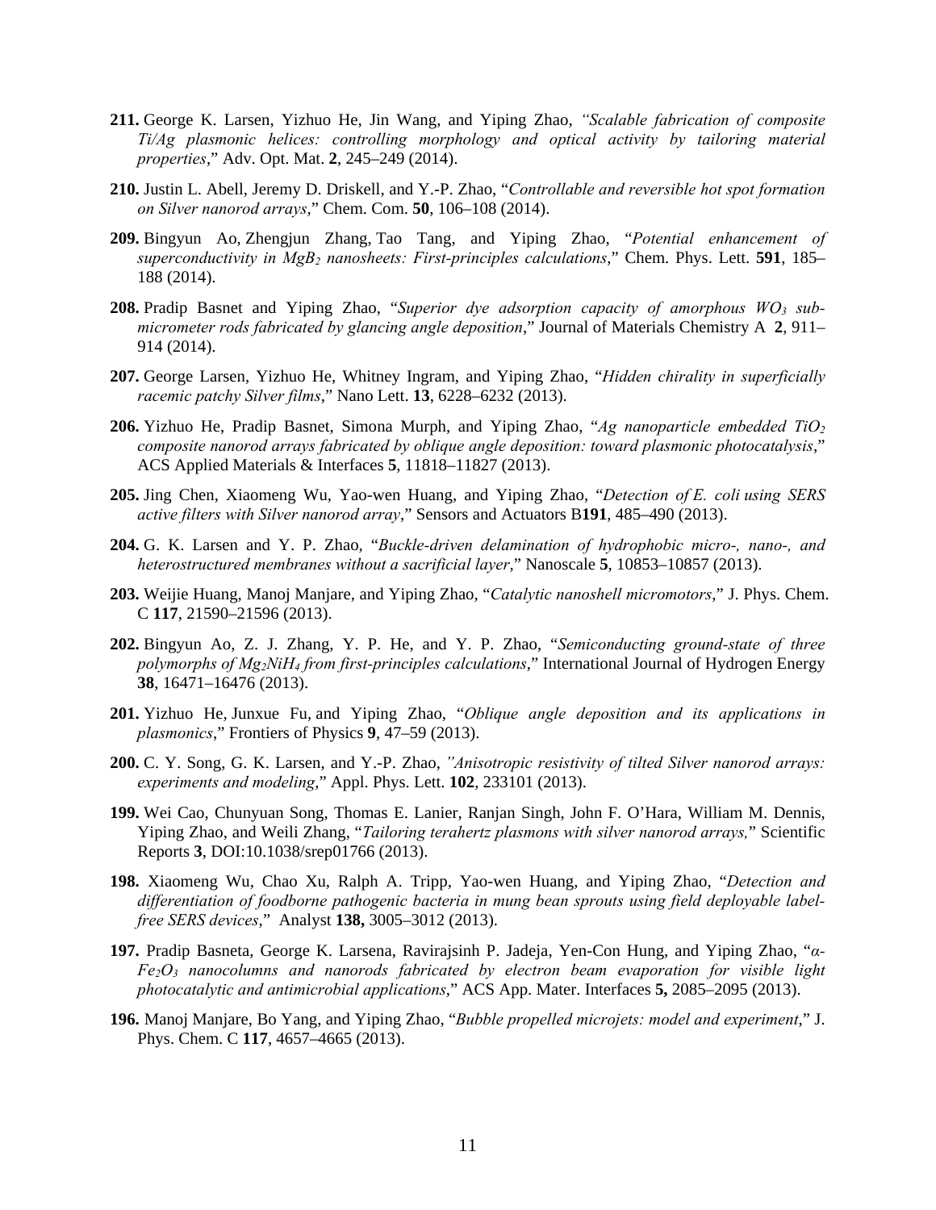**211.** George K. Larsen, Yizhuo He, Jin Wang, and Yiping Zhao, *"Scalable fabrication of composite Ti/Ag plasmonic helices: controlling morphology and optical activity by tailoring material properties*," Adv. Opt. Mat. **2**, 245–249 (2014).

**210.** Justin L. Abell, Jeremy D. Driskell, and Y.-P. Zhao, "*Controllable and reversible hot spot formation on Silver nanorod arrays*," Chem. Com. **50**, 106–108 (2014).

**209.** Bingyun Ao, Zhengjun Zhang, Tao Tang, and Yiping Zhao, "*Potential enhancement of superconductivity in $MgB_2$ nanosheets: First-principles calculations*," Chem. Phys. Lett. **591**, 185–188 (2014).

**208.** Pradip Basnet and Yiping Zhao, "*Superior dye adsorption capacity of amorphous $WO_3$ sub-micrometer rods fabricated by glancing angle deposition*," Journal of Materials Chemistry A **2**, 911–914 (2014).

**207.** George Larsen, Yizhuo He, Whitney Ingram, and Yiping Zhao, "*Hidden chirality in superficially racemic patchy Silver films*," Nano Lett. **13**, 6228–6232 (2013).

**206.** Yizhuo He, Pradip Basnet, Simona Murph, and Yiping Zhao, "*Ag nanoparticle embedded $TiO_2$ composite nanorod arrays fabricated by oblique angle deposition: toward plasmonic photocatalysis*," ACS Applied Materials & Interfaces **5**, 11818–11827 (2013).

**205.** Jing Chen, Xiaomeng Wu, Yao-wen Huang, and Yiping Zhao, "*Detection of E. coli using SERS active filters with Silver nanorod array*," Sensors and Actuators B**191**, 485–490 (2013).

**204.** G. K. Larsen and Y. P. Zhao, "*Buckle-driven delamination of hydrophobic micro-, nano-, and heterostructured membranes without a sacrificial layer*," Nanoscale **5**, 10853–10857 (2013).

**203.** Weijie Huang, Manoj Manjare, and Yiping Zhao, "*Catalytic nanoshell micromotors*," J. Phys. Chem. C **117**, 21590–21596 (2013).

**202.** Bingyun Ao, Z. J. Zhang, Y. P. He, and Y. P. Zhao, "*Semiconducting ground-state of three polymorphs of $Mg_2NiH_4$ from first-principles calculations*," International Journal of Hydrogen Energy **38**, 16471–16476 (2013).

**201.** Yizhuo He, Junxue Fu, and Yiping Zhao, "*Oblique angle deposition and its applications in plasmonics*," Frontiers of Physics **9**, 47–59 (2013).

**200.** C. Y. Song, G. K. Larsen, and Y.-P. Zhao, *"Anisotropic resistivity of tilted Silver nanorod arrays: experiments and modeling*," Appl. Phys. Lett. **102**, 233101 (2013).

**199.** Wei Cao, Chunyuan Song, Thomas E. Lanier, Ranjan Singh, John F. O'Hara, William M. Dennis, Yiping Zhao, and Weili Zhang, "*Tailoring terahertz plasmons with silver nanorod arrays,*" Scientific Reports **3**, DOI:10.1038/srep01766 (2013).

**198.** Xiaomeng Wu, Chao Xu, Ralph A. Tripp, Yao-wen Huang, and Yiping Zhao, "*Detection and differentiation of foodborne pathogenic bacteria in mung bean sprouts using field deployable label-free SERS devices*," Analyst **138,** 3005–3012 (2013).

**197.** Pradip Basneta, George K. Larsena, Ravirajsinh P. Jadeja, Yen-Con Hung, and Yiping Zhao, "*α-$Fe_2O_3$ nanocolumns and nanorods fabricated by electron beam evaporation for visible light photocatalytic and antimicrobial applications*," ACS App. Mater. Interfaces **5,** 2085–2095 (2013).

**196.** Manoj Manjare, Bo Yang, and Yiping Zhao, "*Bubble propelled microjets: model and experiment*," J. Phys. Chem. C **117**, 4657–4665 (2013).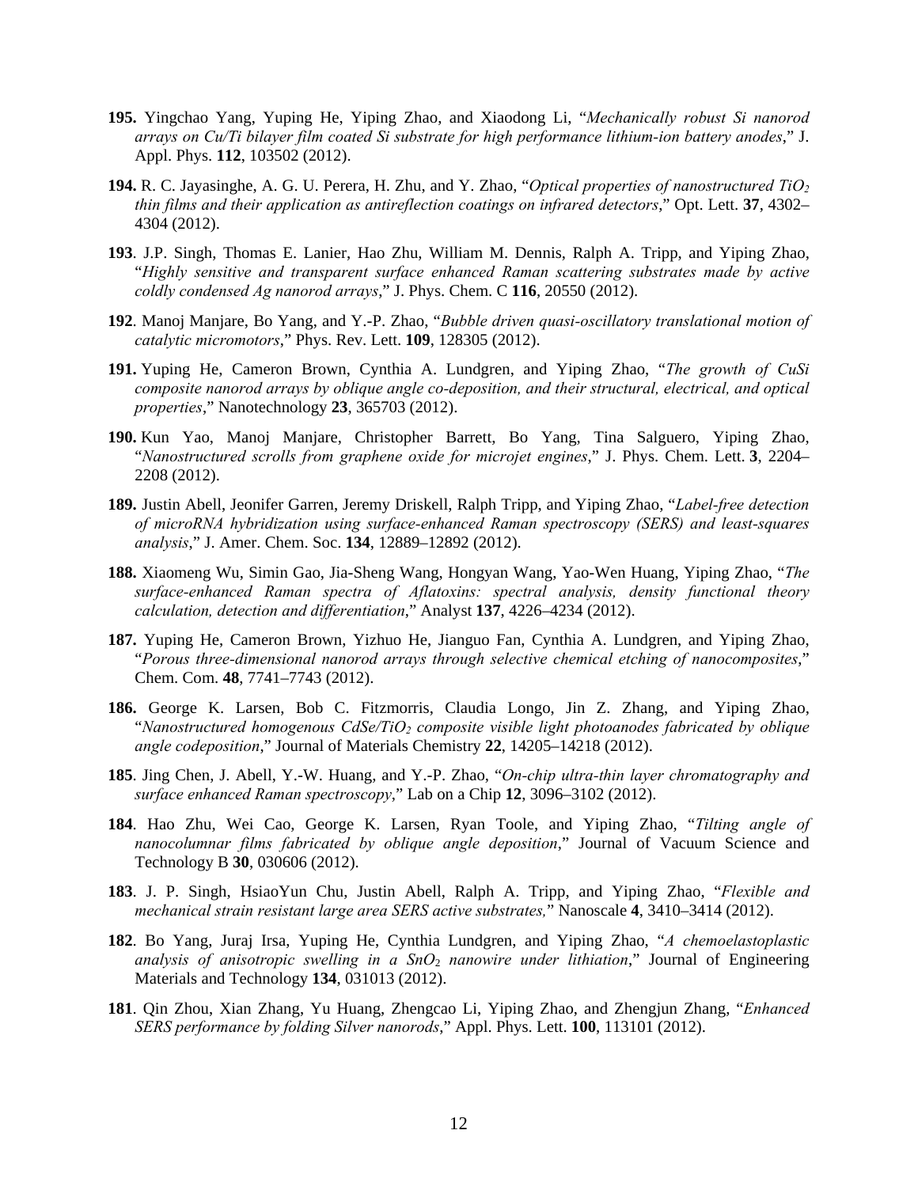**195.** Yingchao Yang, Yuping He, Yiping Zhao, and Xiaodong Li, "*Mechanically robust Si nanorod arrays on Cu/Ti bilayer film coated Si substrate for high performance lithium-ion battery anodes*," J. Appl. Phys. **112**, 103502 (2012).

**194.** R. C. Jayasinghe, A. G. U. Perera, H. Zhu, and Y. Zhao, "*Optical properties of nanostructured $TiO_2$ thin films and their application as antireflection coatings on infrared detectors*," Opt. Lett. **37**, 4302–4304 (2012).

**193**. J.P. Singh, Thomas E. Lanier, Hao Zhu, William M. Dennis, Ralph A. Tripp, and Yiping Zhao, "*Highly sensitive and transparent surface enhanced Raman scattering substrates made by active coldly condensed Ag nanorod arrays*," J. Phys. Chem. C **116**, 20550 (2012).

**192**. Manoj Manjare, Bo Yang, and Y.-P. Zhao, "*Bubble driven quasi-oscillatory translational motion of catalytic micromotors*," Phys. Rev. Lett. **109**, 128305 (2012).

**191.** Yuping He, Cameron Brown, Cynthia A. Lundgren, and Yiping Zhao, "*The growth of CuSi composite nanorod arrays by oblique angle co-deposition, and their structural, electrical, and optical properties*," Nanotechnology **23**, 365703 (2012).

**190.** Kun Yao, Manoj Manjare, Christopher Barrett, Bo Yang, Tina Salguero, Yiping Zhao, "*Nanostructured scrolls from graphene oxide for microjet engines*," J. Phys. Chem. Lett. **3**, 2204–2208 (2012).

**189.** Justin Abell, Jeonifer Garren, Jeremy Driskell, Ralph Tripp, and Yiping Zhao, "*Label-free detection of microRNA hybridization using surface-enhanced Raman spectroscopy (SERS) and least-squares analysis*," J. Amer. Chem. Soc. **134**, 12889–12892 (2012).

**188.** Xiaomeng Wu, Simin Gao, Jia-Sheng Wang, Hongyan Wang, Yao-Wen Huang, Yiping Zhao, "*The surface-enhanced Raman spectra of Aflatoxins: spectral analysis, density functional theory calculation, detection and differentiation*," Analyst **137**, 4226–4234 (2012).

**187.** Yuping He, Cameron Brown, Yizhuo He, Jianguo Fan, Cynthia A. Lundgren, and Yiping Zhao, "*Porous three-dimensional nanorod arrays through selective chemical etching of nanocomposites*," Chem. Com. **48**, 7741–7743 (2012).

**186.** George K. Larsen, Bob C. Fitzmorris, Claudia Longo, Jin Z. Zhang, and Yiping Zhao, "*Nanostructured homogenous $CdSe/TiO_2$ composite visible light photoanodes fabricated by oblique angle codeposition*," Journal of Materials Chemistry **22**, 14205–14218 (2012).

**185**. Jing Chen, J. Abell, Y.-W. Huang, and Y.-P. Zhao, "*On-chip ultra-thin layer chromatography and surface enhanced Raman spectroscopy*," Lab on a Chip **12**, 3096–3102 (2012).

**184**. Hao Zhu, Wei Cao, George K. Larsen, Ryan Toole, and Yiping Zhao, "*Tilting angle of nanocolumnar films fabricated by oblique angle deposition*," Journal of Vacuum Science and Technology B **30**, 030606 (2012).

**183**. J. P. Singh, HsiaoYun Chu, Justin Abell, Ralph A. Tripp, and Yiping Zhao, "*Flexible and mechanical strain resistant large area SERS active substrates,*" Nanoscale **4**, 3410–3414 (2012).

**182**. Bo Yang, Juraj Irsa, Yuping He, Cynthia Lundgren, and Yiping Zhao, "*A chemoelastoplastic analysis of anisotropic swelling in a $SnO_2$ nanowire under lithiation*," Journal of Engineering Materials and Technology **134**, 031013 (2012).

**181**. Qin Zhou, Xian Zhang, Yu Huang, Zhengcao Li, Yiping Zhao, and Zhengjun Zhang, "*Enhanced SERS performance by folding Silver nanorods*," Appl. Phys. Lett. **100**, 113101 (2012).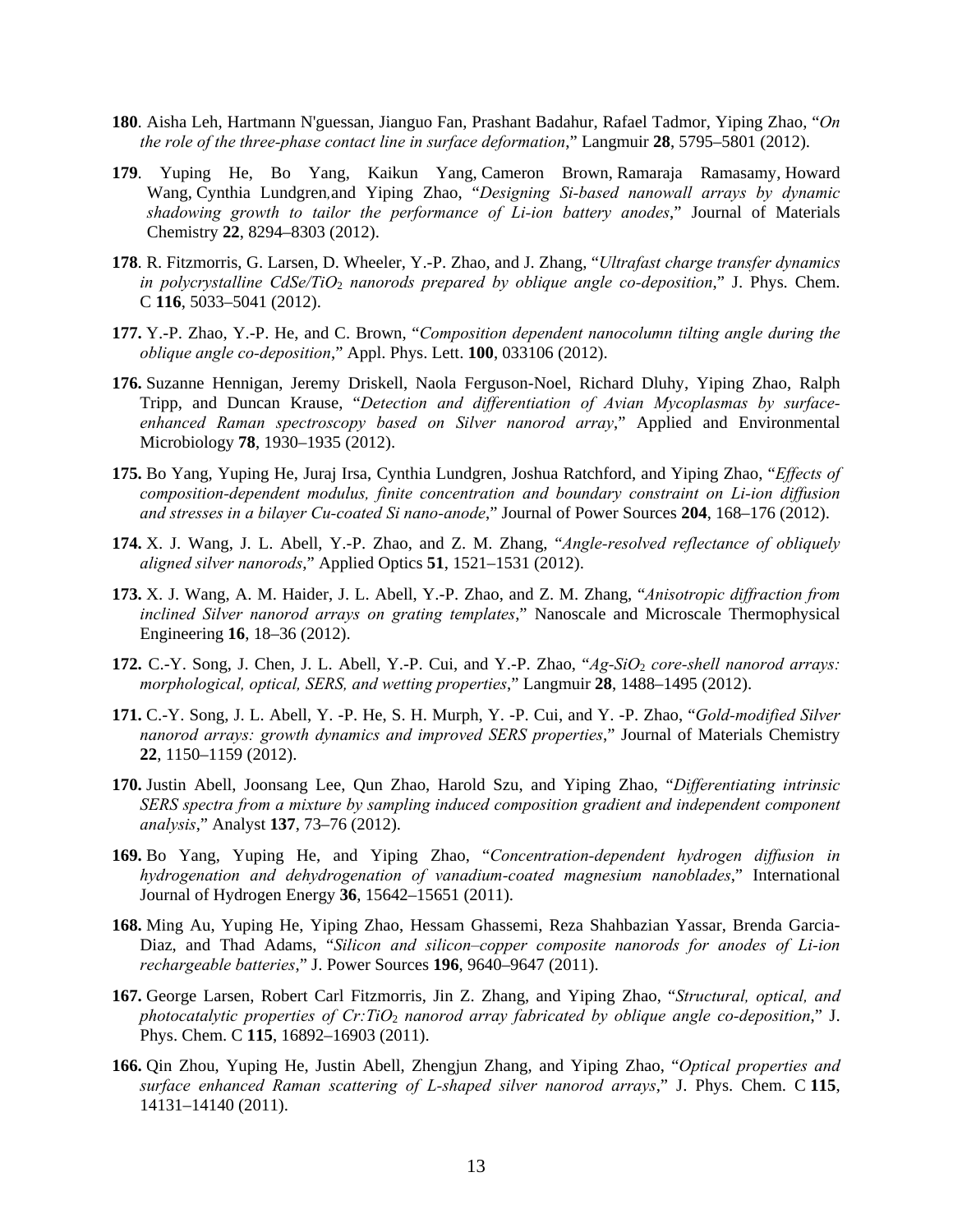**180**. Aisha Leh, Hartmann N'guessan, Jianguo Fan, Prashant Badahur, Rafael Tadmor, Yiping Zhao, "*On the role of the three-phase contact line in surface deformation*," Langmuir **28**, 5795–5801 (2012).

**179**. Yuping He, Bo Yang, Kaikun Yang, Cameron Brown, Ramaraja Ramasamy, Howard Wang, Cynthia Lundgren, and Yiping Zhao, "*Designing Si-based nanowall arrays by dynamic shadowing growth to tailor the performance of Li-ion battery anodes*," Journal of Materials Chemistry **22**, 8294–8303 (2012).

**178**. R. Fitzmorris, G. Larsen, D. Wheeler, Y.-P. Zhao, and J. Zhang, "*Ultrafast charge transfer dynamics in polycrystalline CdSe/$TiO_2$ nanorods prepared by oblique angle co-deposition*," J. Phys. Chem. C **116**, 5033–5041 (2012).

**177.** Y.-P. Zhao, Y.-P. He, and C. Brown, "*Composition dependent nanocolumn tilting angle during the oblique angle co-deposition*," Appl. Phys. Lett. **100**, 033106 (2012).

**176.** Suzanne Hennigan, Jeremy Driskell, Naola Ferguson-Noel, Richard Dluhy, Yiping Zhao, Ralph Tripp, and Duncan Krause, "*Detection and differentiation of Avian Mycoplasmas by surface-enhanced Raman spectroscopy based on Silver nanorod array*," Applied and Environmental Microbiology **78**, 1930–1935 (2012).

**175.** Bo Yang, Yuping He, Juraj Irsa, Cynthia Lundgren, Joshua Ratchford, and Yiping Zhao, "*Effects of composition-dependent modulus, finite concentration and boundary constraint on Li-ion diffusion and stresses in a bilayer Cu-coated Si nano-anode*," Journal of Power Sources **204**, 168–176 (2012).

**174.** X. J. Wang, J. L. Abell, Y.-P. Zhao, and Z. M. Zhang, "*Angle-resolved reflectance of obliquely aligned silver nanorods*," Applied Optics **51**, 1521–1531 (2012).

**173.** X. J. Wang, A. M. Haider, J. L. Abell, Y.-P. Zhao, and Z. M. Zhang, "*Anisotropic diffraction from inclined Silver nanorod arrays on grating templates*," Nanoscale and Microscale Thermophysical Engineering **16**, 18–36 (2012).

**172.** C.-Y. Song, J. Chen, J. L. Abell, Y.-P. Cui, and Y.-P. Zhao, "*Ag-$SiO_2$ core-shell nanorod arrays: morphological, optical, SERS, and wetting properties*," Langmuir **28**, 1488–1495 (2012).

**171.** C.-Y. Song, J. L. Abell, Y. -P. He, S. H. Murph, Y. -P. Cui, and Y. -P. Zhao, "*Gold-modified Silver nanorod arrays: growth dynamics and improved SERS properties*," Journal of Materials Chemistry **22**, 1150–1159 (2012).

**170.** Justin Abell, Joonsang Lee, Qun Zhao, Harold Szu, and Yiping Zhao, "*Differentiating intrinsic SERS spectra from a mixture by sampling induced composition gradient and independent component analysis*," Analyst **137**, 73–76 (2012).

**169.** Bo Yang, Yuping He, and Yiping Zhao, "*Concentration-dependent hydrogen diffusion in hydrogenation and dehydrogenation of vanadium-coated magnesium nanoblades*," International Journal of Hydrogen Energy **36**, 15642–15651 (2011).

**168.** Ming Au, Yuping He, Yiping Zhao, Hessam Ghassemi, Reza Shahbazian Yassar, Brenda Garcia-Diaz, and Thad Adams, "*Silicon and silicon–copper composite nanorods for anodes of Li-ion rechargeable batteries*," J. Power Sources **196**, 9640–9647 (2011).

**167.** George Larsen, Robert Carl Fitzmorris, Jin Z. Zhang, and Yiping Zhao, "*Structural, optical, and photocatalytic properties of Cr:$TiO_2$ nanorod array fabricated by oblique angle co-deposition*," J. Phys. Chem. C **115**, 16892–16903 (2011).

**166.** Qin Zhou, Yuping He, Justin Abell, Zhengjun Zhang, and Yiping Zhao, "*Optical properties and surface enhanced Raman scattering of L-shaped silver nanorod arrays*," J. Phys. Chem. C **115**, 14131–14140 (2011).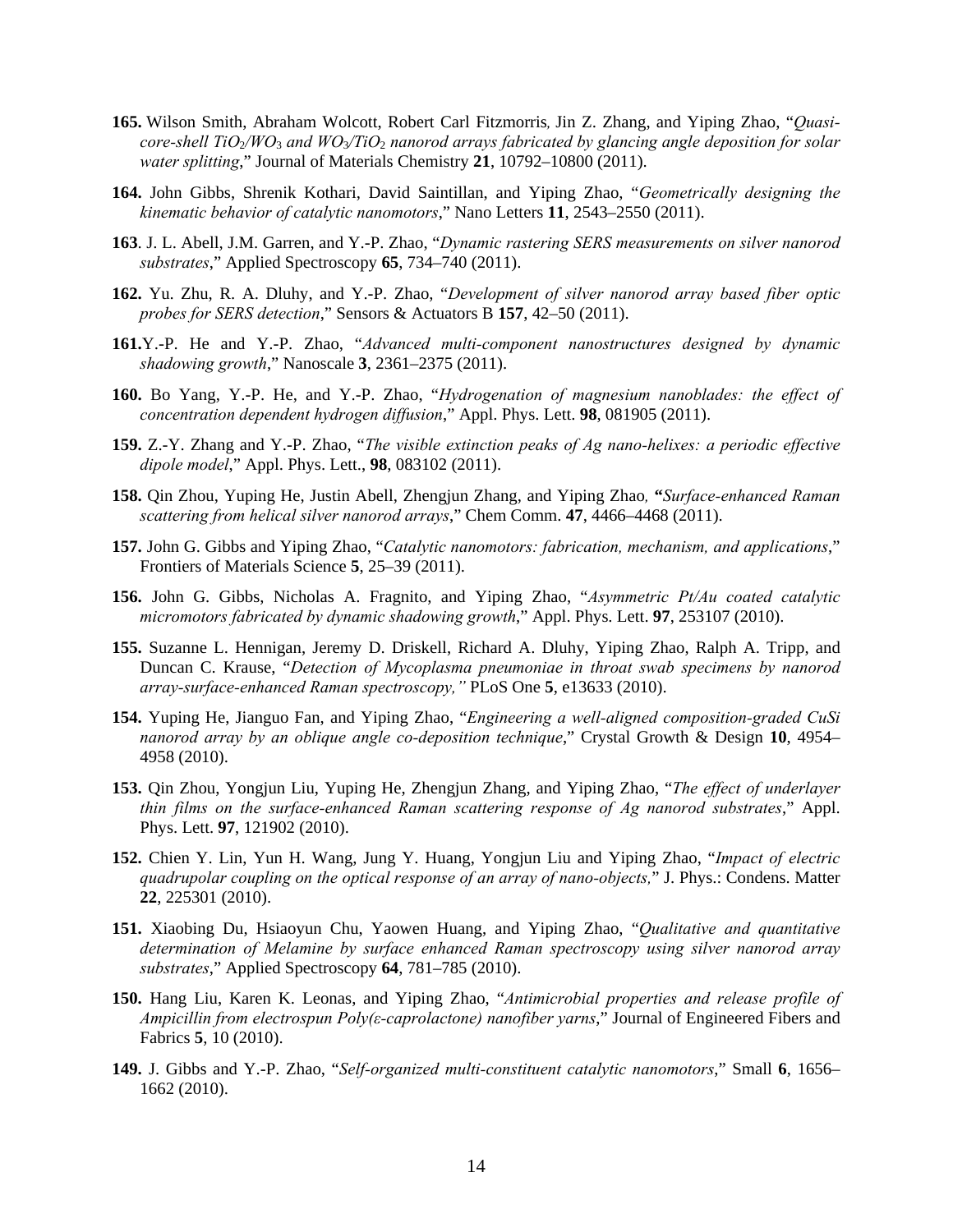**165.** Wilson Smith, Abraham Wolcott, Robert Carl Fitzmorris, Jin Z. Zhang, and Yiping Zhao, "*Quasi-core-shell $TiO_2/WO_3$ and $WO_3/TiO_2$ nanorod arrays fabricated by glancing angle deposition for solar water splitting*," Journal of Materials Chemistry **21**, 10792–10800 (2011).

**164.** John Gibbs, Shrenik Kothari, David Saintillan, and Yiping Zhao, "*Geometrically designing the kinematic behavior of catalytic nanomotors*," Nano Letters **11**, 2543–2550 (2011).

**163**. J. L. Abell, J.M. Garren, and Y.-P. Zhao, "*Dynamic rastering SERS measurements on silver nanorod substrates*," Applied Spectroscopy **65**, 734–740 (2011).

**162.** Yu. Zhu, R. A. Dluhy, and Y.-P. Zhao, "*Development of silver nanorod array based fiber optic probes for SERS detection*," Sensors & Actuators B **157**, 42–50 (2011).

**161.** Y.-P. He and Y.-P. Zhao, "*Advanced multi-component nanostructures designed by dynamic shadowing growth*," Nanoscale **3**, 2361–2375 (2011).

**160.** Bo Yang, Y.-P. He, and Y.-P. Zhao, "*Hydrogenation of magnesium nanoblades: the effect of concentration dependent hydrogen diffusion*," Appl. Phys. Lett. **98**, 081905 (2011).

**159.** Z.-Y. Zhang and Y.-P. Zhao, "*The visible extinction peaks of Ag nano-helixes: a periodic effective dipole model*," Appl. Phys. Lett., **98**, 083102 (2011).

**158.** Qin Zhou, Yuping He, Justin Abell, Zhengjun Zhang, and Yiping Zhao, **"***Surface-enhanced Raman scattering from helical silver nanorod arrays*," Chem Comm. **47**, 4466–4468 (2011).

**157.** John G. Gibbs and Yiping Zhao, "*Catalytic nanomotors: fabrication, mechanism, and applications*," Frontiers of Materials Science **5**, 25–39 (2011).

**156.** John G. Gibbs, Nicholas A. Fragnito, and Yiping Zhao, "*Asymmetric Pt/Au coated catalytic micromotors fabricated by dynamic shadowing growth*," Appl. Phys. Lett. **97**, 253107 (2010).

**155.** Suzanne L. Hennigan, Jeremy D. Driskell, Richard A. Dluhy, Yiping Zhao, Ralph A. Tripp, and Duncan C. Krause, "*Detection of Mycoplasma pneumoniae in throat swab specimens by nanorod array-surface-enhanced Raman spectroscopy,"* PLoS One **5**, e13633 (2010).

**154.** Yuping He, Jianguo Fan, and Yiping Zhao, "*Engineering a well-aligned composition-graded CuSi nanorod array by an oblique angle co-deposition technique*," Crystal Growth & Design **10**, 4954–4958 (2010).

**153.** Qin Zhou, Yongjun Liu, Yuping He, Zhengjun Zhang, and Yiping Zhao, "*The effect of underlayer thin films on the surface-enhanced Raman scattering response of Ag nanorod substrates*," Appl. Phys. Lett. **97**, 121902 (2010).

**152.** Chien Y. Lin, Yun H. Wang, Jung Y. Huang, Yongjun Liu and Yiping Zhao, "*Impact of electric quadrupolar coupling on the optical response of an array of nano-objects,*" J. Phys.: Condens. Matter **22**, 225301 (2010).

**151.** Xiaobing Du, Hsiaoyun Chu, Yaowen Huang, and Yiping Zhao, "*Qualitative and quantitative determination of Melamine by surface enhanced Raman spectroscopy using silver nanorod array substrates*," Applied Spectroscopy **64**, 781–785 (2010).

**150.** Hang Liu, Karen K. Leonas, and Yiping Zhao, "*Antimicrobial properties and release profile of Ampicillin from electrospun Poly(ε-caprolactone) nanofiber yarns*," Journal of Engineered Fibers and Fabrics **5**, 10 (2010).

**149.** J. Gibbs and Y.-P. Zhao, "*Self-organized multi-constituent catalytic nanomotors*," Small **6**, 1656–1662 (2010).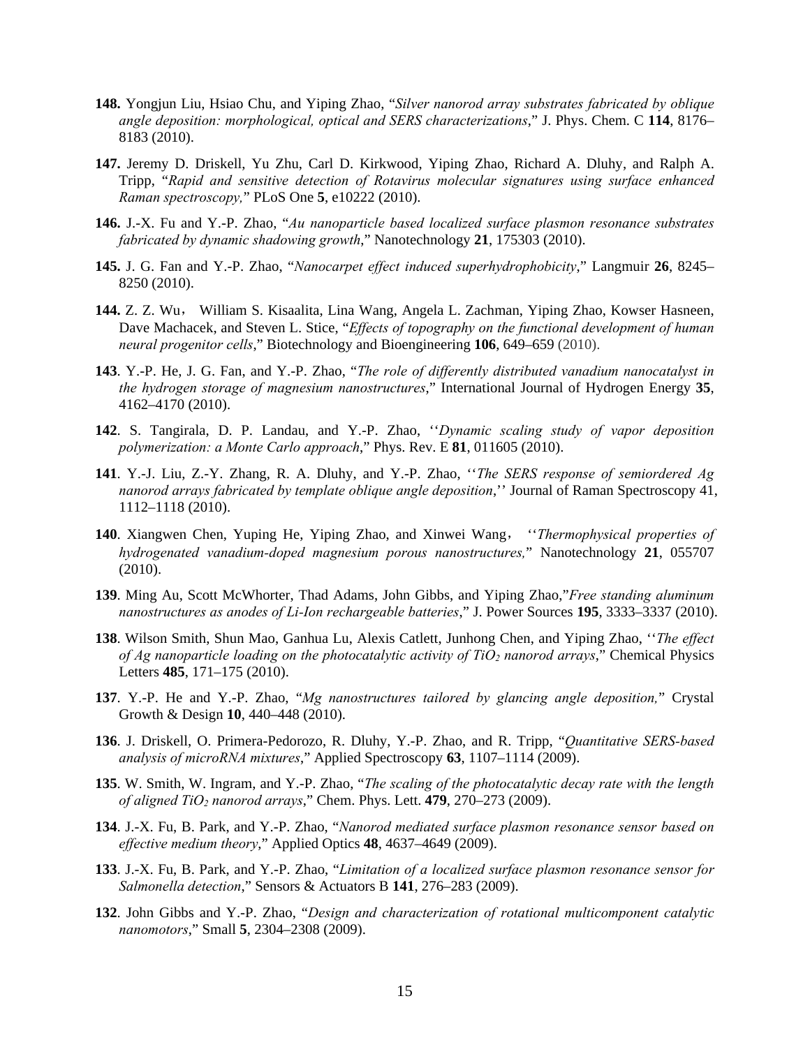**148.** Yongjun Liu, Hsiao Chu, and Yiping Zhao, "*Silver nanorod array substrates fabricated by oblique angle deposition: morphological, optical and SERS characterizations*," J. Phys. Chem. C **114**, 8176–8183 (2010).

**147.** Jeremy D. Driskell, Yu Zhu, Carl D. Kirkwood, Yiping Zhao, Richard A. Dluhy, and Ralph A. Tripp, "*Rapid and sensitive detection of Rotavirus molecular signatures using surface enhanced Raman spectroscopy,*" PLoS One **5**, e10222 (2010).

**146.** J.-X. Fu and Y.-P. Zhao, "*Au nanoparticle based localized surface plasmon resonance substrates fabricated by dynamic shadowing growth*," Nanotechnology **21**, 175303 (2010).

**145.** J. G. Fan and Y.-P. Zhao, "*Nanocarpet effect induced superhydrophobicity*," Langmuir **26**, 8245–8250 (2010).

**144.** Z. Z. Wu， William S. Kisaalita, Lina Wang, Angela L. Zachman, Yiping Zhao, Kowser Hasneen, Dave Machacek, and Steven L. Stice, "*Effects of topography on the functional development of human neural progenitor cells*," Biotechnology and Bioengineering **106**, 649–659 (2010).

**143**. Y.-P. He, J. G. Fan, and Y.-P. Zhao, "*The role of differently distributed vanadium nanocatalyst in the hydrogen storage of magnesium nanostructures*," International Journal of Hydrogen Energy **35**, 4162–4170 (2010).

**142**. S. Tangirala, D. P. Landau, and Y.-P. Zhao, ''*Dynamic scaling study of vapor deposition polymerization: a Monte Carlo approach*," Phys. Rev. E **81**, 011605 (2010).

**141**. Y.-J. Liu, Z.-Y. Zhang, R. A. Dluhy, and Y.-P. Zhao, ''*The SERS response of semiordered Ag nanorod arrays fabricated by template oblique angle deposition*,'' Journal of Raman Spectroscopy 41, 1112–1118 (2010).

**140**. Xiangwen Chen, Yuping He, Yiping Zhao, and Xinwei Wang， ''*Thermophysical properties of hydrogenated vanadium-doped magnesium porous nanostructures,*" Nanotechnology **21**, 055707 (2010).

**139**. Ming Au, Scott McWhorter, Thad Adams, John Gibbs, and Yiping Zhao,"*Free standing aluminum nanostructures as anodes of Li-Ion rechargeable batteries*," J. Power Sources **195**, 3333–3337 (2010).

**138**. Wilson Smith, Shun Mao, Ganhua Lu, Alexis Catlett, Junhong Chen, and Yiping Zhao, ''*The effect of Ag nanoparticle loading on the photocatalytic activity of $TiO_2$ nanorod arrays*," Chemical Physics Letters **485**, 171–175 (2010).

**137**. Y.-P. He and Y.-P. Zhao, "*Mg nanostructures tailored by glancing angle deposition,*" Crystal Growth & Design **10**, 440–448 (2010).

**136**. J. Driskell, O. Primera-Pedorozo, R. Dluhy, Y.-P. Zhao, and R. Tripp, "*Quantitative SERS-based analysis of microRNA mixtures*," Applied Spectroscopy **63**, 1107–1114 (2009).

**135**. W. Smith, W. Ingram, and Y.-P. Zhao, "*The scaling of the photocatalytic decay rate with the length of aligned $TiO_2$ nanorod arrays*," Chem. Phys. Lett. **479**, 270–273 (2009).

**134**. J.-X. Fu, B. Park, and Y.-P. Zhao, "*Nanorod mediated surface plasmon resonance sensor based on effective medium theory*," Applied Optics **48**, 4637–4649 (2009).

**133**. J.-X. Fu, B. Park, and Y.-P. Zhao, "*Limitation of a localized surface plasmon resonance sensor for Salmonella detection*," Sensors & Actuators B **141**, 276–283 (2009).

**132**. John Gibbs and Y.-P. Zhao, "*Design and characterization of rotational multicomponent catalytic nanomotors*," Small **5**, 2304–2308 (2009).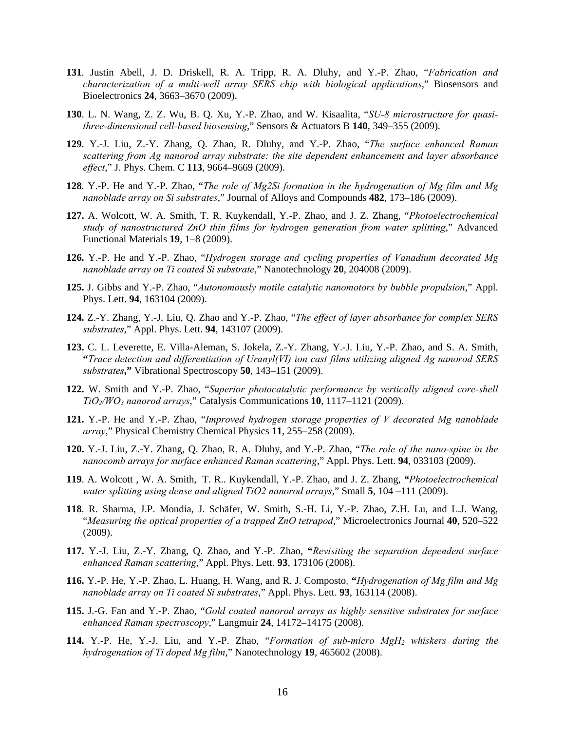**131**. Justin Abell, J. D. Driskell, R. A. Tripp, R. A. Dluhy, and Y.-P. Zhao, "*Fabrication and characterization of a multi-well array SERS chip with biological applications*," Biosensors and Bioelectronics **24**, 3663–3670 (2009).

**130**. L. N. Wang, Z. Z. Wu, B. Q. Xu, Y.-P. Zhao, and W. Kisaalita, "*SU-8 microstructure for quasi-three-dimensional cell-based biosensing*," Sensors & Actuators B **140**, 349–355 (2009).

**129**. Y.-J. Liu, Z.-Y. Zhang, Q. Zhao, R. Dluhy, and Y.-P. Zhao, "*The surface enhanced Raman scattering from Ag nanorod array substrate: the site dependent enhancement and layer absorbance effect*," J. Phys. Chem. C **113**, 9664–9669 (2009).

**128**. Y.-P. He and Y.-P. Zhao, "*The role of Mg2Si formation in the hydrogenation of Mg film and Mg nanoblade array on Si substrates*," Journal of Alloys and Compounds **482**, 173–186 (2009).

**127.** A. Wolcott, W. A. Smith, T. R. Kuykendall, Y.-P. Zhao, and J. Z. Zhang, "*Photoelectrochemical study of nanostructured ZnO thin films for hydrogen generation from water splitting*," Advanced Functional Materials **19**, 1–8 (2009).

**126.** Y.-P. He and Y.-P. Zhao, "*Hydrogen storage and cycling properties of Vanadium decorated Mg nanoblade array on Ti coated Si substrate*," Nanotechnology **20**, 204008 (2009).

**125.** J. Gibbs and Y.-P. Zhao, "*Autonomously motile catalytic nanomotors by bubble propulsion*," Appl. Phys. Lett. **94**, 163104 (2009).

**124.** Z.-Y. Zhang, Y.-J. Liu, Q. Zhao and Y.-P. Zhao, "*The effect of layer absorbance for complex SERS substrates*," Appl. Phys. Lett. **94**, 143107 (2009).

**123.** C. L. Leverette, E. Villa-Aleman, S. Jokela, Z.-Y. Zhang, Y.-J. Liu, Y.-P. Zhao, and S. A. Smith, **"***Trace detection and differentiation of Uranyl(VI) ion cast films utilizing aligned Ag nanorod SERS substrates***,"** Vibrational Spectroscopy **50**, 143–151 (2009).

**122.** W. Smith and Y.-P. Zhao, "*Superior photocatalytic performance by vertically aligned core-shell $TiO_2/WO_3$ nanorod arrays*," Catalysis Communications **10**, 1117–1121 (2009).

**121.** Y.-P. He and Y.-P. Zhao, "*Improved hydrogen storage properties of V decorated Mg nanoblade array*," Physical Chemistry Chemical Physics **11**, 255–258 (2009).

**120.** Y.-J. Liu, Z.-Y. Zhang, Q. Zhao, R. A. Dluhy, and Y.-P. Zhao, "*The role of the nano-spine in the nanocomb arrays for surface enhanced Raman scattering*," Appl. Phys. Lett. **94**, 033103 (2009).

**119**. A. Wolcott , W. A. Smith, T. R.. Kuykendall, Y.-P. Zhao, and J. Z. Zhang, **"***Photoelectrochemical water splitting using dense and aligned TiO2 nanorod arrays*," Small **5**, 104 –111 (2009).

**118**. R. Sharma, J.P. Mondia, J. Schäfer, W. Smith, S.-H. Li, Y.-P. Zhao, Z.H. Lu, and L.J. Wang, "*Measuring the optical properties of a trapped ZnO tetrapod*," Microelectronics Journal **40**, 520–522 (2009).

**117.** Y.-J. Liu, Z.-Y. Zhang, Q. Zhao, and Y.-P. Zhao, **"***Revisiting the separation dependent surface enhanced Raman scattering*," Appl. Phys. Lett. **93**, 173106 (2008).

**116.** Y.-P. He, Y.-P. Zhao, L. Huang, H. Wang, and R. J. Composto, **"***Hydrogenation of Mg film and Mg nanoblade array on Ti coated Si substrates*," Appl. Phys. Lett. **93**, 163114 (2008).

**115.** J.-G. Fan and Y.-P. Zhao, "*Gold coated nanorod arrays as highly sensitive substrates for surface enhanced Raman spectroscopy*," Langmuir **24**, 14172–14175 (2008).

**114.** Y.-P. He, Y.-J. Liu, and Y.-P. Zhao, "*Formation of sub-micro $MgH_2$ whiskers during the hydrogenation of Ti doped Mg film*," Nanotechnology **19**, 465602 (2008).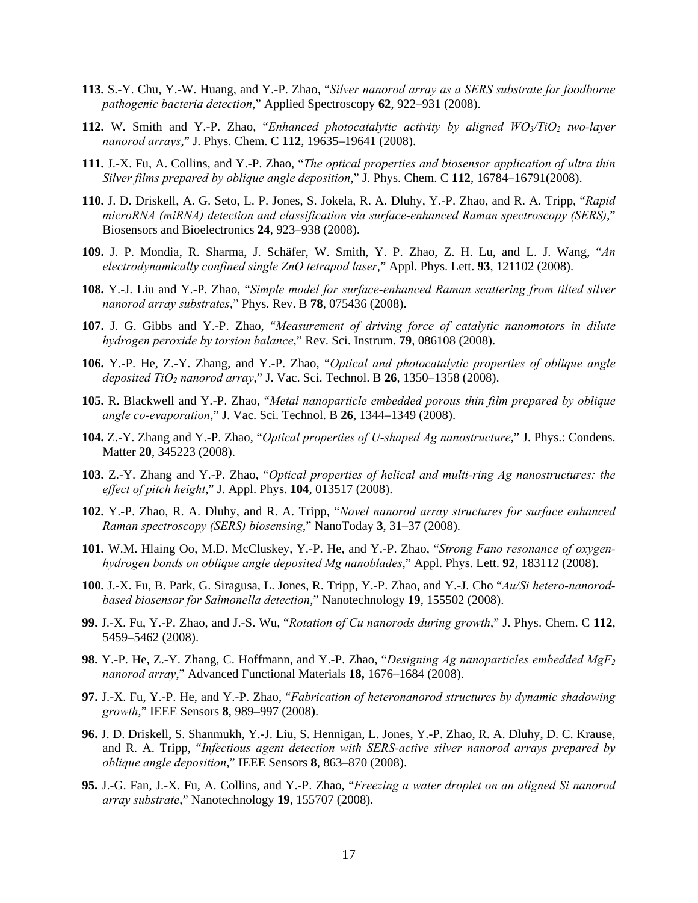**113.** S.-Y. Chu, Y.-W. Huang, and Y.-P. Zhao, "*Silver nanorod array as a SERS substrate for foodborne pathogenic bacteria detection*," Applied Spectroscopy **62**, 922–931 (2008).

**112.** W. Smith and Y.-P. Zhao, "*Enhanced photocatalytic activity by aligned $WO_3/TiO_2$ two-layer nanorod arrays*," J. Phys. Chem. C **112**, 19635–19641 (2008).

**111.** J.-X. Fu, A. Collins, and Y.-P. Zhao, "*The optical properties and biosensor application of ultra thin Silver films prepared by oblique angle deposition*," J. Phys. Chem. C **112**, 16784–16791(2008).

**110.** J. D. Driskell, A. G. Seto, L. P. Jones, S. Jokela, R. A. Dluhy, Y.-P. Zhao, and R. A. Tripp, "*Rapid microRNA (miRNA) detection and classification via surface-enhanced Raman spectroscopy (SERS)*," Biosensors and Bioelectronics **24**, 923–938 (2008).

**109.** J. P. Mondia, R. Sharma, J. Schäfer, W. Smith, Y. P. Zhao, Z. H. Lu, and L. J. Wang, "*An electrodynamically confined single ZnO tetrapod laser*," Appl. Phys. Lett. **93**, 121102 (2008).

**108.** Y.-J. Liu and Y.-P. Zhao, "*Simple model for surface-enhanced Raman scattering from tilted silver nanorod array substrates*," Phys. Rev. B **78**, 075436 (2008).

**107.** J. G. Gibbs and Y.-P. Zhao, "*Measurement of driving force of catalytic nanomotors in dilute hydrogen peroxide by torsion balance*," Rev. Sci. Instrum. **79**, 086108 (2008).

**106.** Y.-P. He, Z.-Y. Zhang, and Y.-P. Zhao, "*Optical and photocatalytic properties of oblique angle deposited $TiO_2$ nanorod array*," J. Vac. Sci. Technol. B **26**, 1350–1358 (2008).

**105.** R. Blackwell and Y.-P. Zhao, "*Metal nanoparticle embedded porous thin film prepared by oblique angle co-evaporation*," J. Vac. Sci. Technol. B **26**, 1344–1349 (2008).

**104.** Z.-Y. Zhang and Y.-P. Zhao, "*Optical properties of U-shaped Ag nanostructure*," J. Phys.: Condens. Matter **20**, 345223 (2008).

**103.** Z.-Y. Zhang and Y.-P. Zhao, "*Optical properties of helical and multi-ring Ag nanostructures: the effect of pitch height*," J. Appl. Phys. **104**, 013517 (2008).

**102.** Y.-P. Zhao, R. A. Dluhy, and R. A. Tripp, "*Novel nanorod array structures for surface enhanced Raman spectroscopy (SERS) biosensing*," NanoToday **3**, 31–37 (2008).

**101.** W.M. Hlaing Oo, M.D. McCluskey, Y.-P. He, and Y.-P. Zhao, "*Strong Fano resonance of oxygen-hydrogen bonds on oblique angle deposited Mg nanoblades*," Appl. Phys. Lett. **92**, 183112 (2008).

**100.** J.-X. Fu, B. Park, G. Siragusa, L. Jones, R. Tripp, Y.-P. Zhao, and Y.-J. Cho "*Au/Si hetero-nanorod-based biosensor for Salmonella detection*," Nanotechnology **19**, 155502 (2008).

**99.** J.-X. Fu, Y.-P. Zhao, and J.-S. Wu, "*Rotation of Cu nanorods during growth*," J. Phys. Chem. C **112**, 5459–5462 (2008).

**98.** Y.-P. He, Z.-Y. Zhang, C. Hoffmann, and Y.-P. Zhao, "*Designing Ag nanoparticles embedded $MgF_2$ nanorod array*," Advanced Functional Materials **18,** 1676–1684 (2008).

**97.** J.-X. Fu, Y.-P. He, and Y.-P. Zhao, "*Fabrication of heteronanorod structures by dynamic shadowing growth*," IEEE Sensors **8**, 989–997 (2008).

**96.** J. D. Driskell, S. Shanmukh, Y.-J. Liu, S. Hennigan, L. Jones, Y.-P. Zhao, R. A. Dluhy, D. C. Krause, and R. A. Tripp, "*Infectious agent detection with SERS-active silver nanorod arrays prepared by oblique angle deposition*," IEEE Sensors **8**, 863–870 (2008).

**95.** J.-G. Fan, J.-X. Fu, A. Collins, and Y.-P. Zhao, "*Freezing a water droplet on an aligned Si nanorod array substrate*," Nanotechnology **19**, 155707 (2008).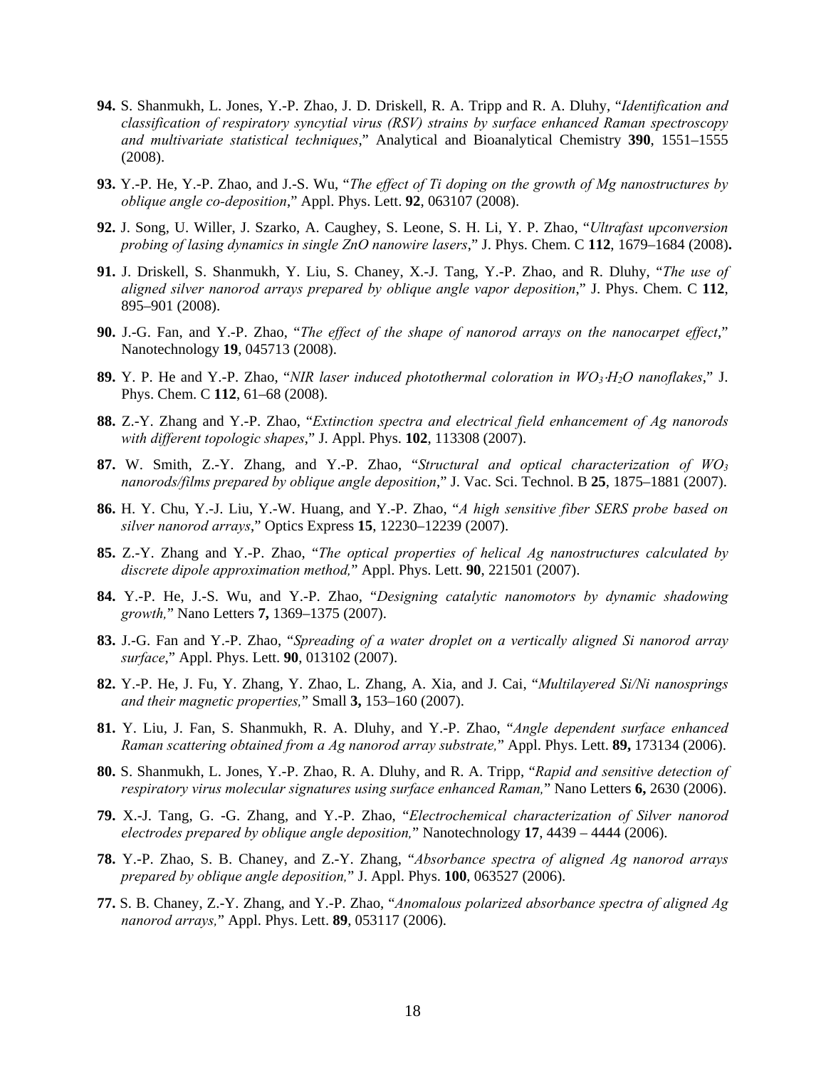**94.** S. Shanmukh, L. Jones, Y.-P. Zhao, J. D. Driskell, R. A. Tripp and R. A. Dluhy, "*Identification and classification of respiratory syncytial virus (RSV) strains by surface enhanced Raman spectroscopy and multivariate statistical techniques*," Analytical and Bioanalytical Chemistry **390**, 1551–1555 (2008).

**93.** Y.-P. He, Y.-P. Zhao, and J.-S. Wu, "*The effect of Ti doping on the growth of Mg nanostructures by oblique angle co-deposition*," Appl. Phys. Lett. **92**, 063107 (2008).

**92.** J. Song, U. Willer, J. Szarko, A. Caughey, S. Leone, S. H. Li, Y. P. Zhao, "*Ultrafast upconversion probing of lasing dynamics in single ZnO nanowire lasers*," J. Phys. Chem. C **112**, 1679–1684 (2008).

**91.** J. Driskell, S. Shanmukh, Y. Liu, S. Chaney, X.-J. Tang, Y.-P. Zhao, and R. Dluhy, "*The use of aligned silver nanorod arrays prepared by oblique angle vapor deposition*," J. Phys. Chem. C **112**, 895–901 (2008).

**90.** J.-G. Fan, and Y.-P. Zhao, "*The effect of the shape of nanorod arrays on the nanocarpet effect*," Nanotechnology **19**, 045713 (2008).

**89.** Y. P. He and Y.-P. Zhao, "*NIR laser induced photothermal coloration in $WO_3{\cdot}H_2O$ nanoflakes*," J. Phys. Chem. C **112**, 61–68 (2008).

**88.** Z.-Y. Zhang and Y.-P. Zhao, "*Extinction spectra and electrical field enhancement of Ag nanorods with different topologic shapes*," J. Appl. Phys. **102**, 113308 (2007).

**87.** W. Smith, Z.-Y. Zhang, and Y.-P. Zhao, "*Structural and optical characterization of $WO_3$ nanorods/films prepared by oblique angle deposition*," J. Vac. Sci. Technol. B **25**, 1875–1881 (2007).

**86.** H. Y. Chu, Y.-J. Liu, Y.-W. Huang, and Y.-P. Zhao, "*A high sensitive fiber SERS probe based on silver nanorod arrays*," Optics Express **15**, 12230–12239 (2007).

**85.** Z.-Y. Zhang and Y.-P. Zhao, "*The optical properties of helical Ag nanostructures calculated by discrete dipole approximation method,*" Appl. Phys. Lett. **90**, 221501 (2007).

**84.** Y.-P. He, J.-S. Wu, and Y.-P. Zhao, "*Designing catalytic nanomotors by dynamic shadowing growth,*" Nano Letters **7,** 1369–1375 (2007).

**83.** J.-G. Fan and Y.-P. Zhao, "*Spreading of a water droplet on a vertically aligned Si nanorod array surface*," Appl. Phys. Lett. **90**, 013102 (2007).

**82.** Y.-P. He, J. Fu, Y. Zhang, Y. Zhao, L. Zhang, A. Xia, and J. Cai, "*Multilayered Si/Ni nanosprings and their magnetic properties,*" Small **3,** 153–160 (2007).

**81.** Y. Liu, J. Fan, S. Shanmukh, R. A. Dluhy, and Y.-P. Zhao, "*Angle dependent surface enhanced Raman scattering obtained from a Ag nanorod array substrate,*" Appl. Phys. Lett. **89,** 173134 (2006).

**80.** S. Shanmukh, L. Jones, Y.-P. Zhao, R. A. Dluhy, and R. A. Tripp, "*Rapid and sensitive detection of respiratory virus molecular signatures using surface enhanced Raman,*" Nano Letters **6,** 2630 (2006).

**79.** X.-J. Tang, G. -G. Zhang, and Y.-P. Zhao, "*Electrochemical characterization of Silver nanorod electrodes prepared by oblique angle deposition,*" Nanotechnology **17**, 4439 – 4444 (2006).

**78.** Y.-P. Zhao, S. B. Chaney, and Z.-Y. Zhang, "*Absorbance spectra of aligned Ag nanorod arrays prepared by oblique angle deposition,*" J. Appl. Phys. **100**, 063527 (2006).

**77.** S. B. Chaney, Z.-Y. Zhang, and Y.-P. Zhao, "*Anomalous polarized absorbance spectra of aligned Ag nanorod arrays,*" Appl. Phys. Lett. **89**, 053117 (2006).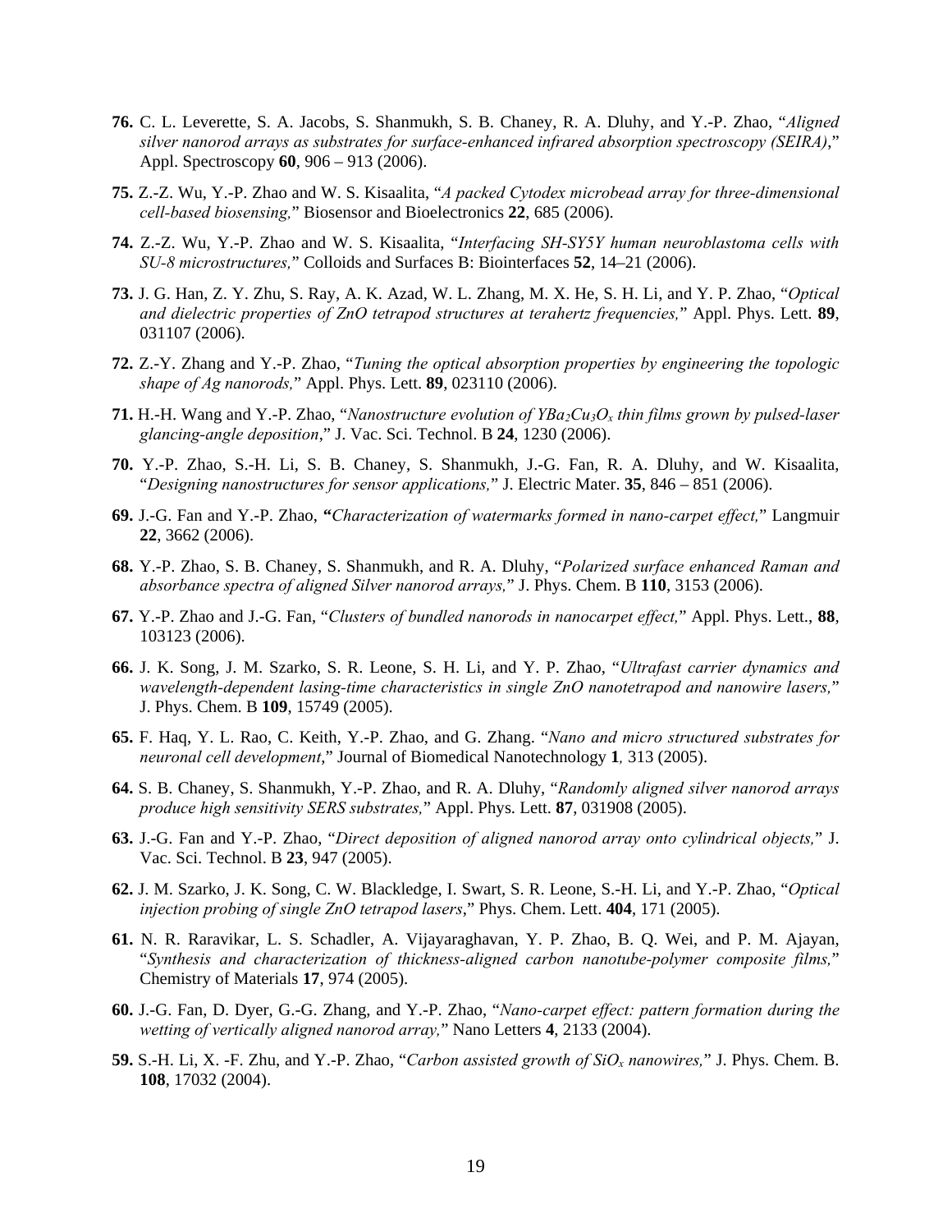**76.** C. L. Leverette, S. A. Jacobs, S. Shanmukh, S. B. Chaney, R. A. Dluhy, and Y.-P. Zhao, "*Aligned silver nanorod arrays as substrates for surface-enhanced infrared absorption spectroscopy (SEIRA)*," Appl. Spectroscopy **60**, 906 – 913 (2006).

**75.** Z.-Z. Wu, Y.-P. Zhao and W. S. Kisaalita, "*A packed Cytodex microbead array for three-dimensional cell-based biosensing,*" Biosensor and Bioelectronics **22**, 685 (2006).

**74.** Z.-Z. Wu, Y.-P. Zhao and W. S. Kisaalita, "*Interfacing SH-SY5Y human neuroblastoma cells with SU-8 microstructures,*" Colloids and Surfaces B: Biointerfaces **52**, 14–21 (2006).

**73.** J. G. Han, Z. Y. Zhu, S. Ray, A. K. Azad, W. L. Zhang, M. X. He, S. H. Li, and Y. P. Zhao, "*Optical and dielectric properties of ZnO tetrapod structures at terahertz frequencies,*" Appl. Phys. Lett. **89**, 031107 (2006).

**72.** Z.-Y. Zhang and Y.-P. Zhao, "*Tuning the optical absorption properties by engineering the topologic shape of Ag nanorods,*" Appl. Phys. Lett. **89**, 023110 (2006).

**71.** H.-H. Wang and Y.-P. Zhao, "*Nanostructure evolution of $YBa_2Cu_3O_x$ thin films grown by pulsed-laser glancing-angle deposition*," J. Vac. Sci. Technol. B **24**, 1230 (2006).

**70.** Y.-P. Zhao, S.-H. Li, S. B. Chaney, S. Shanmukh, J.-G. Fan, R. A. Dluhy, and W. Kisaalita, "*Designing nanostructures for sensor applications,*" J. Electric Mater. **35**, 846 – 851 (2006).

**69.** J.-G. Fan and Y.-P. Zhao, **"***Characterization of watermarks formed in nano-carpet effect,*" Langmuir **22**, 3662 (2006).

**68.** Y.-P. Zhao, S. B. Chaney, S. Shanmukh, and R. A. Dluhy, "*Polarized surface enhanced Raman and absorbance spectra of aligned Silver nanorod arrays,*" J. Phys. Chem. B **110**, 3153 (2006).

**67.** Y.-P. Zhao and J.-G. Fan, "*Clusters of bundled nanorods in nanocarpet effect,*" Appl. Phys. Lett., **88**, 103123 (2006).

**66.** J. K. Song, J. M. Szarko, S. R. Leone, S. H. Li, and Y. P. Zhao, "*Ultrafast carrier dynamics and wavelength-dependent lasing-time characteristics in single ZnO nanotetrapod and nanowire lasers,*" J. Phys. Chem. B **109**, 15749 (2005).

**65.** F. Haq, Y. L. Rao, C. Keith, Y.-P. Zhao, and G. Zhang. "*Nano and micro structured substrates for neuronal cell development*," Journal of Biomedical Nanotechnology **1***,* 313 (2005).

**64.** S. B. Chaney, S. Shanmukh, Y.-P. Zhao, and R. A. Dluhy, "*Randomly aligned silver nanorod arrays produce high sensitivity SERS substrates,*" Appl. Phys. Lett. **87**, 031908 (2005).

**63.** J.-G. Fan and Y.-P. Zhao, "*Direct deposition of aligned nanorod array onto cylindrical objects,*" J. Vac. Sci. Technol. B **23**, 947 (2005).

**62.** J. M. Szarko, J. K. Song, C. W. Blackledge, I. Swart, S. R. Leone, S.-H. Li, and Y.-P. Zhao, "*Optical injection probing of single ZnO tetrapod lasers*," Phys. Chem. Lett. **404**, 171 (2005).

**61.** N. R. Raravikar, L. S. Schadler, A. Vijayaraghavan, Y. P. Zhao, B. Q. Wei, and P. M. Ajayan, "*Synthesis and characterization of thickness-aligned carbon nanotube-polymer composite films,*" Chemistry of Materials **17**, 974 (2005).

**60.** J.-G. Fan, D. Dyer, G.-G. Zhang, and Y.-P. Zhao, "*Nano-carpet effect: pattern formation during the wetting of vertically aligned nanorod array,*" Nano Letters **4**, 2133 (2004).

**59.** S.-H. Li, X. -F. Zhu, and Y.-P. Zhao, "*Carbon assisted growth of $SiO_x$ nanowires,*" J. Phys. Chem. B. **108**, 17032 (2004).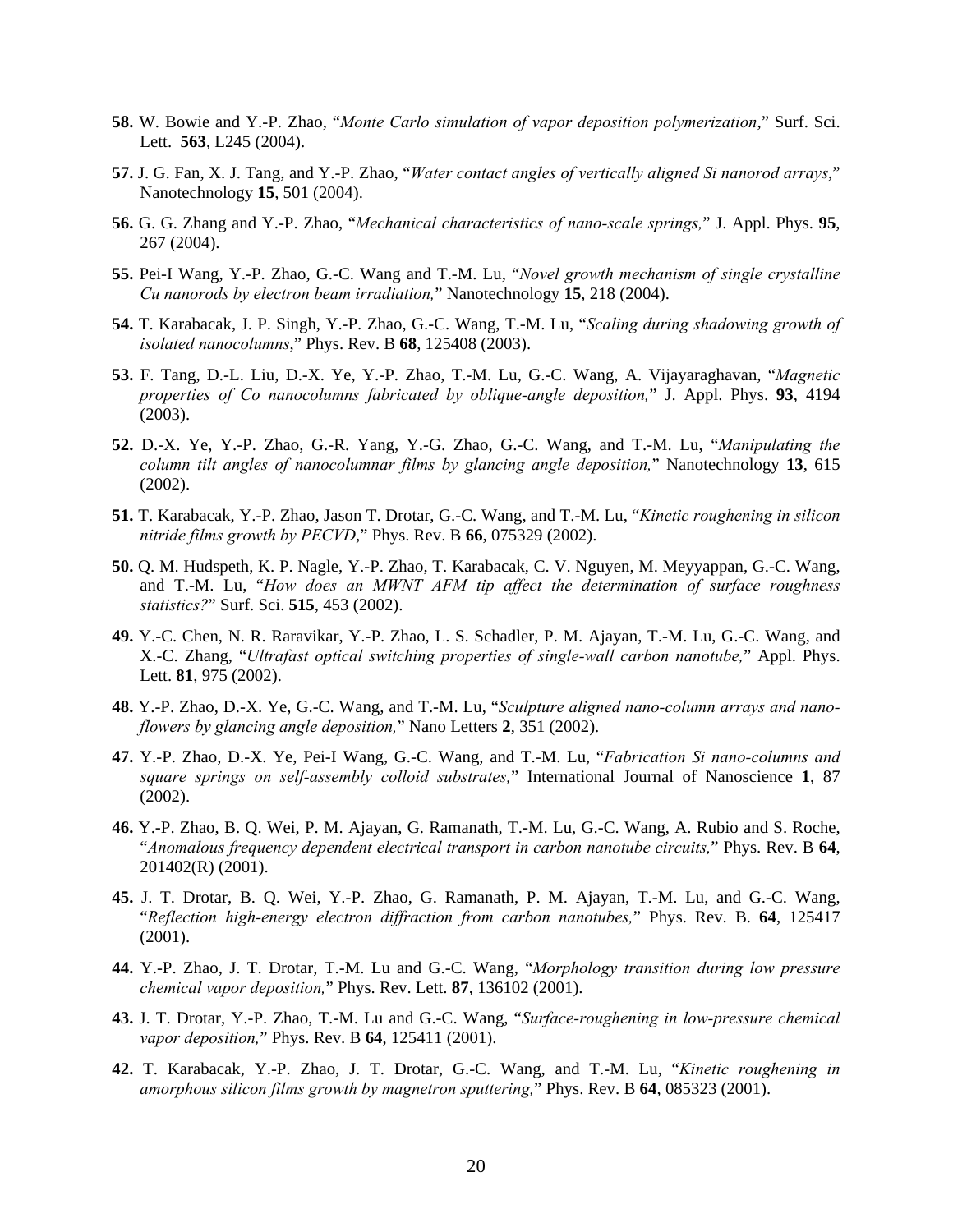**58.** W. Bowie and Y.-P. Zhao, "*Monte Carlo simulation of vapor deposition polymerization*," Surf. Sci. Lett. **563**, L245 (2004).

**57.** J. G. Fan, X. J. Tang, and Y.-P. Zhao, "*Water contact angles of vertically aligned Si nanorod arrays*," Nanotechnology **15**, 501 (2004).

**56.** G. G. Zhang and Y.-P. Zhao, "*Mechanical characteristics of nano-scale springs,*" J. Appl. Phys. **95**, 267 (2004).

**55.** Pei-I Wang, Y.-P. Zhao, G.-C. Wang and T.-M. Lu, "*Novel growth mechanism of single crystalline Cu nanorods by electron beam irradiation,*" Nanotechnology **15**, 218 (2004).

**54.** T. Karabacak, J. P. Singh, Y.-P. Zhao, G.-C. Wang, T.-M. Lu, "*Scaling during shadowing growth of isolated nanocolumns*," Phys. Rev. B **68**, 125408 (2003).

**53.** F. Tang, D.-L. Liu, D.-X. Ye, Y.-P. Zhao, T.-M. Lu, G.-C. Wang, A. Vijayaraghavan, "*Magnetic properties of Co nanocolumns fabricated by oblique-angle deposition,*" J. Appl. Phys. **93**, 4194 (2003).

**52.** D.-X. Ye, Y.-P. Zhao, G.-R. Yang, Y.-G. Zhao, G.-C. Wang, and T.-M. Lu, "*Manipulating the column tilt angles of nanocolumnar films by glancing angle deposition,*" Nanotechnology **13**, 615 (2002).

**51.** T. Karabacak, Y.-P. Zhao, Jason T. Drotar, G.-C. Wang, and T.-M. Lu, "*Kinetic roughening in silicon nitride films growth by PECVD*," Phys. Rev. B **66**, 075329 (2002).

**50.** Q. M. Hudspeth, K. P. Nagle, Y.-P. Zhao, T. Karabacak, C. V. Nguyen, M. Meyyappan, G.-C. Wang, and T.-M. Lu, "*How does an MWNT AFM tip affect the determination of surface roughness statistics?*" Surf. Sci. **515**, 453 (2002).

**49.** Y.-C. Chen, N. R. Raravikar, Y.-P. Zhao, L. S. Schadler, P. M. Ajayan, T.-M. Lu, G.-C. Wang, and X.-C. Zhang, "*Ultrafast optical switching properties of single-wall carbon nanotube,*" Appl. Phys. Lett. **81**, 975 (2002).

**48.** Y.-P. Zhao, D.-X. Ye, G.-C. Wang, and T.-M. Lu, "*Sculpture aligned nano-column arrays and nano-flowers by glancing angle deposition,*" Nano Letters **2**, 351 (2002).

**47.** Y.-P. Zhao, D.-X. Ye, Pei-I Wang, G.-C. Wang, and T.-M. Lu, "*Fabrication Si nano-columns and square springs on self-assembly colloid substrates,*" International Journal of Nanoscience **1**, 87 (2002).

**46.** Y.-P. Zhao, B. Q. Wei, P. M. Ajayan, G. Ramanath, T.-M. Lu, G.-C. Wang, A. Rubio and S. Roche, "*Anomalous frequency dependent electrical transport in carbon nanotube circuits,*" Phys. Rev. B **64**, 201402(R) (2001).

**45.** J. T. Drotar, B. Q. Wei, Y.-P. Zhao, G. Ramanath, P. M. Ajayan, T.-M. Lu, and G.-C. Wang, "*Reflection high-energy electron diffraction from carbon nanotubes,*" Phys. Rev. B. **64**, 125417 (2001).

**44.** Y.-P. Zhao, J. T. Drotar, T.-M. Lu and G.-C. Wang, "*Morphology transition during low pressure chemical vapor deposition,*" Phys. Rev. Lett. **87**, 136102 (2001).

**43.** J. T. Drotar, Y.-P. Zhao, T.-M. Lu and G.-C. Wang, "*Surface-roughening in low-pressure chemical vapor deposition,*" Phys. Rev. B **64**, 125411 (2001).

**42.** T. Karabacak, Y.-P. Zhao, J. T. Drotar, G.-C. Wang, and T.-M. Lu, "*Kinetic roughening in amorphous silicon films growth by magnetron sputtering,*" Phys. Rev. B **64**, 085323 (2001).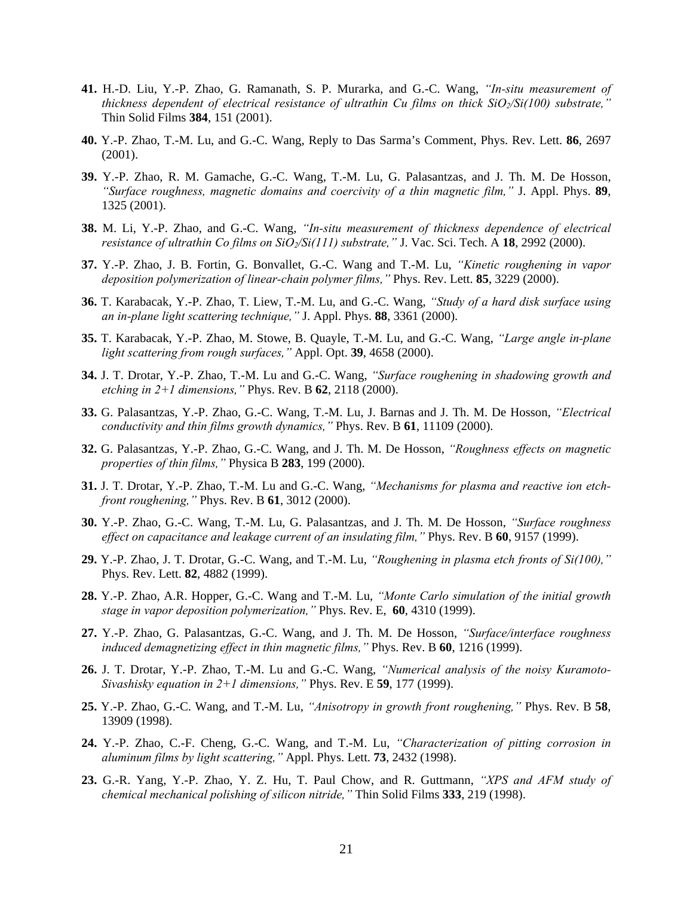**41.** H.-D. Liu, Y.-P. Zhao, G. Ramanath, S. P. Murarka, and G.-C. Wang, *"In-situ measurement of thickness dependent of electrical resistance of ultrathin Cu films on thick $SiO_2$/Si(100) substrate,"* Thin Solid Films **384**, 151 (2001).

**40.** Y.-P. Zhao, T.-M. Lu, and G.-C. Wang, Reply to Das Sarma's Comment, Phys. Rev. Lett. **86**, 2697 (2001).

**39.** Y.-P. Zhao, R. M. Gamache, G.-C. Wang, T.-M. Lu, G. Palasantzas, and J. Th. M. De Hosson, *"Surface roughness, magnetic domains and coercivity of a thin magnetic film,"* J. Appl. Phys. **89**, 1325 (2001).

**38.** M. Li, Y.-P. Zhao, and G.-C. Wang, *"In-situ measurement of thickness dependence of electrical resistance of ultrathin Co films on $SiO_2$/Si(111) substrate,"* J. Vac. Sci. Tech. A **18**, 2992 (2000).

**37.** Y.-P. Zhao, J. B. Fortin, G. Bonvallet, G.-C. Wang and T.-M. Lu, *"Kinetic roughening in vapor deposition polymerization of linear-chain polymer films,"* Phys. Rev. Lett. **85**, 3229 (2000).

**36.** T. Karabacak, Y.-P. Zhao, T. Liew, T.-M. Lu, and G.-C. Wang, *"Study of a hard disk surface using an in-plane light scattering technique,"* J. Appl. Phys. **88**, 3361 (2000).

**35.** T. Karabacak, Y.-P. Zhao, M. Stowe, B. Quayle, T.-M. Lu, and G.-C. Wang, *"Large angle in-plane light scattering from rough surfaces,"* Appl. Opt. **39**, 4658 (2000).

**34.** J. T. Drotar, Y.-P. Zhao, T.-M. Lu and G.-C. Wang, *"Surface roughening in shadowing growth and etching in 2+1 dimensions,"* Phys. Rev. B **62**, 2118 (2000).

**33.** G. Palasantzas, Y.-P. Zhao, G.-C. Wang, T.-M. Lu, J. Barnas and J. Th. M. De Hosson, *"Electrical conductivity and thin films growth dynamics,"* Phys. Rev. B **61**, 11109 (2000).

**32.** G. Palasantzas, Y.-P. Zhao, G.-C. Wang, and J. Th. M. De Hosson, *"Roughness effects on magnetic properties of thin films,"* Physica B **283**, 199 (2000).

**31.** J. T. Drotar, Y.-P. Zhao, T.-M. Lu and G.-C. Wang, *"Mechanisms for plasma and reactive ion etch-front roughening,"* Phys. Rev. B **61**, 3012 (2000).

**30.** Y.-P. Zhao, G.-C. Wang, T.-M. Lu, G. Palasantzas, and J. Th. M. De Hosson, *"Surface roughness effect on capacitance and leakage current of an insulating film,"* Phys. Rev. B **60**, 9157 (1999).

**29.** Y.-P. Zhao, J. T. Drotar, G.-C. Wang, and T.-M. Lu, *"Roughening in plasma etch fronts of Si(100),"* Phys. Rev. Lett. **82**, 4882 (1999).

**28.** Y.-P. Zhao, A.R. Hopper, G.-C. Wang and T.-M. Lu, *"Monte Carlo simulation of the initial growth stage in vapor deposition polymerization,"* Phys. Rev. E, **60**, 4310 (1999).

**27.** Y.-P. Zhao, G. Palasantzas, G.-C. Wang, and J. Th. M. De Hosson, *"Surface/interface roughness induced demagnetizing effect in thin magnetic films,"* Phys. Rev. B **60**, 1216 (1999).

**26.** J. T. Drotar, Y.-P. Zhao, T.-M. Lu and G.-C. Wang, *"Numerical analysis of the noisy Kuramoto-Sivashisky equation in 2+1 dimensions,"* Phys. Rev. E **59**, 177 (1999).

**25.** Y.-P. Zhao, G.-C. Wang, and T.-M. Lu, *"Anisotropy in growth front roughening,"* Phys. Rev. B **58**, 13909 (1998).

**24.** Y.-P. Zhao, C.-F. Cheng, G.-C. Wang, and T.-M. Lu, *"Characterization of pitting corrosion in aluminum films by light scattering,"* Appl. Phys. Lett. **73**, 2432 (1998).

**23.** G.-R. Yang, Y.-P. Zhao, Y. Z. Hu, T. Paul Chow, and R. Guttmann, *"XPS and AFM study of chemical mechanical polishing of silicon nitride,"* Thin Solid Films **333**, 219 (1998).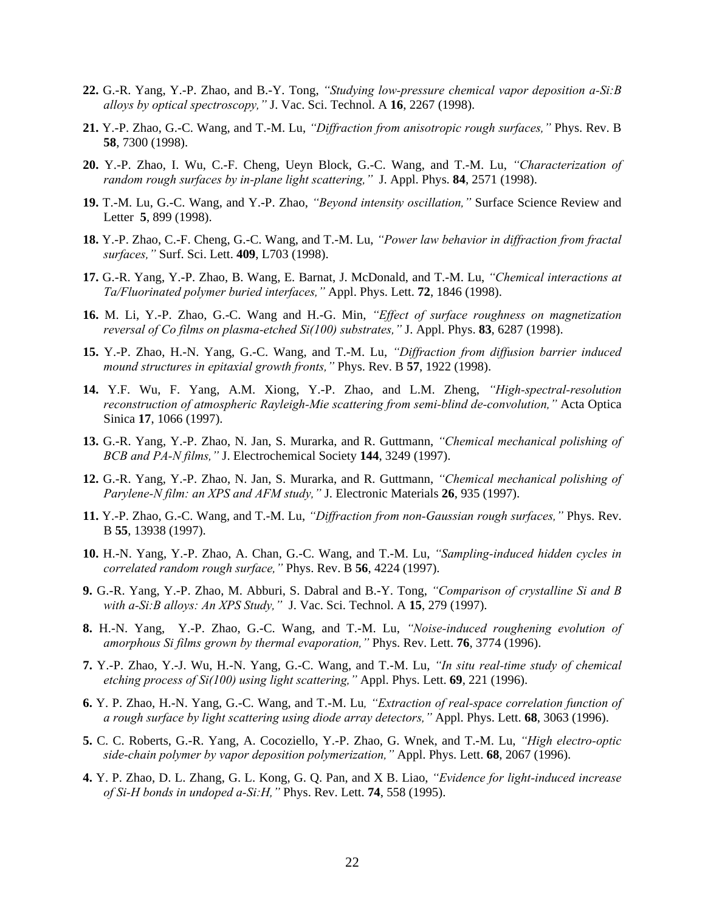**22.** G.-R. Yang, Y.-P. Zhao, and B.-Y. Tong, *"Studying low-pressure chemical vapor deposition a-Si:B alloys by optical spectroscopy,"* J. Vac. Sci. Technol. A **16**, 2267 (1998).

**21.** Y.-P. Zhao, G.-C. Wang, and T.-M. Lu, *"Diffraction from anisotropic rough surfaces,"* Phys. Rev. B **58**, 7300 (1998).

**20.** Y.-P. Zhao, I. Wu, C.-F. Cheng, Ueyn Block, G.-C. Wang, and T.-M. Lu, *"Characterization of random rough surfaces by in-plane light scattering,"* J. Appl. Phys. **84**, 2571 (1998).

**19.** T.-M. Lu, G.-C. Wang, and Y.-P. Zhao, *"Beyond intensity oscillation,"* Surface Science Review and Letter **5**, 899 (1998).

**18.** Y.-P. Zhao, C.-F. Cheng, G.-C. Wang, and T.-M. Lu, *"Power law behavior in diffraction from fractal surfaces,"* Surf. Sci. Lett. **409**, L703 (1998).

**17.** G.-R. Yang, Y.-P. Zhao, B. Wang, E. Barnat, J. McDonald, and T.-M. Lu, *"Chemical interactions at Ta/Fluorinated polymer buried interfaces,"* Appl. Phys. Lett. **72**, 1846 (1998).

**16.** M. Li, Y.-P. Zhao, G.-C. Wang and H.-G. Min, *"Effect of surface roughness on magnetization reversal of Co films on plasma-etched Si(100) substrates,"* J. Appl. Phys. **83**, 6287 (1998).

**15.** Y.-P. Zhao, H.-N. Yang, G.-C. Wang, and T.-M. Lu, *"Diffraction from diffusion barrier induced mound structures in epitaxial growth fronts,"* Phys. Rev. B **57**, 1922 (1998).

**14.** Y.F. Wu, F. Yang, A.M. Xiong, Y.-P. Zhao, and L.M. Zheng, *"High-spectral-resolution reconstruction of atmospheric Rayleigh-Mie scattering from semi-blind de-convolution,"* Acta Optica Sinica **17**, 1066 (1997).

**13.** G.-R. Yang, Y.-P. Zhao, N. Jan, S. Murarka, and R. Guttmann, *"Chemical mechanical polishing of BCB and PA-N films,"* J. Electrochemical Society **144**, 3249 (1997).

**12.** G.-R. Yang, Y.-P. Zhao, N. Jan, S. Murarka, and R. Guttmann, *"Chemical mechanical polishing of Parylene-N film: an XPS and AFM study,"* J. Electronic Materials **26**, 935 (1997).

**11.** Y.-P. Zhao, G.-C. Wang, and T.-M. Lu, *"Diffraction from non-Gaussian rough surfaces,"* Phys. Rev. B **55**, 13938 (1997).

**10.** H.-N. Yang, Y.-P. Zhao, A. Chan, G.-C. Wang, and T.-M. Lu, *"Sampling-induced hidden cycles in correlated random rough surface,"* Phys. Rev. B **56**, 4224 (1997).

**9.** G.-R. Yang, Y.-P. Zhao, M. Abburi, S. Dabral and B.-Y. Tong, *"Comparison of crystalline Si and B with a-Si:B alloys: An XPS Study,"* J. Vac. Sci. Technol. A **15**, 279 (1997).

**8.** H.-N. Yang, Y.-P. Zhao, G.-C. Wang, and T.-M. Lu, *"Noise-induced roughening evolution of amorphous Si films grown by thermal evaporation,"* Phys. Rev. Lett. **76**, 3774 (1996).

**7.** Y.-P. Zhao, Y.-J. Wu, H.-N. Yang, G.-C. Wang, and T.-M. Lu, *"In situ real-time study of chemical etching process of Si(100) using light scattering,"* Appl. Phys. Lett. **69**, 221 (1996).

**6.** Y. P. Zhao, H.-N. Yang, G.-C. Wang, and T.-M. Lu, *"Extraction of real-space correlation function of a rough surface by light scattering using diode array detectors,"* Appl. Phys. Lett. **68**, 3063 (1996).

**5.** C. C. Roberts, G.-R. Yang, A. Cocoziello, Y.-P. Zhao, G. Wnek, and T.-M. Lu, *"High electro-optic side-chain polymer by vapor deposition polymerization,"* Appl. Phys. Lett. **68**, 2067 (1996).

**4.** Y. P. Zhao, D. L. Zhang, G. L. Kong, G. Q. Pan, and X B. Liao, *"Evidence for light-induced increase of Si-H bonds in undoped a-Si:H,"* Phys. Rev. Lett. **74**, 558 (1995).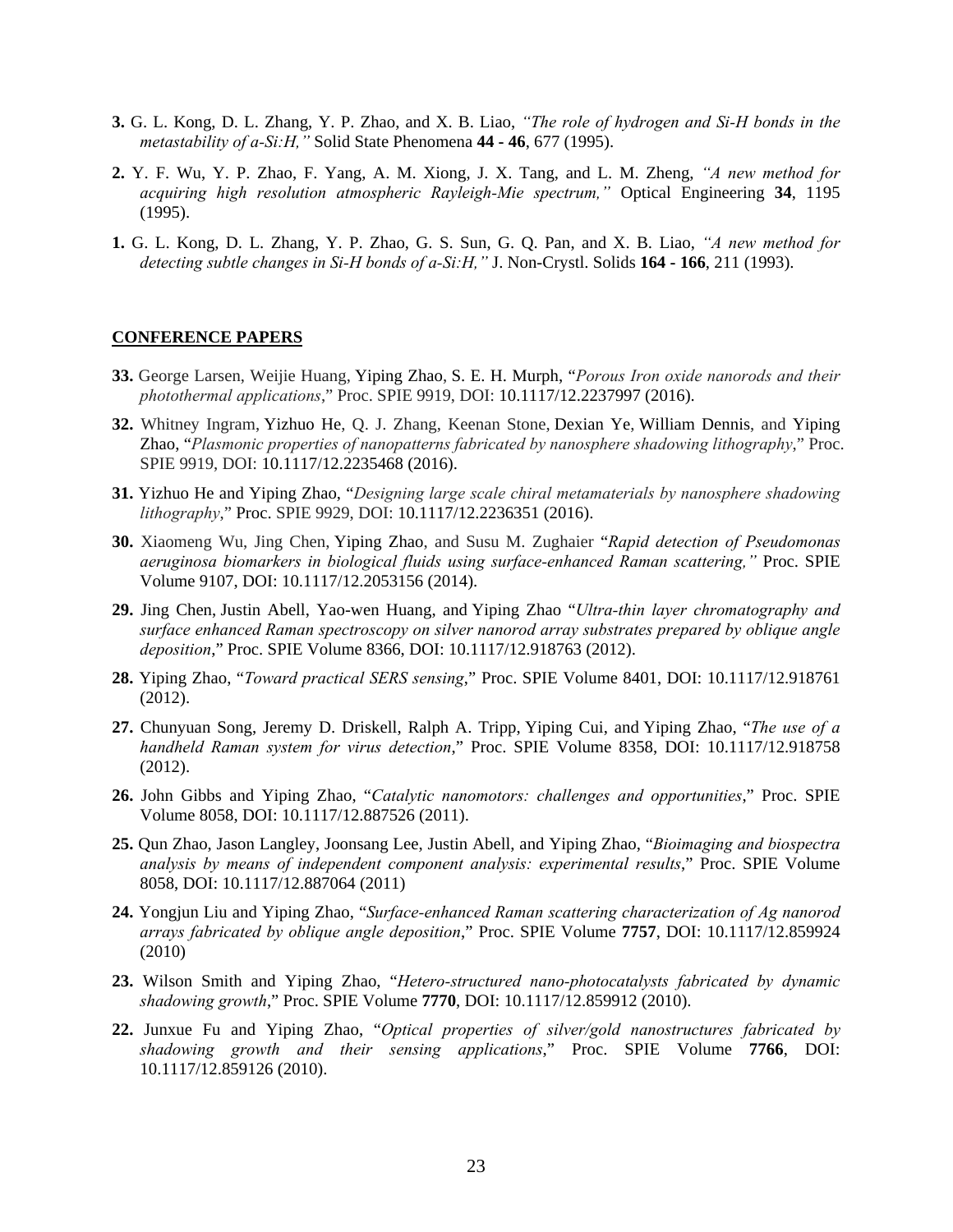**3.** G. L. Kong, D. L. Zhang, Y. P. Zhao, and X. B. Liao, *"The role of hydrogen and Si-H bonds in the metastability of a-Si:H,"* Solid State Phenomena **44 - 46**, 677 (1995).

**2.** Y. F. Wu, Y. P. Zhao, F. Yang, A. M. Xiong, J. X. Tang, and L. M. Zheng, *"A new method for acquiring high resolution atmospheric Rayleigh-Mie spectrum,"* Optical Engineering **34**, 1195 (1995).

**1.** G. L. Kong, D. L. Zhang, Y. P. Zhao, G. S. Sun, G. Q. Pan, and X. B. Liao, *"A new method for detecting subtle changes in Si-H bonds of a-Si:H,"* J. Non-Crystl. Solids **164 - 166**, 211 (1993).

## CONFERENCE PAPERS

**33.** George Larsen, Weijie Huang, Yiping Zhao, S. E. H. Murph, "*Porous Iron oxide nanorods and their photothermal applications*," Proc. SPIE 9919, DOI: 10.1117/12.2237997 (2016).

**32.** Whitney Ingram, Yizhuo He, Q. J. Zhang, Keenan Stone, Dexian Ye, William Dennis, and Yiping Zhao, "*Plasmonic properties of nanopatterns fabricated by nanosphere shadowing lithography*," Proc. SPIE 9919, DOI: 10.1117/12.2235468 (2016).

**31.** Yizhuo He and Yiping Zhao, "*Designing large scale chiral metamaterials by nanosphere shadowing lithography*," Proc. SPIE 9929, DOI: 10.1117/12.2236351 (2016).

**30.** Xiaomeng Wu, Jing Chen, Yiping Zhao, and Susu M. Zughaier "*Rapid detection of Pseudomonas aeruginosa biomarkers in biological fluids using surface-enhanced Raman scattering,"* Proc. SPIE Volume 9107, DOI: 10.1117/12.2053156 (2014).

**29.** Jing Chen, Justin Abell, Yao-wen Huang, and Yiping Zhao "*Ultra-thin layer chromatography and surface enhanced Raman spectroscopy on silver nanorod array substrates prepared by oblique angle deposition*," Proc. SPIE Volume 8366, DOI: 10.1117/12.918763 (2012).

**28.** Yiping Zhao, "*Toward practical SERS sensing*," Proc. SPIE Volume 8401, DOI: 10.1117/12.918761 (2012).

**27.** Chunyuan Song, Jeremy D. Driskell, Ralph A. Tripp, Yiping Cui, and Yiping Zhao, "*The use of a handheld Raman system for virus detection*," Proc. SPIE Volume 8358, DOI: 10.1117/12.918758 (2012).

**26.** John Gibbs and Yiping Zhao, "*Catalytic nanomotors: challenges and opportunities*," Proc. SPIE Volume 8058, DOI: 10.1117/12.887526 (2011).

**25.** Qun Zhao, Jason Langley, Joonsang Lee, Justin Abell, and Yiping Zhao, "*Bioimaging and biospectra analysis by means of independent component analysis: experimental results*," Proc. SPIE Volume 8058, DOI: 10.1117/12.887064 (2011)

**24.** Yongjun Liu and Yiping Zhao, "*Surface-enhanced Raman scattering characterization of Ag nanorod arrays fabricated by oblique angle deposition*," Proc. SPIE Volume **7757**, DOI: 10.1117/12.859924 (2010)

**23.** Wilson Smith and Yiping Zhao, "*Hetero-structured nano-photocatalysts fabricated by dynamic shadowing growth*," Proc. SPIE Volume **7770**, DOI: 10.1117/12.859912 (2010).

**22.** Junxue Fu and Yiping Zhao, "*Optical properties of silver/gold nanostructures fabricated by shadowing growth and their sensing applications*," Proc. SPIE Volume **7766**, DOI: 10.1117/12.859126 (2010).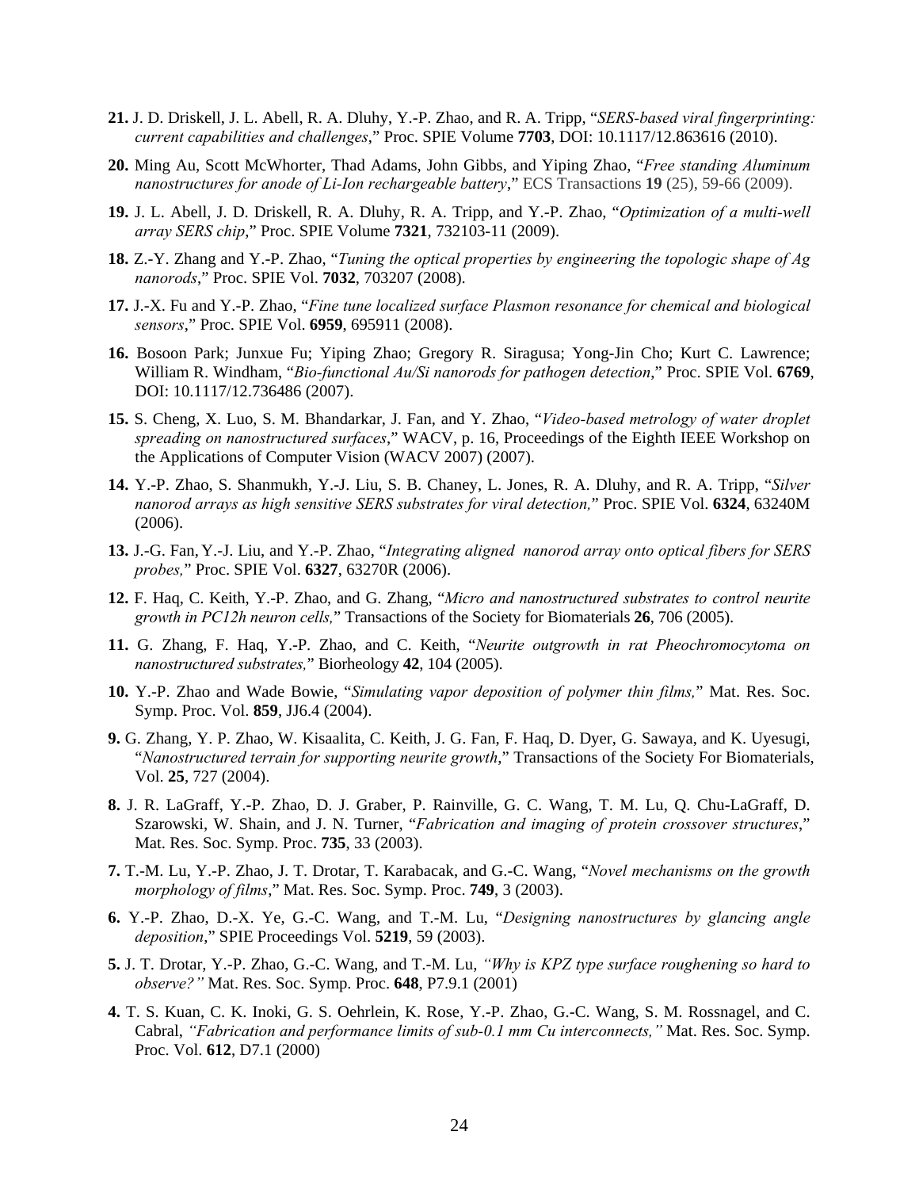**21.** J. D. Driskell, J. L. Abell, R. A. Dluhy, Y.-P. Zhao, and R. A. Tripp, "*SERS-based viral fingerprinting: current capabilities and challenges*," Proc. SPIE Volume **7703**, DOI: 10.1117/12.863616 (2010).

**20.** Ming Au, Scott McWhorter, Thad Adams, John Gibbs, and Yiping Zhao, "*Free standing Aluminum nanostructures for anode of Li-Ion rechargeable battery*," ECS Transactions **19** (25), 59-66 (2009).

**19.** J. L. Abell, J. D. Driskell, R. A. Dluhy, R. A. Tripp, and Y.-P. Zhao, "*Optimization of a multi-well array SERS chip*," Proc. SPIE Volume **7321**, 732103-11 (2009).

**18.** Z.-Y. Zhang and Y.-P. Zhao, "*Tuning the optical properties by engineering the topologic shape of Ag nanorods*," Proc. SPIE Vol. **7032**, 703207 (2008).

**17.** J.-X. Fu and Y.-P. Zhao, "*Fine tune localized surface Plasmon resonance for chemical and biological sensors*," Proc. SPIE Vol. **6959**, 695911 (2008).

**16.** Bosoon Park; Junxue Fu; Yiping Zhao; Gregory R. Siragusa; Yong-Jin Cho; Kurt C. Lawrence; William R. Windham, "*Bio-functional Au/Si nanorods for pathogen detection*," Proc. SPIE Vol. **6769**, DOI: 10.1117/12.736486 (2007).

**15.** S. Cheng, X. Luo, S. M. Bhandarkar, J. Fan, and Y. Zhao, "*Video-based metrology of water droplet spreading on nanostructured surfaces*," WACV, p. 16, Proceedings of the Eighth IEEE Workshop on the Applications of Computer Vision (WACV 2007) (2007).

**14.** Y.-P. Zhao, S. Shanmukh, Y.-J. Liu, S. B. Chaney, L. Jones, R. A. Dluhy, and R. A. Tripp, "*Silver nanorod arrays as high sensitive SERS substrates for viral detection,*" Proc. SPIE Vol. **6324**, 63240M (2006).

**13.** J.-G. Fan, Y.-J. Liu, and Y.-P. Zhao, "*Integrating aligned nanorod array onto optical fibers for SERS probes,*" Proc. SPIE Vol. **6327**, 63270R (2006).

**12.** F. Haq, C. Keith, Y.-P. Zhao, and G. Zhang, "*Micro and nanostructured substrates to control neurite growth in PC12h neuron cells,*" Transactions of the Society for Biomaterials **26**, 706 (2005).

**11.** G. Zhang, F. Haq, Y.-P. Zhao, and C. Keith, "*Neurite outgrowth in rat Pheochromocytoma on nanostructured substrates,*" Biorheology **42**, 104 (2005).

**10.** Y.-P. Zhao and Wade Bowie, "*Simulating vapor deposition of polymer thin films,*" Mat. Res. Soc. Symp. Proc. Vol. **859**, JJ6.4 (2004).

**9.** G. Zhang, Y. P. Zhao, W. Kisaalita, C. Keith, J. G. Fan, F. Haq, D. Dyer, G. Sawaya, and K. Uyesugi, "*Nanostructured terrain for supporting neurite growth*," Transactions of the Society For Biomaterials, Vol. **25**, 727 (2004).

**8.** J. R. LaGraff, Y.-P. Zhao, D. J. Graber, P. Rainville, G. C. Wang, T. M. Lu, Q. Chu-LaGraff, D. Szarowski, W. Shain, and J. N. Turner, "*Fabrication and imaging of protein crossover structures*," Mat. Res. Soc. Symp. Proc. **735**, 33 (2003).

**7.** T.-M. Lu, Y.-P. Zhao, J. T. Drotar, T. Karabacak, and G.-C. Wang, "*Novel mechanisms on the growth morphology of films*," Mat. Res. Soc. Symp. Proc. **749**, 3 (2003).

**6.** Y.-P. Zhao, D.-X. Ye, G.-C. Wang, and T.-M. Lu, "*Designing nanostructures by glancing angle deposition*," SPIE Proceedings Vol. **5219**, 59 (2003).

**5.** J. T. Drotar, Y.-P. Zhao, G.-C. Wang, and T.-M. Lu, *"Why is KPZ type surface roughening so hard to observe?"* Mat. Res. Soc. Symp. Proc. **648**, P7.9.1 (2001)

**4.** T. S. Kuan, C. K. Inoki, G. S. Oehrlein, K. Rose, Y.-P. Zhao, G.-C. Wang, S. M. Rossnagel, and C. Cabral, *"Fabrication and performance limits of sub-0.1 mm Cu interconnects,"* Mat. Res. Soc. Symp. Proc. Vol. **612**, D7.1 (2000)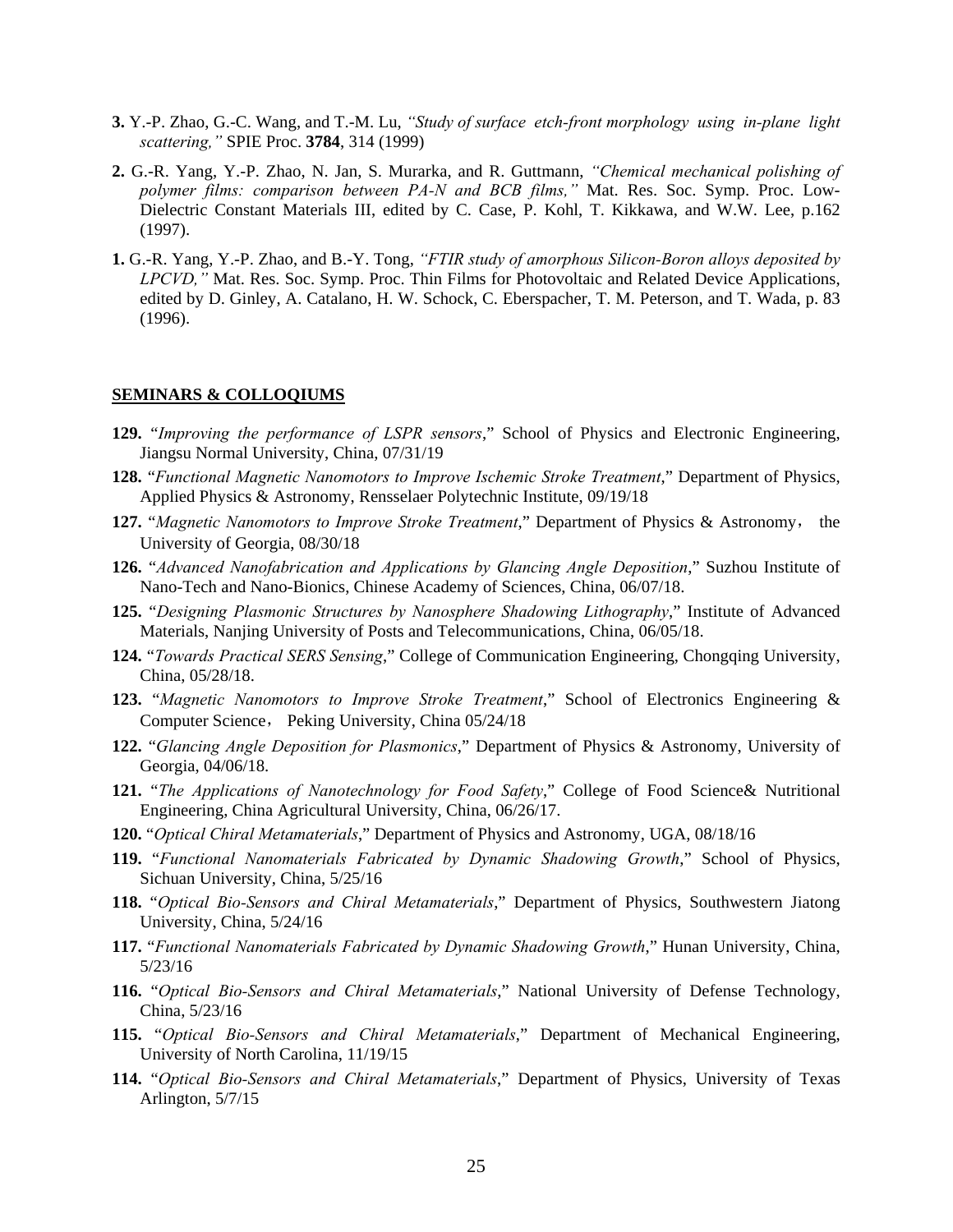**3.** Y.-P. Zhao, G.-C. Wang, and T.-M. Lu, *"Study of surface etch-front morphology using in-plane light scattering,"* SPIE Proc. **3784**, 314 (1999)

**2.** G.-R. Yang, Y.-P. Zhao, N. Jan, S. Murarka, and R. Guttmann, *"Chemical mechanical polishing of polymer films: comparison between PA-N and BCB films,"* Mat. Res. Soc. Symp. Proc. Low-Dielectric Constant Materials III, edited by C. Case, P. Kohl, T. Kikkawa, and W.W. Lee, p.162 (1997).

**1.** G.-R. Yang, Y.-P. Zhao, and B.-Y. Tong, *"FTIR study of amorphous Silicon-Boron alloys deposited by LPCVD,"* Mat. Res. Soc. Symp. Proc. Thin Films for Photovoltaic and Related Device Applications, edited by D. Ginley, A. Catalano, H. W. Schock, C. Eberspacher, T. M. Peterson, and T. Wada, p. 83 (1996).

## SEMINARS & COLLOQIUMS

**129.** "*Improving the performance of LSPR sensors*," School of Physics and Electronic Engineering, Jiangsu Normal University, China, 07/31/19

**128.** "*Functional Magnetic Nanomotors to Improve Ischemic Stroke Treatment*," Department of Physics, Applied Physics & Astronomy, Rensselaer Polytechnic Institute, 09/19/18

**127.** "*Magnetic Nanomotors to Improve Stroke Treatment*," Department of Physics & Astronomy， the University of Georgia, 08/30/18

**126.** "*Advanced Nanofabrication and Applications by Glancing Angle Deposition*," Suzhou Institute of Nano-Tech and Nano-Bionics, Chinese Academy of Sciences, China, 06/07/18.

**125.** "*Designing Plasmonic Structures by Nanosphere Shadowing Lithography*," Institute of Advanced Materials, Nanjing University of Posts and Telecommunications, China, 06/05/18.

**124.** "*Towards Practical SERS Sensing*," College of Communication Engineering, Chongqing University, China, 05/28/18.

**123.** "*Magnetic Nanomotors to Improve Stroke Treatment*," School of Electronics Engineering & Computer Science， Peking University, China 05/24/18

**122.** "*Glancing Angle Deposition for Plasmonics*," Department of Physics & Astronomy, University of Georgia, 04/06/18.

**121.** "*The Applications of Nanotechnology for Food Safety*," College of Food Science& Nutritional Engineering, China Agricultural University, China, 06/26/17.

**120.** "*Optical Chiral Metamaterials*," Department of Physics and Astronomy, UGA, 08/18/16

**119.** "*Functional Nanomaterials Fabricated by Dynamic Shadowing Growth*," School of Physics, Sichuan University, China, 5/25/16

**118.** "*Optical Bio-Sensors and Chiral Metamaterials*," Department of Physics, Southwestern Jiatong University, China, 5/24/16

**117.** "*Functional Nanomaterials Fabricated by Dynamic Shadowing Growth*," Hunan University, China, 5/23/16

**116.** "*Optical Bio-Sensors and Chiral Metamaterials*," National University of Defense Technology, China, 5/23/16

**115.** "*Optical Bio-Sensors and Chiral Metamaterials*," Department of Mechanical Engineering, University of North Carolina, 11/19/15

**114.** "*Optical Bio-Sensors and Chiral Metamaterials*," Department of Physics, University of Texas Arlington, 5/7/15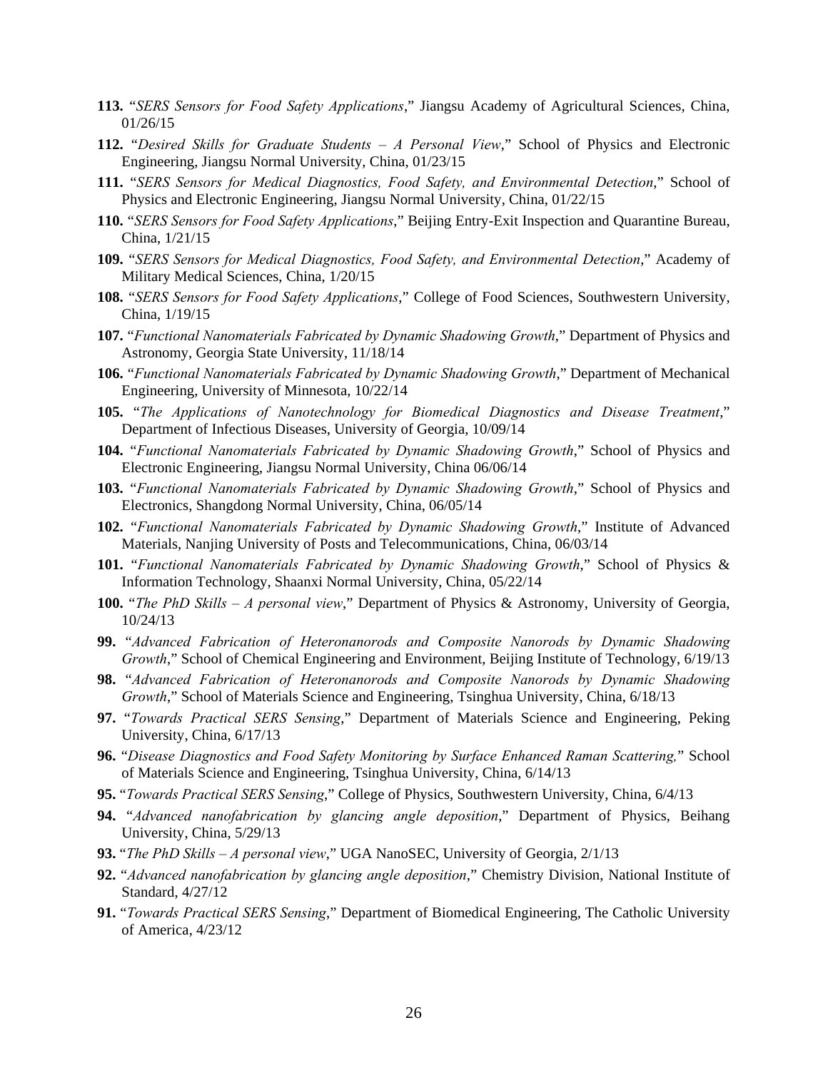**113.** "*SERS Sensors for Food Safety Applications*," Jiangsu Academy of Agricultural Sciences, China, 01/26/15

**112.** "*Desired Skills for Graduate Students – A Personal View*," School of Physics and Electronic Engineering, Jiangsu Normal University, China, 01/23/15

**111.** "*SERS Sensors for Medical Diagnostics, Food Safety, and Environmental Detection*," School of Physics and Electronic Engineering, Jiangsu Normal University, China, 01/22/15

**110.** "*SERS Sensors for Food Safety Applications*," Beijing Entry-Exit Inspection and Quarantine Bureau, China, 1/21/15

**109.** "*SERS Sensors for Medical Diagnostics, Food Safety, and Environmental Detection*," Academy of Military Medical Sciences, China, 1/20/15

**108.** "*SERS Sensors for Food Safety Applications*," College of Food Sciences, Southwestern University, China, 1/19/15

**107.** "*Functional Nanomaterials Fabricated by Dynamic Shadowing Growth*," Department of Physics and Astronomy, Georgia State University, 11/18/14

**106.** "*Functional Nanomaterials Fabricated by Dynamic Shadowing Growth*," Department of Mechanical Engineering, University of Minnesota, 10/22/14

**105.** "*The Applications of Nanotechnology for Biomedical Diagnostics and Disease Treatment*," Department of Infectious Diseases, University of Georgia, 10/09/14

**104.** "*Functional Nanomaterials Fabricated by Dynamic Shadowing Growth*," School of Physics and Electronic Engineering, Jiangsu Normal University, China 06/06/14

**103.** "*Functional Nanomaterials Fabricated by Dynamic Shadowing Growth*," School of Physics and Electronics, Shangdong Normal University, China, 06/05/14

**102.** "*Functional Nanomaterials Fabricated by Dynamic Shadowing Growth*," Institute of Advanced Materials, Nanjing University of Posts and Telecommunications, China, 06/03/14

**101.** "*Functional Nanomaterials Fabricated by Dynamic Shadowing Growth*," School of Physics & Information Technology, Shaanxi Normal University, China, 05/22/14

**100.** "*The PhD Skills – A personal view*," Department of Physics & Astronomy, University of Georgia, 10/24/13

**99.** "*Advanced Fabrication of Heteronanorods and Composite Nanorods by Dynamic Shadowing Growth*," School of Chemical Engineering and Environment, Beijing Institute of Technology, 6/19/13

**98.** "*Advanced Fabrication of Heteronanorods and Composite Nanorods by Dynamic Shadowing Growth*," School of Materials Science and Engineering, Tsinghua University, China, 6/18/13

**97.** "*Towards Practical SERS Sensing*," Department of Materials Science and Engineering, Peking University, China, 6/17/13

**96.** "*Disease Diagnostics and Food Safety Monitoring by Surface Enhanced Raman Scattering,*" School of Materials Science and Engineering, Tsinghua University, China, 6/14/13

**95.** "*Towards Practical SERS Sensing*," College of Physics, Southwestern University, China, 6/4/13

**94.** "*Advanced nanofabrication by glancing angle deposition*," Department of Physics, Beihang University, China, 5/29/13

**93.** "*The PhD Skills – A personal view*," UGA NanoSEC, University of Georgia, 2/1/13

**92.** "*Advanced nanofabrication by glancing angle deposition*," Chemistry Division, National Institute of Standard, 4/27/12

**91.** "*Towards Practical SERS Sensing*," Department of Biomedical Engineering, The Catholic University of America, 4/23/12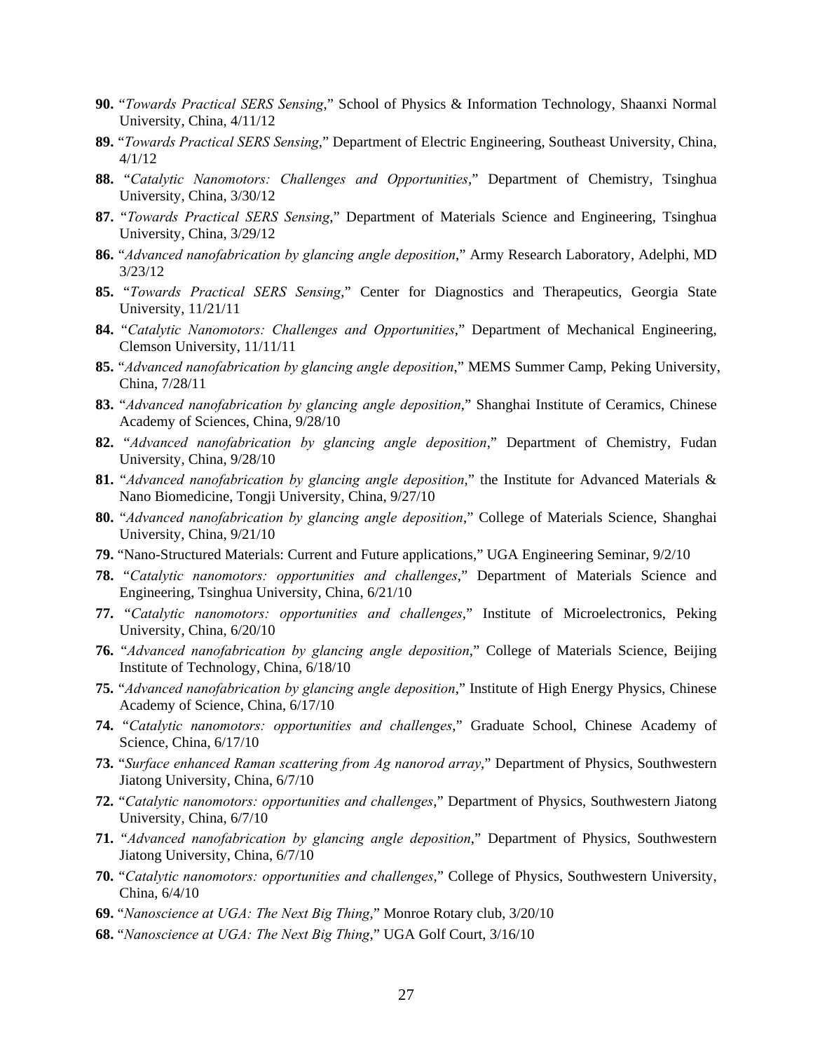**90.** "*Towards Practical SERS Sensing*," School of Physics & Information Technology, Shaanxi Normal University, China, 4/11/12

**89.** "*Towards Practical SERS Sensing*," Department of Electric Engineering, Southeast University, China, 4/1/12

**88.** "*Catalytic Nanomotors: Challenges and Opportunities*," Department of Chemistry, Tsinghua University, China, 3/30/12

**87.** "*Towards Practical SERS Sensing*," Department of Materials Science and Engineering, Tsinghua University, China, 3/29/12

**86.** "*Advanced nanofabrication by glancing angle deposition*," Army Research Laboratory, Adelphi, MD 3/23/12

**85.** "*Towards Practical SERS Sensing*," Center for Diagnostics and Therapeutics, Georgia State University, 11/21/11

**84.** "*Catalytic Nanomotors: Challenges and Opportunities*," Department of Mechanical Engineering, Clemson University, 11/11/11

**85.** "*Advanced nanofabrication by glancing angle deposition*," MEMS Summer Camp, Peking University, China, 7/28/11

**83.** "*Advanced nanofabrication by glancing angle deposition*," Shanghai Institute of Ceramics, Chinese Academy of Sciences, China, 9/28/10

**82.** "*Advanced nanofabrication by glancing angle deposition*," Department of Chemistry, Fudan University, China, 9/28/10

**81.** "*Advanced nanofabrication by glancing angle deposition*," the Institute for Advanced Materials & Nano Biomedicine, Tongji University, China, 9/27/10

**80.** "*Advanced nanofabrication by glancing angle deposition*," College of Materials Science, Shanghai University, China, 9/21/10

**79.** "Nano-Structured Materials: Current and Future applications," UGA Engineering Seminar, 9/2/10

**78.** "*Catalytic nanomotors: opportunities and challenges*," Department of Materials Science and Engineering, Tsinghua University, China, 6/21/10

**77.** "*Catalytic nanomotors: opportunities and challenges*," Institute of Microelectronics, Peking University, China, 6/20/10

**76.** "*Advanced nanofabrication by glancing angle deposition*," College of Materials Science, Beijing Institute of Technology, China, 6/18/10

**75.** "*Advanced nanofabrication by glancing angle deposition*," Institute of High Energy Physics, Chinese Academy of Science, China, 6/17/10

**74.** "*Catalytic nanomotors: opportunities and challenges*," Graduate School, Chinese Academy of Science, China, 6/17/10

**73.** "*Surface enhanced Raman scattering from Ag nanorod array*," Department of Physics, Southwestern Jiatong University, China, 6/7/10

**72.** "*Catalytic nanomotors: opportunities and challenges*," Department of Physics, Southwestern Jiatong University, China, 6/7/10

**71.** "*Advanced nanofabrication by glancing angle deposition*," Department of Physics, Southwestern Jiatong University, China, 6/7/10

**70.** "*Catalytic nanomotors: opportunities and challenges*," College of Physics, Southwestern University, China, 6/4/10

**69.** "*Nanoscience at UGA: The Next Big Thing*," Monroe Rotary club, 3/20/10

**68.** "*Nanoscience at UGA: The Next Big Thing*," UGA Golf Court, 3/16/10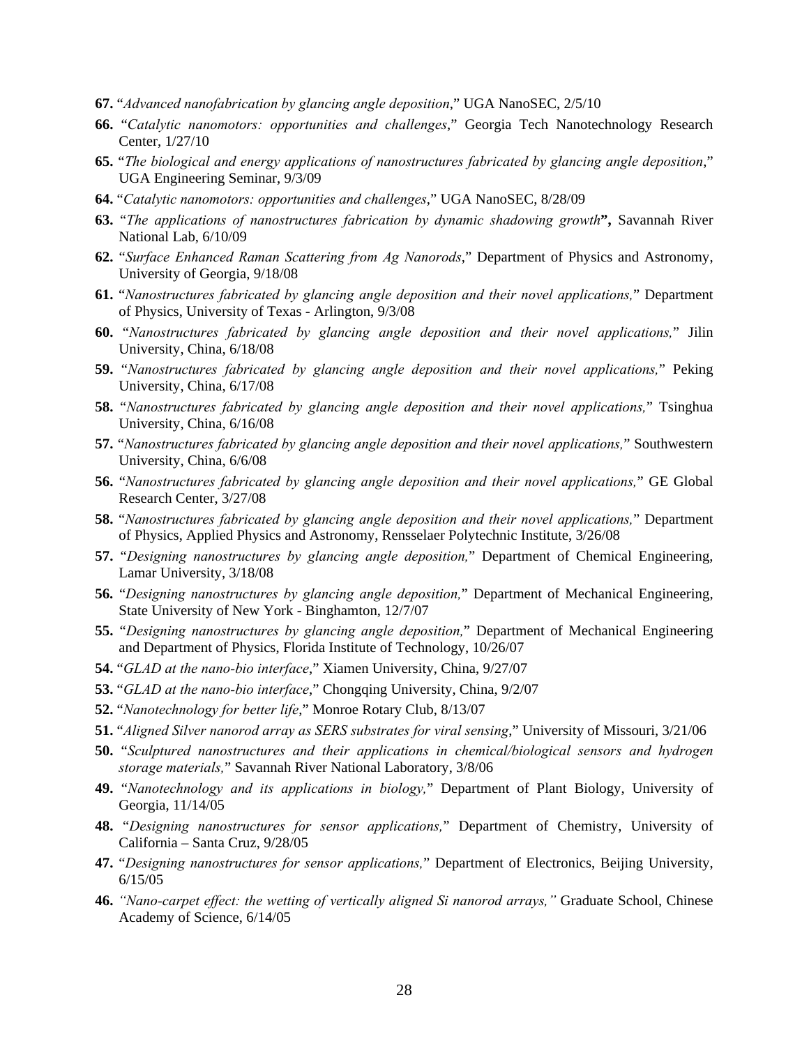**67.** "*Advanced nanofabrication by glancing angle deposition*," UGA NanoSEC, 2/5/10

**66.** "*Catalytic nanomotors: opportunities and challenges*," Georgia Tech Nanotechnology Research Center, 1/27/10

**65.** "*The biological and energy applications of nanostructures fabricated by glancing angle deposition*," UGA Engineering Seminar, 9/3/09

**64.** "*Catalytic nanomotors: opportunities and challenges*," UGA NanoSEC, 8/28/09

**63.** "*The applications of nanostructures fabrication by dynamic shadowing growth*"**,** Savannah River National Lab, 6/10/09

**62.** "*Surface Enhanced Raman Scattering from Ag Nanorods*," Department of Physics and Astronomy, University of Georgia, 9/18/08

**61.** "*Nanostructures fabricated by glancing angle deposition and their novel applications,*" Department of Physics, University of Texas - Arlington, 9/3/08

**60.** "*Nanostructures fabricated by glancing angle deposition and their novel applications,*" Jilin University, China, 6/18/08

**59.** "*Nanostructures fabricated by glancing angle deposition and their novel applications,*" Peking University, China, 6/17/08

**58.** "*Nanostructures fabricated by glancing angle deposition and their novel applications,*" Tsinghua University, China, 6/16/08

**57.** "*Nanostructures fabricated by glancing angle deposition and their novel applications,*" Southwestern University, China, 6/6/08

**56.** "*Nanostructures fabricated by glancing angle deposition and their novel applications,*" GE Global Research Center, 3/27/08

**58.** "*Nanostructures fabricated by glancing angle deposition and their novel applications,*" Department of Physics, Applied Physics and Astronomy, Rensselaer Polytechnic Institute, 3/26/08

**57.** "*Designing nanostructures by glancing angle deposition,*" Department of Chemical Engineering, Lamar University, 3/18/08

**56.** "*Designing nanostructures by glancing angle deposition,*" Department of Mechanical Engineering, State University of New York - Binghamton, 12/7/07

**55.** "*Designing nanostructures by glancing angle deposition,*" Department of Mechanical Engineering and Department of Physics, Florida Institute of Technology, 10/26/07

**54.** "*GLAD at the nano-bio interface*," Xiamen University, China, 9/27/07

**53.** "*GLAD at the nano-bio interface*," Chongqing University, China, 9/2/07

**52.** "*Nanotechnology for better life*," Monroe Rotary Club, 8/13/07

**51.** "*Aligned Silver nanorod array as SERS substrates for viral sensing*," University of Missouri, 3/21/06

**50.** "*Sculptured nanostructures and their applications in chemical/biological sensors and hydrogen storage materials,*" Savannah River National Laboratory, 3/8/06

**49.** "*Nanotechnology and its applications in biology,*" Department of Plant Biology, University of Georgia, 11/14/05

**48.** "*Designing nanostructures for sensor applications,*" Department of Chemistry, University of California – Santa Cruz, 9/28/05

**47.** "*Designing nanostructures for sensor applications,*" Department of Electronics, Beijing University, 6/15/05

**46.** *"Nano-carpet effect: the wetting of vertically aligned Si nanorod arrays,"* Graduate School, Chinese Academy of Science, 6/14/05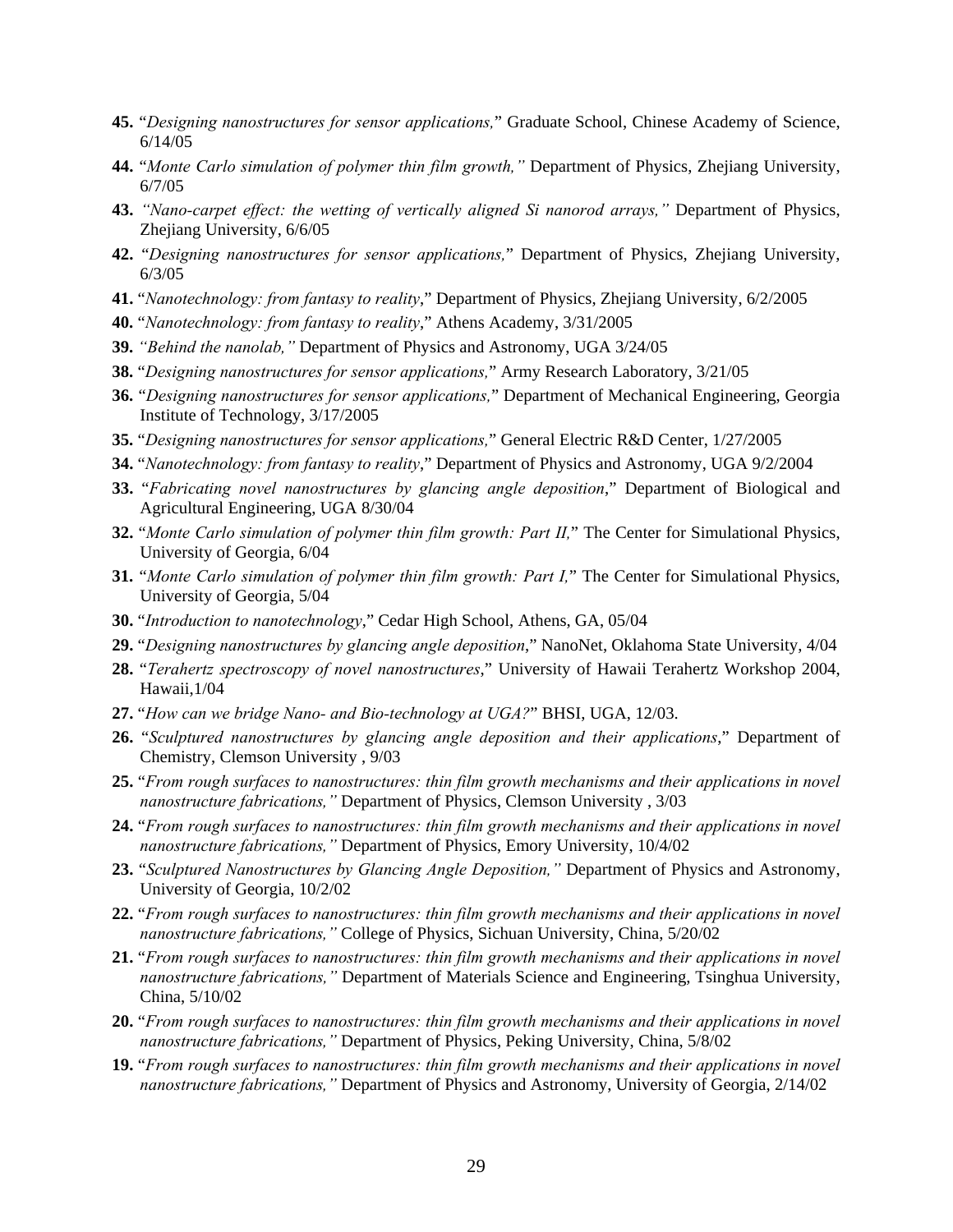**45.** "*Designing nanostructures for sensor applications,*" Graduate School, Chinese Academy of Science, 6/14/05

**44.** "*Monte Carlo simulation of polymer thin film growth,"* Department of Physics, Zhejiang University, 6/7/05

**43.** *"Nano-carpet effect: the wetting of vertically aligned Si nanorod arrays,"* Department of Physics, Zhejiang University, 6/6/05

**42.** "*Designing nanostructures for sensor applications,*" Department of Physics, Zhejiang University, 6/3/05

**41.** "*Nanotechnology: from fantasy to reality*," Department of Physics, Zhejiang University, 6/2/2005

**40.** "*Nanotechnology: from fantasy to reality*," Athens Academy, 3/31/2005

**39.** *"Behind the nanolab,"* Department of Physics and Astronomy, UGA 3/24/05

**38.** "*Designing nanostructures for sensor applications,*" Army Research Laboratory, 3/21/05

**36.** "*Designing nanostructures for sensor applications,*" Department of Mechanical Engineering, Georgia Institute of Technology, 3/17/2005

**35.** "*Designing nanostructures for sensor applications,*" General Electric R&D Center, 1/27/2005

**34.** "*Nanotechnology: from fantasy to reality*," Department of Physics and Astronomy, UGA 9/2/2004

**33.** "*Fabricating novel nanostructures by glancing angle deposition*," Department of Biological and Agricultural Engineering, UGA 8/30/04

**32.** "*Monte Carlo simulation of polymer thin film growth: Part II,*" The Center for Simulational Physics, University of Georgia, 6/04

**31.** "*Monte Carlo simulation of polymer thin film growth: Part I,*" The Center for Simulational Physics, University of Georgia, 5/04

**30.** "*Introduction to nanotechnology*," Cedar High School, Athens, GA, 05/04

**29.** "*Designing nanostructures by glancing angle deposition*," NanoNet, Oklahoma State University, 4/04

**28.** "*Terahertz spectroscopy of novel nanostructures*," University of Hawaii Terahertz Workshop 2004, Hawaii,1/04

**27.** "*How can we bridge Nano- and Bio-technology at UGA?*" BHSI, UGA, 12/03.

**26.** "*Sculptured nanostructures by glancing angle deposition and their applications*," Department of Chemistry, Clemson University , 9/03

**25.** "*From rough surfaces to nanostructures: thin film growth mechanisms and their applications in novel nanostructure fabrications,"* Department of Physics, Clemson University , 3/03

**24.** "*From rough surfaces to nanostructures: thin film growth mechanisms and their applications in novel nanostructure fabrications,"* Department of Physics, Emory University, 10/4/02

**23.** "*Sculptured Nanostructures by Glancing Angle Deposition,"* Department of Physics and Astronomy, University of Georgia, 10/2/02

**22.** "*From rough surfaces to nanostructures: thin film growth mechanisms and their applications in novel nanostructure fabrications,"* College of Physics, Sichuan University, China, 5/20/02

**21.** "*From rough surfaces to nanostructures: thin film growth mechanisms and their applications in novel nanostructure fabrications,"* Department of Materials Science and Engineering, Tsinghua University, China, 5/10/02

**20.** "*From rough surfaces to nanostructures: thin film growth mechanisms and their applications in novel nanostructure fabrications,"* Department of Physics, Peking University, China, 5/8/02

**19.** "*From rough surfaces to nanostructures: thin film growth mechanisms and their applications in novel nanostructure fabrications,"* Department of Physics and Astronomy, University of Georgia, 2/14/02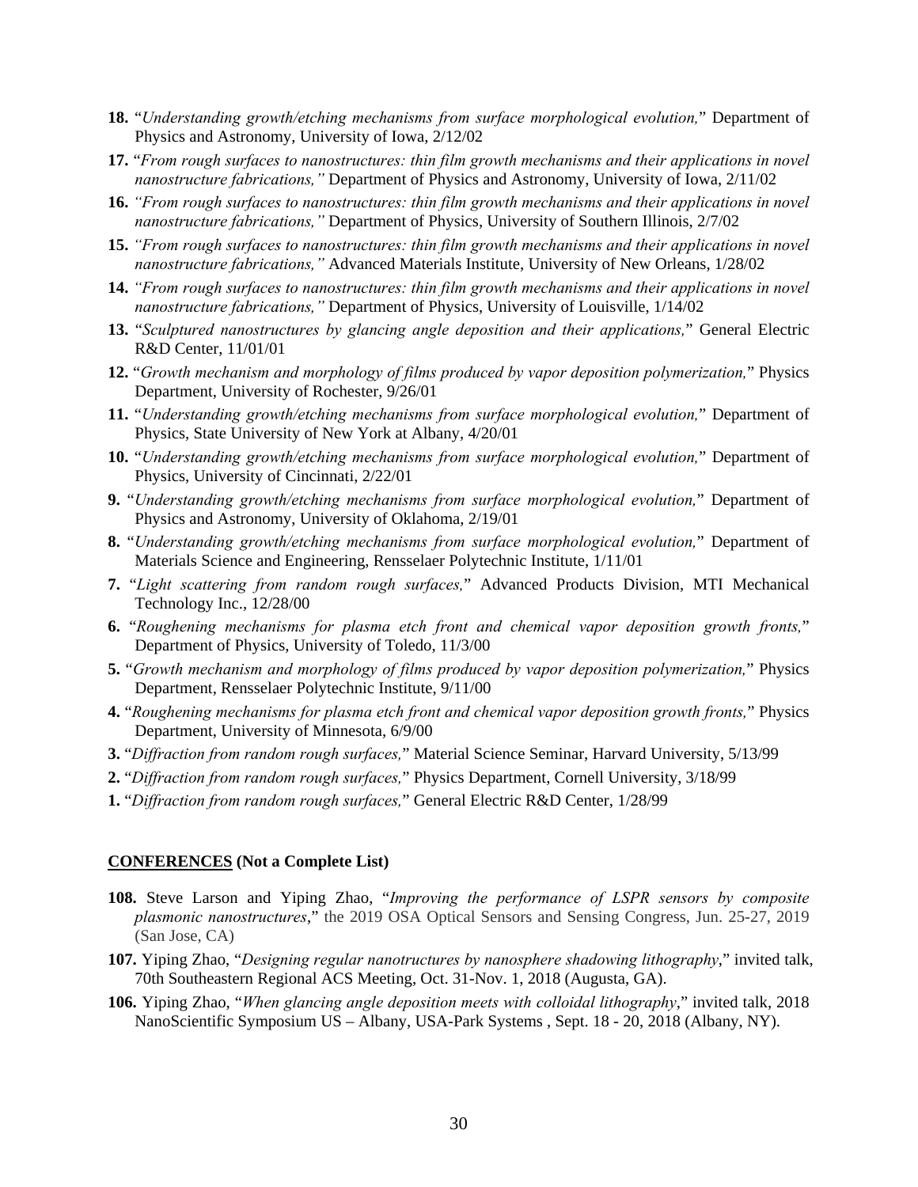**18.** "*Understanding growth/etching mechanisms from surface morphological evolution,*" Department of Physics and Astronomy, University of Iowa, 2/12/02

**17.** "*From rough surfaces to nanostructures: thin film growth mechanisms and their applications in novel nanostructure fabrications,"* Department of Physics and Astronomy, University of Iowa, 2/11/02

**16.** *"From rough surfaces to nanostructures: thin film growth mechanisms and their applications in novel nanostructure fabrications,"* Department of Physics, University of Southern Illinois, 2/7/02

**15.** *"From rough surfaces to nanostructures: thin film growth mechanisms and their applications in novel nanostructure fabrications,"* Advanced Materials Institute, University of New Orleans, 1/28/02

**14.** *"From rough surfaces to nanostructures: thin film growth mechanisms and their applications in novel nanostructure fabrications,"* Department of Physics, University of Louisville, 1/14/02

**13.** "*Sculptured nanostructures by glancing angle deposition and their applications,*" General Electric R&D Center, 11/01/01

**12.** "*Growth mechanism and morphology of films produced by vapor deposition polymerization,*" Physics Department, University of Rochester, 9/26/01

**11.** "*Understanding growth/etching mechanisms from surface morphological evolution,*" Department of Physics, State University of New York at Albany, 4/20/01

**10.** "*Understanding growth/etching mechanisms from surface morphological evolution,*" Department of Physics, University of Cincinnati, 2/22/01

**9.** "*Understanding growth/etching mechanisms from surface morphological evolution,*" Department of Physics and Astronomy, University of Oklahoma, 2/19/01

**8.** "*Understanding growth/etching mechanisms from surface morphological evolution,*" Department of Materials Science and Engineering, Rensselaer Polytechnic Institute, 1/11/01

**7.** "*Light scattering from random rough surfaces,*" Advanced Products Division, MTI Mechanical Technology Inc., 12/28/00

**6.** "*Roughening mechanisms for plasma etch front and chemical vapor deposition growth fronts,*" Department of Physics, University of Toledo, 11/3/00

**5.** "*Growth mechanism and morphology of films produced by vapor deposition polymerization,*" Physics Department, Rensselaer Polytechnic Institute, 9/11/00

**4.** "*Roughening mechanisms for plasma etch front and chemical vapor deposition growth fronts,*" Physics Department, University of Minnesota, 6/9/00

**3.** "*Diffraction from random rough surfaces,*" Material Science Seminar, Harvard University, 5/13/99

**2.** "*Diffraction from random rough surfaces,*" Physics Department, Cornell University, 3/18/99

**1.** "*Diffraction from random rough surfaces,*" General Electric R&D Center, 1/28/99

## CONFERENCES (Not a Complete List)

**108.** Steve Larson and Yiping Zhao, "*Improving the performance of LSPR sensors by composite plasmonic nanostructures*," the 2019 OSA Optical Sensors and Sensing Congress, Jun. 25-27, 2019 (San Jose, CA)

**107.** Yiping Zhao, "*Designing regular nanotructures by nanosphere shadowing lithography*," invited talk, 70th Southeastern Regional ACS Meeting, Oct. 31-Nov. 1, 2018 (Augusta, GA).

**106.** Yiping Zhao, "*When glancing angle deposition meets with colloidal lithography*," invited talk, 2018 NanoScientific Symposium US – Albany, USA-Park Systems , Sept. 18 - 20, 2018 (Albany, NY).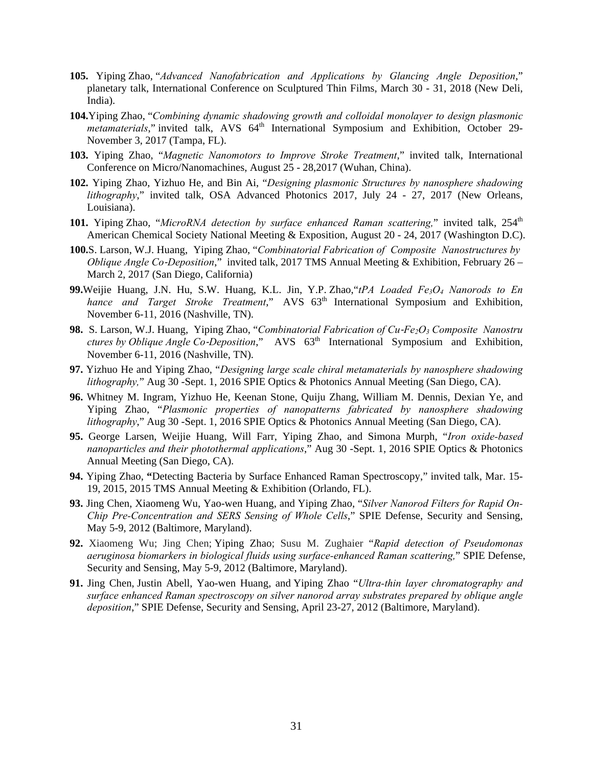**105.** Yiping Zhao, "*Advanced Nanofabrication and Applications by Glancing Angle Deposition*," planetary talk, International Conference on Sculptured Thin Films, March 30 - 31, 2018 (New Deli, India).

**104.** Yiping Zhao, "*Combining dynamic shadowing growth and colloidal monolayer to design plasmonic metamaterials*," invited talk, AVS 64th International Symposium and Exhibition, October 29-November 3, 2017 (Tampa, FL).

**103.** Yiping Zhao, "*Magnetic Nanomotors to Improve Stroke Treatment*," invited talk, International Conference on Micro/Nanomachines, August 25 - 28,2017 (Wuhan, China).

**102.** Yiping Zhao, Yizhuo He, and Bin Ai, "*Designing plasmonic Structures by nanosphere shadowing lithography*," invited talk, OSA Advanced Photonics 2017, July 24 - 27, 2017 (New Orleans, Louisiana).

**101.** Yiping Zhao, "*MicroRNA detection by surface enhanced Raman scattering,*" invited talk, 254th American Chemical Society National Meeting & Exposition, August 20 - 24, 2017 (Washington D.C).

**100.** S. Larson, W.J. Huang, Yiping Zhao, "*Combinatorial Fabrication of Composite Nanostructures by Oblique Angle Co-Deposition*," invited talk, 2017 TMS Annual Meeting & Exhibition, February 26 – March 2, 2017 (San Diego, California)

**99.** Weijie Huang, J.N. Hu, S.W. Huang, K.L. Jin, Y.P. Zhao, "*tPA Loaded $Fe_3O_4$ Nanorods to Enhance and Target Stroke Treatment*," AVS 63th International Symposium and Exhibition, November 6-11, 2016 (Nashville, TN).

**98.** S. Larson, W.J. Huang, Yiping Zhao, "*Combinatorial Fabrication of Cu-$Fe_2O_3$ Composite Nanostructures by Oblique Angle Co-Deposition*," AVS 63th International Symposium and Exhibition, November 6-11, 2016 (Nashville, TN).

**97.** Yizhuo He and Yiping Zhao, "*Designing large scale chiral metamaterials by nanosphere shadowing lithography,*" Aug 30 -Sept. 1, 2016 SPIE Optics & Photonics Annual Meeting (San Diego, CA).

**96.** Whitney M. Ingram, Yizhuo He, Keenan Stone, Quiju Zhang, William M. Dennis, Dexian Ye, and Yiping Zhao, "*Plasmonic properties of nanopatterns fabricated by nanosphere shadowing lithography*," Aug 30 -Sept. 1, 2016 SPIE Optics & Photonics Annual Meeting (San Diego, CA).

**95.** George Larsen, Weijie Huang, Will Farr, Yiping Zhao, and Simona Murph, "*Iron oxide-based nanoparticles and their photothermal applications*," Aug 30 -Sept. 1, 2016 SPIE Optics & Photonics Annual Meeting (San Diego, CA).

**94.** Yiping Zhao, **"**Detecting Bacteria by Surface Enhanced Raman Spectroscopy," invited talk, Mar. 15-19, 2015, 2015 TMS Annual Meeting & Exhibition (Orlando, FL).

**93.** Jing Chen, Xiaomeng Wu, Yao-wen Huang, and Yiping Zhao, "*Silver Nanorod Filters for Rapid On-Chip Pre-Concentration and SERS Sensing of Whole Cells*," SPIE Defense, Security and Sensing, May 5-9, 2012 (Baltimore, Maryland).

**92.** Xiaomeng Wu; Jing Chen; Yiping Zhao; Susu M. Zughaier "*Rapid detection of Pseudomonas aeruginosa biomarkers in biological fluids using surface-enhanced Raman scattering,*" SPIE Defense, Security and Sensing, May 5-9, 2012 (Baltimore, Maryland).

**91.** Jing Chen, Justin Abell, Yao-wen Huang, and Yiping Zhao "*Ultra-thin layer chromatography and surface enhanced Raman spectroscopy on silver nanorod array substrates prepared by oblique angle deposition*," SPIE Defense, Security and Sensing, April 23-27, 2012 (Baltimore, Maryland).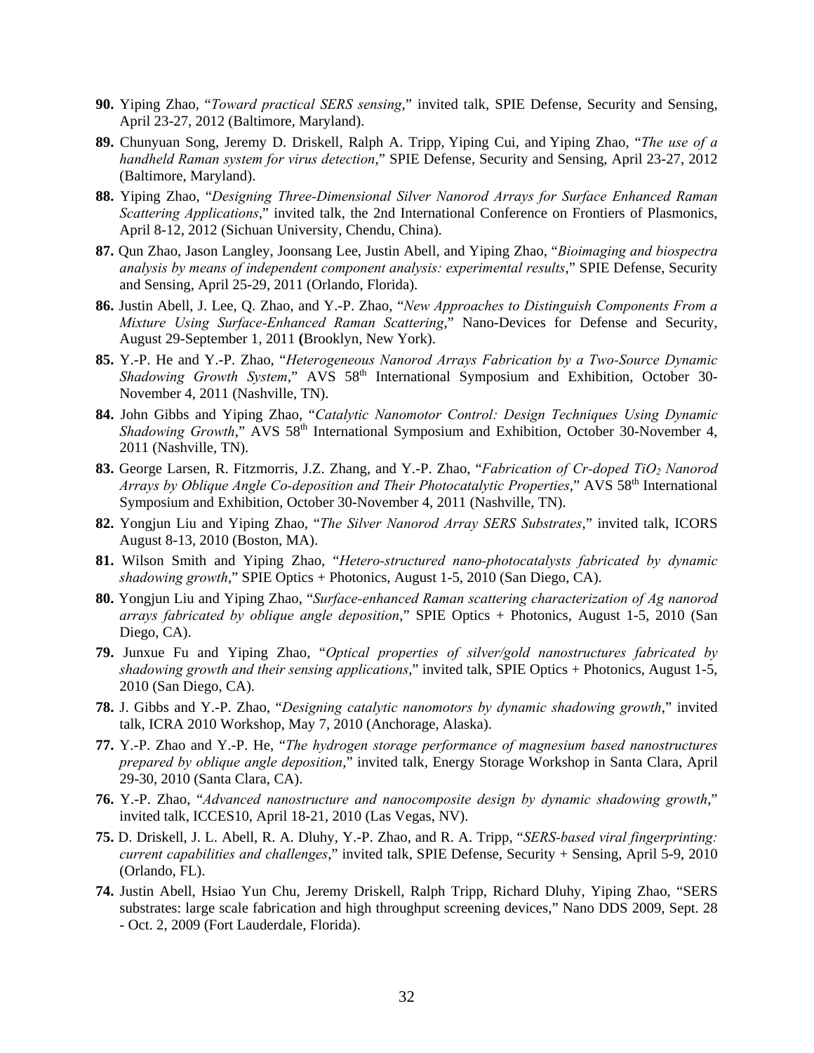**90.** Yiping Zhao, "*Toward practical SERS sensing*," invited talk, SPIE Defense, Security and Sensing, April 23-27, 2012 (Baltimore, Maryland).

**89.** Chunyuan Song, Jeremy D. Driskell, Ralph A. Tripp, Yiping Cui, and Yiping Zhao, "*The use of a handheld Raman system for virus detection*," SPIE Defense, Security and Sensing, April 23-27, 2012 (Baltimore, Maryland).

**88.** Yiping Zhao, "*Designing Three-Dimensional Silver Nanorod Arrays for Surface Enhanced Raman Scattering Applications*," invited talk, the 2nd International Conference on Frontiers of Plasmonics, April 8-12, 2012 (Sichuan University, Chendu, China).

**87.** Qun Zhao, Jason Langley, Joonsang Lee, Justin Abell, and Yiping Zhao, "*Bioimaging and biospectra analysis by means of independent component analysis: experimental results*," SPIE Defense, Security and Sensing, April 25-29, 2011 (Orlando, Florida).

**86.** Justin Abell, J. Lee, Q. Zhao, and Y.-P. Zhao, "*New Approaches to Distinguish Components From a Mixture Using Surface-Enhanced Raman Scattering*," Nano-Devices for Defense and Security, August 29-September 1, 2011 **(**Brooklyn, New York).

**85.** Y.-P. He and Y.-P. Zhao, "*Heterogeneous Nanorod Arrays Fabrication by a Two-Source Dynamic Shadowing Growth System*," AVS 58th International Symposium and Exhibition, October 30-November 4, 2011 (Nashville, TN).

**84.** John Gibbs and Yiping Zhao, "*Catalytic Nanomotor Control: Design Techniques Using Dynamic Shadowing Growth*," AVS 58th International Symposium and Exhibition, October 30-November 4, 2011 (Nashville, TN).

**83.** George Larsen, R. Fitzmorris, J.Z. Zhang, and Y.-P. Zhao, "*Fabrication of Cr-doped $TiO_2$ Nanorod Arrays by Oblique Angle Co-deposition and Their Photocatalytic Properties*," AVS 58th International Symposium and Exhibition, October 30-November 4, 2011 (Nashville, TN).

**82.** Yongjun Liu and Yiping Zhao, "*The Silver Nanorod Array SERS Substrates*," invited talk, ICORS August 8-13, 2010 (Boston, MA).

**81.** Wilson Smith and Yiping Zhao, "*Hetero-structured nano-photocatalysts fabricated by dynamic shadowing growth*," SPIE Optics + Photonics, August 1-5, 2010 (San Diego, CA).

**80.** Yongjun Liu and Yiping Zhao, "*Surface-enhanced Raman scattering characterization of Ag nanorod arrays fabricated by oblique angle deposition*," SPIE Optics + Photonics, August 1-5, 2010 (San Diego, CA).

**79.** Junxue Fu and Yiping Zhao, "*Optical properties of silver/gold nanostructures fabricated by shadowing growth and their sensing applications*," invited talk, SPIE Optics + Photonics, August 1-5, 2010 (San Diego, CA).

**78.** J. Gibbs and Y.-P. Zhao, "*Designing catalytic nanomotors by dynamic shadowing growth*," invited talk, ICRA 2010 Workshop, May 7, 2010 (Anchorage, Alaska).

**77.** Y.-P. Zhao and Y.-P. He, "*The hydrogen storage performance of magnesium based nanostructures prepared by oblique angle deposition*," invited talk, Energy Storage Workshop in Santa Clara, April 29-30, 2010 (Santa Clara, CA).

**76.** Y.-P. Zhao, "*Advanced nanostructure and nanocomposite design by dynamic shadowing growth*," invited talk, ICCES10, April 18-21, 2010 (Las Vegas, NV).

**75.** D. Driskell, J. L. Abell, R. A. Dluhy, Y.-P. Zhao, and R. A. Tripp, "*SERS-based viral fingerprinting: current capabilities and challenges*," invited talk, SPIE Defense, Security + Sensing, April 5-9, 2010 (Orlando, FL).

**74.** Justin Abell, Hsiao Yun Chu, Jeremy Driskell, Ralph Tripp, Richard Dluhy, Yiping Zhao, "SERS substrates: large scale fabrication and high throughput screening devices," Nano DDS 2009, Sept. 28 - Oct. 2, 2009 (Fort Lauderdale, Florida).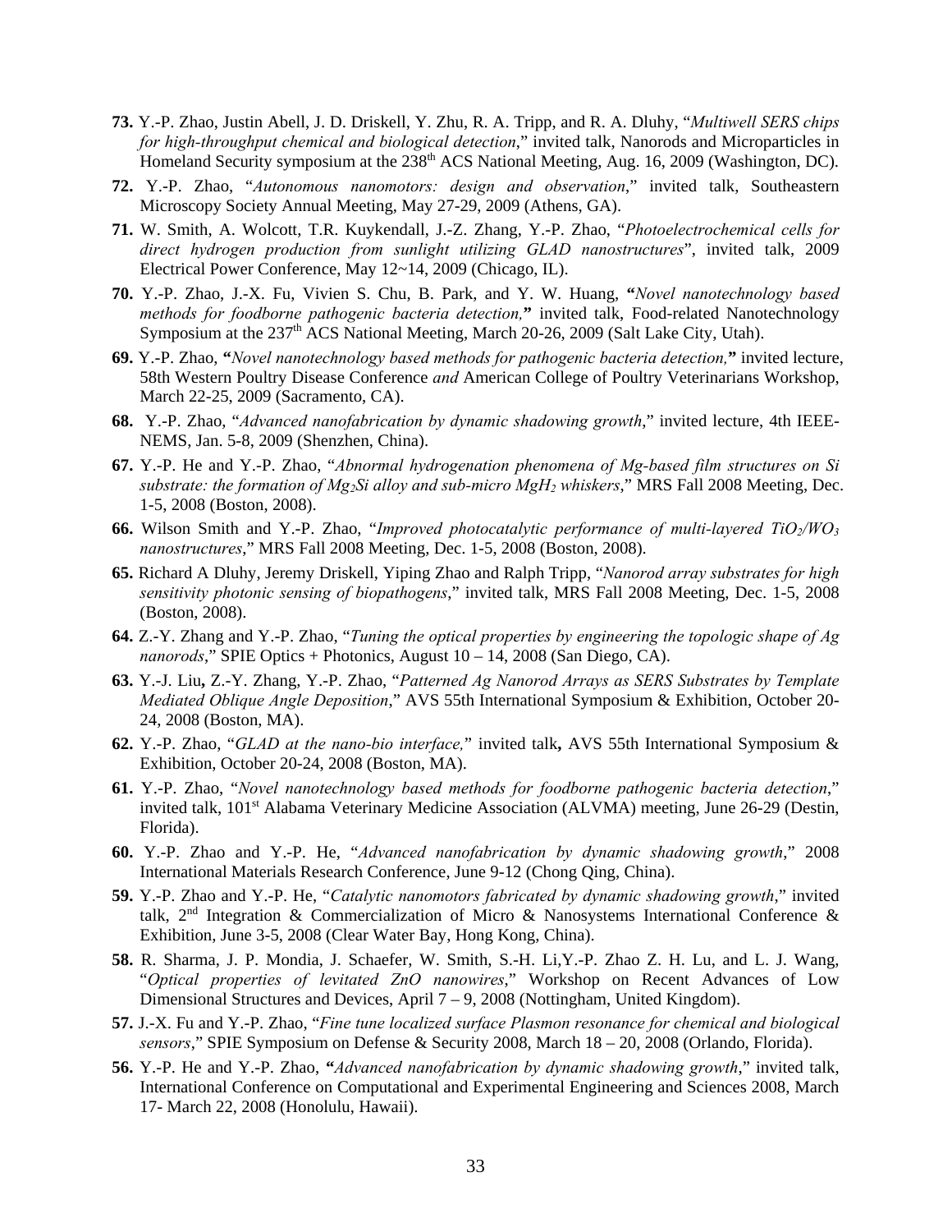**73.** Y.-P. Zhao, Justin Abell, J. D. Driskell, Y. Zhu, R. A. Tripp, and R. A. Dluhy, "*Multiwell SERS chips for high-throughput chemical and biological detection*," invited talk, Nanorods and Microparticles in Homeland Security symposium at the 238th ACS National Meeting, Aug. 16, 2009 (Washington, DC).

**72.** Y.-P. Zhao, "*Autonomous nanomotors: design and observation*," invited talk, Southeastern Microscopy Society Annual Meeting, May 27-29, 2009 (Athens, GA).

**71.** W. Smith, A. Wolcott, T.R. Kuykendall, J.-Z. Zhang, Y.-P. Zhao, "*Photoelectrochemical cells for direct hydrogen production from sunlight utilizing GLAD nanostructures*", invited talk, 2009 Electrical Power Conference, May 12~14, 2009 (Chicago, IL).

**70.** Y.-P. Zhao, J.-X. Fu, Vivien S. Chu, B. Park, and Y. W. Huang, **"***Novel nanotechnology based methods for foodborne pathogenic bacteria detection,***"** invited talk, Food-related Nanotechnology Symposium at the 237th ACS National Meeting, March 20-26, 2009 (Salt Lake City, Utah).

**69.** Y.-P. Zhao, **"***Novel nanotechnology based methods for pathogenic bacteria detection,***"** invited lecture, 58th Western Poultry Disease Conference *and* American College of Poultry Veterinarians Workshop, March 22-25, 2009 (Sacramento, CA).

**68.** Y.-P. Zhao, "*Advanced nanofabrication by dynamic shadowing growth*," invited lecture, 4th IEEE-NEMS, Jan. 5-8, 2009 (Shenzhen, China).

**67.** Y.-P. He and Y.-P. Zhao, "*Abnormal hydrogenation phenomena of Mg-based film structures on Si substrate: the formation of $Mg_2Si$ alloy and sub-micro $MgH_2$ whiskers*," MRS Fall 2008 Meeting, Dec. 1-5, 2008 (Boston, 2008).

**66.** Wilson Smith and Y.-P. Zhao, "*Improved photocatalytic performance of multi-layered $TiO_2/WO_3$ nanostructures,*" MRS Fall 2008 Meeting, Dec. 1-5, 2008 (Boston, 2008).

**65.** Richard A Dluhy, Jeremy Driskell, Yiping Zhao and Ralph Tripp, "*Nanorod array substrates for high sensitivity photonic sensing of biopathogens*," invited talk, MRS Fall 2008 Meeting, Dec. 1-5, 2008 (Boston, 2008).

**64.** Z.-Y. Zhang and Y.-P. Zhao, "*Tuning the optical properties by engineering the topologic shape of Ag nanorods*," SPIE Optics + Photonics, August 10 – 14, 2008 (San Diego, CA).

**63.** Y.-J. Liu**,** Z.-Y. Zhang, Y.-P. Zhao, "*Patterned Ag Nanorod Arrays as SERS Substrates by Template Mediated Oblique Angle Deposition*," AVS 55th International Symposium & Exhibition, October 20-24, 2008 (Boston, MA).

**62.** Y.-P. Zhao, "*GLAD at the nano-bio interface,*" invited talk**,** AVS 55th International Symposium & Exhibition, October 20-24, 2008 (Boston, MA).

**61.** Y.-P. Zhao, "*Novel nanotechnology based methods for foodborne pathogenic bacteria detection*," invited talk, 101st Alabama Veterinary Medicine Association (ALVMA) meeting, June 26-29 (Destin, Florida).

**60.** Y.-P. Zhao and Y.-P. He, "*Advanced nanofabrication by dynamic shadowing growth*," 2008 International Materials Research Conference, June 9-12 (Chong Qing, China).

**59.** Y.-P. Zhao and Y.-P. He, "*Catalytic nanomotors fabricated by dynamic shadowing growth*," invited talk, 2nd Integration & Commercialization of Micro & Nanosystems International Conference & Exhibition, June 3-5, 2008 (Clear Water Bay, Hong Kong, China).

**58.** R. Sharma, J. P. Mondia, J. Schaefer, W. Smith, S.-H. Li,Y.-P. Zhao Z. H. Lu, and L. J. Wang, "*Optical properties of levitated ZnO nanowires*," Workshop on Recent Advances of Low Dimensional Structures and Devices, April 7 – 9, 2008 (Nottingham, United Kingdom).

**57.** J.-X. Fu and Y.-P. Zhao, "*Fine tune localized surface Plasmon resonance for chemical and biological sensors*," SPIE Symposium on Defense & Security 2008, March 18 – 20, 2008 (Orlando, Florida).

**56.** Y.-P. He and Y.-P. Zhao, **"***Advanced nanofabrication by dynamic shadowing growth*," invited talk, International Conference on Computational and Experimental Engineering and Sciences 2008, March 17- March 22, 2008 (Honolulu, Hawaii).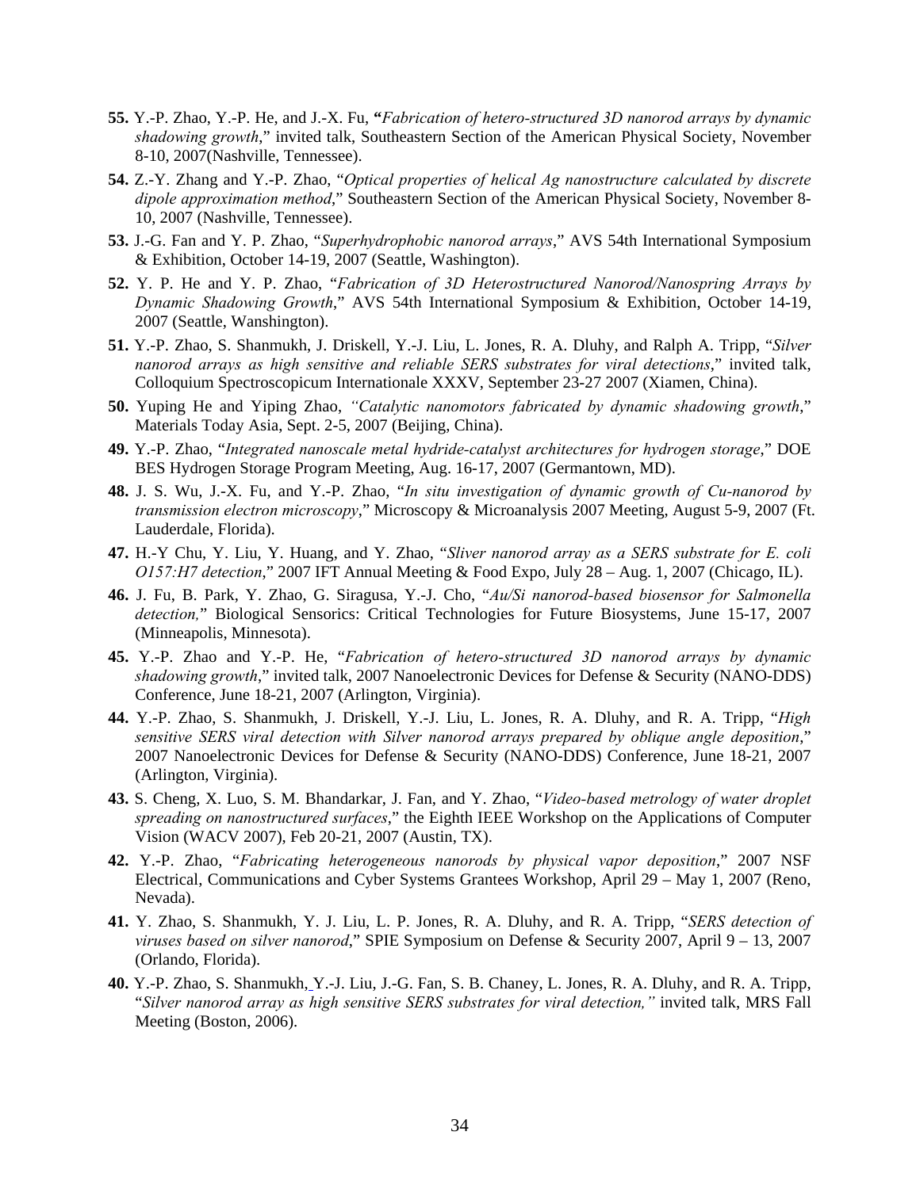**55.** Y.-P. Zhao, Y.-P. He, and J.-X. Fu, **"***Fabrication of hetero-structured 3D nanorod arrays by dynamic shadowing growth*," invited talk, Southeastern Section of the American Physical Society, November 8-10, 2007(Nashville, Tennessee).

**54.** Z.-Y. Zhang and Y.-P. Zhao, "*Optical properties of helical Ag nanostructure calculated by discrete dipole approximation method*," Southeastern Section of the American Physical Society, November 8-10, 2007 (Nashville, Tennessee).

**53.** J.-G. Fan and Y. P. Zhao, "*Superhydrophobic nanorod arrays*," AVS 54th International Symposium & Exhibition, October 14-19, 2007 (Seattle, Washington).

**52.** Y. P. He and Y. P. Zhao, "*Fabrication of 3D Heterostructured Nanorod/Nanospring Arrays by Dynamic Shadowing Growth*," AVS 54th International Symposium & Exhibition, October 14-19, 2007 (Seattle, Wanshington).

**51.** Y.-P. Zhao, S. Shanmukh, J. Driskell, Y.-J. Liu, L. Jones, R. A. Dluhy, and Ralph A. Tripp, "*Silver nanorod arrays as high sensitive and reliable SERS substrates for viral detections*," invited talk, Colloquium Spectroscopicum Internationale XXXV, September 23-27 2007 (Xiamen, China).

**50.** Yuping He and Yiping Zhao, *"Catalytic nanomotors fabricated by dynamic shadowing growth*," Materials Today Asia, Sept. 2-5, 2007 (Beijing, China).

**49.** Y.-P. Zhao, "*Integrated nanoscale metal hydride-catalyst architectures for hydrogen storage*," DOE BES Hydrogen Storage Program Meeting, Aug. 16-17, 2007 (Germantown, MD).

**48.** J. S. Wu, J.-X. Fu, and Y.-P. Zhao, "*In situ investigation of dynamic growth of Cu-nanorod by transmission electron microscopy*," Microscopy & Microanalysis 2007 Meeting, August 5-9, 2007 (Ft. Lauderdale, Florida).

**47.** H.-Y Chu, Y. Liu, Y. Huang, and Y. Zhao, "*Sliver nanorod array as a SERS substrate for E. coli O157:H7 detection*," 2007 IFT Annual Meeting & Food Expo, July 28 – Aug. 1, 2007 (Chicago, IL).

**46.** J. Fu, B. Park, Y. Zhao, G. Siragusa, Y.-J. Cho, "*Au/Si nanorod-based biosensor for Salmonella detection,*" Biological Sensorics: Critical Technologies for Future Biosystems, June 15-17, 2007 (Minneapolis, Minnesota).

**45.** Y.-P. Zhao and Y.-P. He, "*Fabrication of hetero-structured 3D nanorod arrays by dynamic shadowing growth*," invited talk, 2007 Nanoelectronic Devices for Defense & Security (NANO-DDS) Conference, June 18-21, 2007 (Arlington, Virginia).

**44.** Y.-P. Zhao, S. Shanmukh, J. Driskell, Y.-J. Liu, L. Jones, R. A. Dluhy, and R. A. Tripp, "*High sensitive SERS viral detection with Silver nanorod arrays prepared by oblique angle deposition*," 2007 Nanoelectronic Devices for Defense & Security (NANO-DDS) Conference, June 18-21, 2007 (Arlington, Virginia).

**43.** S. Cheng, X. Luo, S. M. Bhandarkar, J. Fan, and Y. Zhao, "*Video-based metrology of water droplet spreading on nanostructured surfaces*," the Eighth IEEE Workshop on the Applications of Computer Vision (WACV 2007), Feb 20-21, 2007 (Austin, TX).

**42.** Y.-P. Zhao, "*Fabricating heterogeneous nanorods by physical vapor deposition*," 2007 NSF Electrical, Communications and Cyber Systems Grantees Workshop, April 29 – May 1, 2007 (Reno, Nevada).

**41.** Y. Zhao, S. Shanmukh, Y. J. Liu, L. P. Jones, R. A. Dluhy, and R. A. Tripp, "*SERS detection of viruses based on silver nanorod*," SPIE Symposium on Defense & Security 2007, April 9 – 13, 2007 (Orlando, Florida).

**40.** Y.-P. Zhao, S. Shanmukh, Y.-J. Liu, J.-G. Fan, S. B. Chaney, L. Jones, R. A. Dluhy, and R. A. Tripp, "*Silver nanorod array as high sensitive SERS substrates for viral detection,"* invited talk, MRS Fall Meeting (Boston, 2006).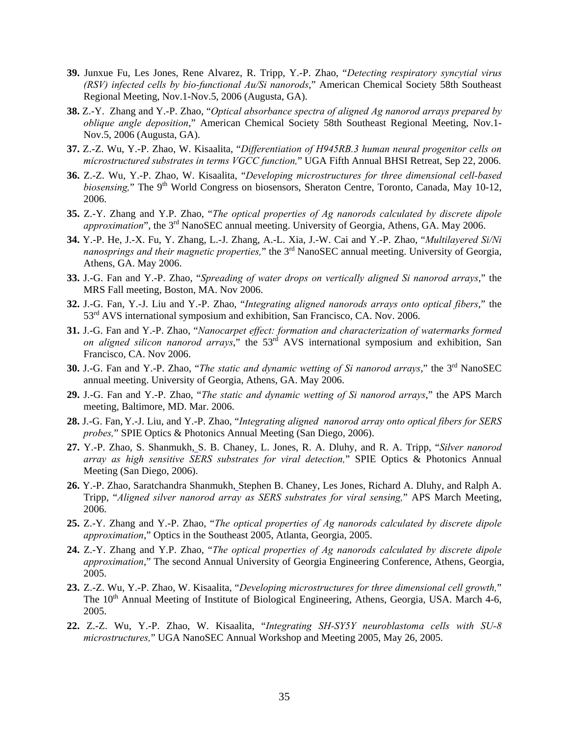**39.** Junxue Fu, Les Jones, Rene Alvarez, R. Tripp, Y.-P. Zhao, "*Detecting respiratory syncytial virus (RSV) infected cells by bio-functional Au/Si nanorods*," American Chemical Society 58th Southeast Regional Meeting, Nov.1-Nov.5, 2006 (Augusta, GA).

**38.** Z.-Y. Zhang and Y.-P. Zhao, "*Optical absorbance spectra of aligned Ag nanorod arrays prepared by oblique angle deposition*," American Chemical Society 58th Southeast Regional Meeting, Nov.1-Nov.5, 2006 (Augusta, GA).

**37.** Z.-Z. Wu, Y.-P. Zhao, W. Kisaalita, "*Differentiation of H945RB.3 human neural progenitor cells on microstructured substrates in terms VGCC function,*" UGA Fifth Annual BHSI Retreat, Sep 22, 2006.

**36.** Z.-Z. Wu, Y.-P. Zhao, W. Kisaalita, "*Developing microstructures for three dimensional cell-based biosensing,*" The 9th World Congress on biosensors, Sheraton Centre, Toronto, Canada, May 10-12, 2006.

**35.** Z.-Y. Zhang and Y.P. Zhao, "*The optical properties of Ag nanorods calculated by discrete dipole approximation*", the 3rd NanoSEC annual meeting. University of Georgia, Athens, GA. May 2006.

**34.** Y.-P. He, J.-X. Fu, Y. Zhang, L.-J. Zhang, A.-L. Xia, J.-W. Cai and Y.-P. Zhao, "*Multilayered Si/Ni nanosprings and their magnetic properties,*" the 3rd NanoSEC annual meeting. University of Georgia, Athens, GA. May 2006.

**33.** J.-G. Fan and Y.-P. Zhao, "*Spreading of water drops on vertically aligned Si nanorod arrays*," the MRS Fall meeting, Boston, MA. Nov 2006.

**32.** J.-G. Fan, Y.-J. Liu and Y.-P. Zhao, "*Integrating aligned nanorods arrays onto optical fibers*," the 53rd AVS international symposium and exhibition, San Francisco, CA. Nov. 2006.

**31.** J.-G. Fan and Y.-P. Zhao, "*Nanocarpet effect: formation and characterization of watermarks formed on aligned silicon nanorod arrays*," the 53rd AVS international symposium and exhibition, San Francisco, CA. Nov 2006.

**30.** J.-G. Fan and Y.-P. Zhao, "*The static and dynamic wetting of Si nanorod arrays*," the 3rd NanoSEC annual meeting. University of Georgia, Athens, GA. May 2006.

**29.** J.-G. Fan and Y.-P. Zhao, "*The static and dynamic wetting of Si nanorod arrays*," the APS March meeting, Baltimore, MD. Mar. 2006.

**28.** J.-G. Fan, Y.-J. Liu, and Y.-P. Zhao, "*Integrating aligned nanorod array onto optical fibers for SERS probes,*" SPIE Optics & Photonics Annual Meeting (San Diego, 2006).

**27.** Y.-P. Zhao, S. Shanmukh, S. B. Chaney, L. Jones, R. A. Dluhy, and R. A. Tripp, "*Silver nanorod array as high sensitive SERS substrates for viral detection,*" SPIE Optics & Photonics Annual Meeting (San Diego, 2006).

**26.** Y.-P. Zhao, Saratchandra Shanmukh, Stephen B. Chaney, Les Jones, Richard A. Dluhy, and Ralph A. Tripp, "*Aligned silver nanorod array as SERS substrates for viral sensing,*" APS March Meeting, 2006.

**25.** Z.-Y. Zhang and Y.-P. Zhao, "*The optical properties of Ag nanorods calculated by discrete dipole approximation*," Optics in the Southeast 2005, Atlanta, Georgia, 2005.

**24.** Z.-Y. Zhang and Y.P. Zhao, "*The optical properties of Ag nanorods calculated by discrete dipole approximation*," The second Annual University of Georgia Engineering Conference, Athens, Georgia, 2005.

**23.** Z.-Z. Wu, Y.-P. Zhao, W. Kisaalita, "*Developing microstructures for three dimensional cell growth,*" The 10th Annual Meeting of Institute of Biological Engineering, Athens, Georgia, USA. March 4-6, 2005.

**22.** Z.-Z. Wu, Y.-P. Zhao, W. Kisaalita, "*Integrating SH-SY5Y neuroblastoma cells with SU-8 microstructures,*" UGA NanoSEC Annual Workshop and Meeting 2005, May 26, 2005.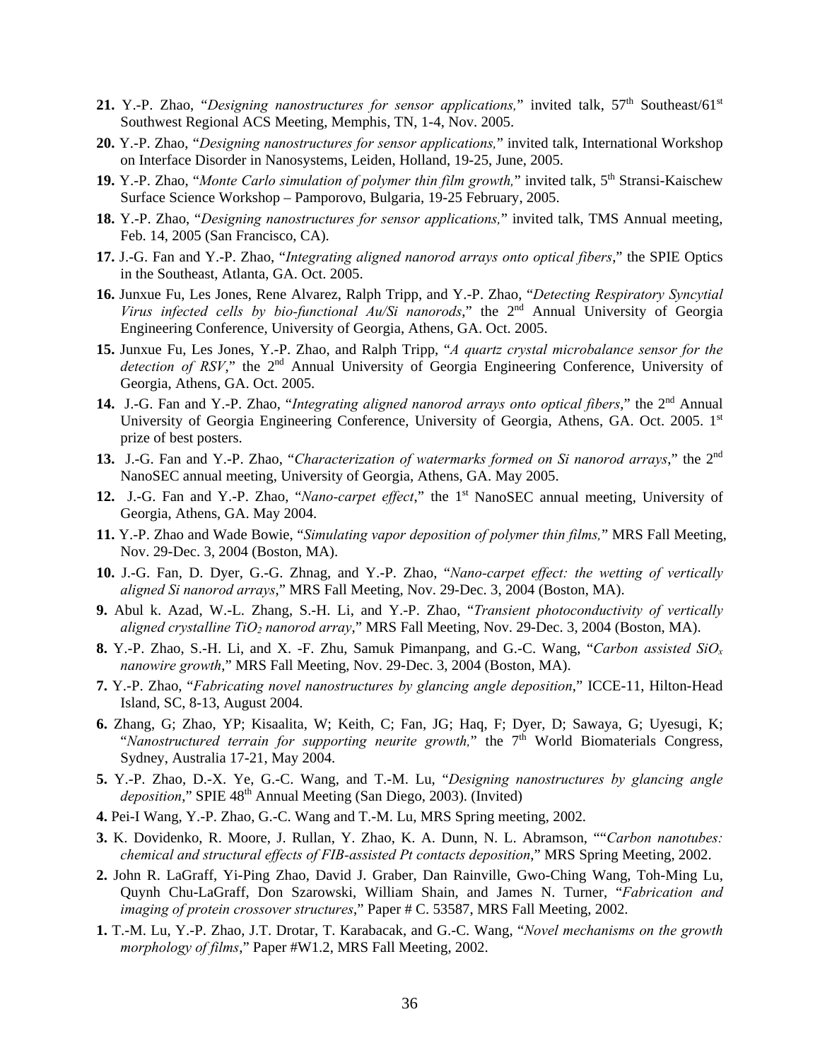**21.** Y.-P. Zhao, "*Designing nanostructures for sensor applications,*" invited talk, 57th Southeast/61st Southwest Regional ACS Meeting, Memphis, TN, 1-4, Nov. 2005.

**20.** Y.-P. Zhao, "*Designing nanostructures for sensor applications,*" invited talk, International Workshop on Interface Disorder in Nanosystems, Leiden, Holland, 19-25, June, 2005.

**19.** Y.-P. Zhao, "*Monte Carlo simulation of polymer thin film growth,*" invited talk, 5th Stransi-Kaischew Surface Science Workshop – Pamporovo, Bulgaria, 19-25 February, 2005.

**18.** Y.-P. Zhao, "*Designing nanostructures for sensor applications,*" invited talk, TMS Annual meeting, Feb. 14, 2005 (San Francisco, CA).

**17.** J.-G. Fan and Y.-P. Zhao, "*Integrating aligned nanorod arrays onto optical fibers*," the SPIE Optics in the Southeast, Atlanta, GA. Oct. 2005.

**16.** Junxue Fu, Les Jones, Rene Alvarez, Ralph Tripp, and Y.-P. Zhao, "*Detecting Respiratory Syncytial Virus infected cells by bio-functional Au/Si nanorods*," the 2nd Annual University of Georgia Engineering Conference, University of Georgia, Athens, GA. Oct. 2005.

**15.** Junxue Fu, Les Jones, Y.-P. Zhao, and Ralph Tripp, "*A quartz crystal microbalance sensor for the detection of RSV*," the 2nd Annual University of Georgia Engineering Conference, University of Georgia, Athens, GA. Oct. 2005.

**14.** J.-G. Fan and Y.-P. Zhao, "*Integrating aligned nanorod arrays onto optical fibers*," the 2nd Annual University of Georgia Engineering Conference, University of Georgia, Athens, GA. Oct. 2005. 1st prize of best posters.

**13.** J.-G. Fan and Y.-P. Zhao, "*Characterization of watermarks formed on Si nanorod arrays*," the 2nd NanoSEC annual meeting, University of Georgia, Athens, GA. May 2005.

**12.** J.-G. Fan and Y.-P. Zhao, "*Nano-carpet effect*," the 1st NanoSEC annual meeting, University of Georgia, Athens, GA. May 2004.

**11.** Y.-P. Zhao and Wade Bowie, "*Simulating vapor deposition of polymer thin films,*" MRS Fall Meeting, Nov. 29-Dec. 3, 2004 (Boston, MA).

**10.** J.-G. Fan, D. Dyer, G.-G. Zhnag, and Y.-P. Zhao, "*Nano-carpet effect: the wetting of vertically aligned Si nanorod arrays*," MRS Fall Meeting, Nov. 29-Dec. 3, 2004 (Boston, MA).

**9.** Abul k. Azad, W.-L. Zhang, S.-H. Li, and Y.-P. Zhao, "*Transient photoconductivity of vertically aligned crystalline $TiO_2$ nanorod array*," MRS Fall Meeting, Nov. 29-Dec. 3, 2004 (Boston, MA).

**8.** Y.-P. Zhao, S.-H. Li, and X. -F. Zhu, Samuk Pimanpang, and G.-C. Wang, "*Carbon assisted $SiO_x$ nanowire growth*," MRS Fall Meeting, Nov. 29-Dec. 3, 2004 (Boston, MA).

**7.** Y.-P. Zhao, "*Fabricating novel nanostructures by glancing angle deposition*," ICCE-11, Hilton-Head Island, SC, 8-13, August 2004.

**6.** Zhang, G; Zhao, YP; Kisaalita, W; Keith, C; Fan, JG; Haq, F; Dyer, D; Sawaya, G; Uyesugi, K; "*Nanostructured terrain for supporting neurite growth,*" the 7th World Biomaterials Congress, Sydney, Australia 17-21, May 2004.

**5.** Y.-P. Zhao, D.-X. Ye, G.-C. Wang, and T.-M. Lu, "*Designing nanostructures by glancing angle deposition*," SPIE 48th Annual Meeting (San Diego, 2003). (Invited)

**4.** Pei-I Wang, Y.-P. Zhao, G.-C. Wang and T.-M. Lu, MRS Spring meeting, 2002.

**3.** K. Dovidenko, R. Moore, J. Rullan, Y. Zhao, K. A. Dunn, N. L. Abramson, ""*Carbon nanotubes: chemical and structural effects of FIB-assisted Pt contacts deposition*," MRS Spring Meeting, 2002.

**2.** John R. LaGraff, Yi-Ping Zhao, David J. Graber, Don Rainville, Gwo-Ching Wang, Toh-Ming Lu, Quynh Chu-LaGraff, Don Szarowski, William Shain, and James N. Turner, "*Fabrication and imaging of protein crossover structures*," Paper # C. 53587, MRS Fall Meeting, 2002.

**1.** T.-M. Lu, Y.-P. Zhao, J.T. Drotar, T. Karabacak, and G.-C. Wang, "*Novel mechanisms on the growth morphology of films*," Paper #W1.2, MRS Fall Meeting, 2002.